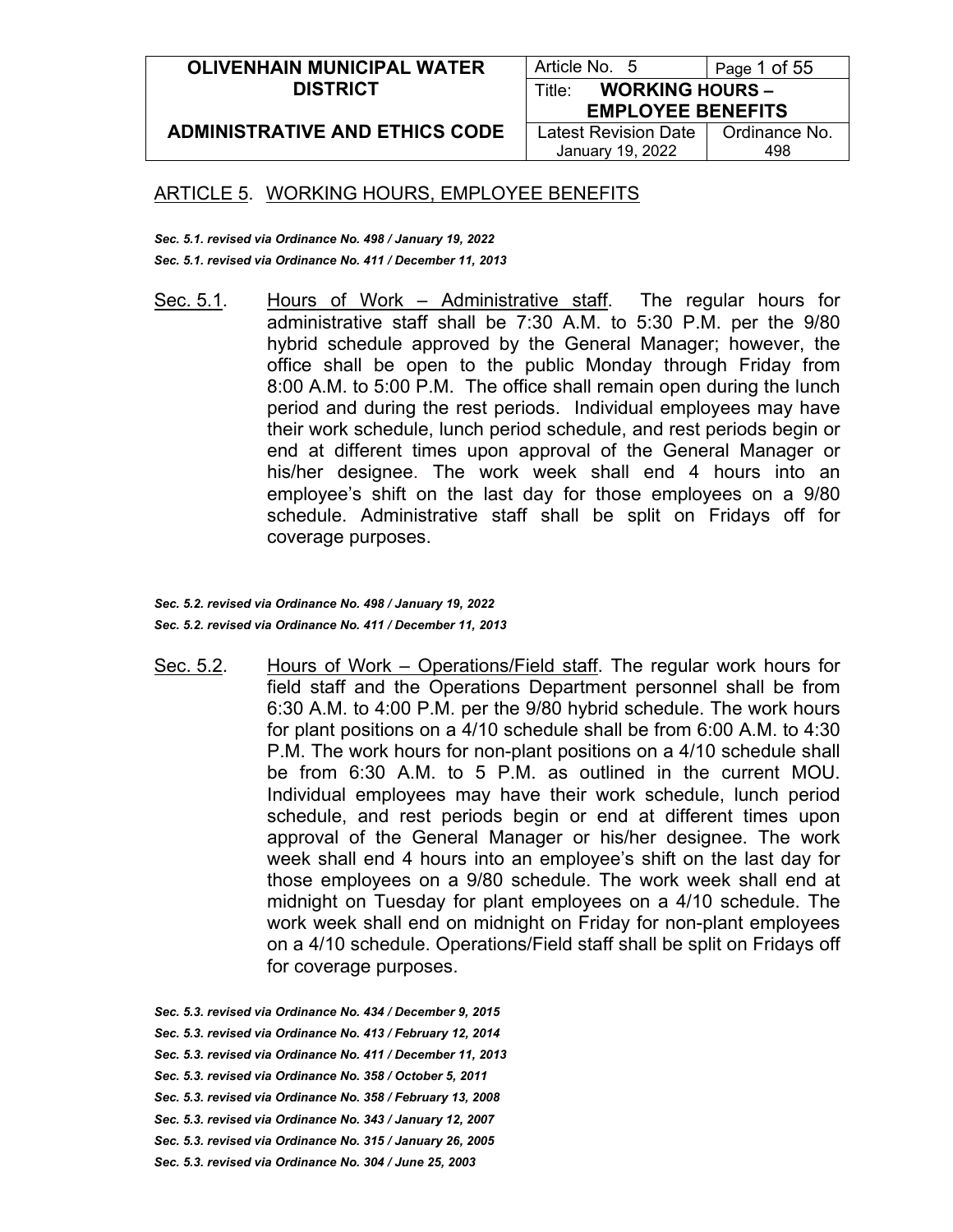## ARTICLE 5. WORKING HOURS, EMPLOYEE BENEFITS

***Sec. 5.1. revised via Ordinance No. 498 / January 19, 2022***
***Sec. 5.1. revised via Ordinance No. 411 / December 11, 2013***

Sec. 5.1. Hours of Work – Administrative staff. The regular hours for administrative staff shall be 7:30 A.M. to 5:30 P.M. per the 9/80 hybrid schedule approved by the General Manager; however, the office shall be open to the public Monday through Friday from 8:00 A.M. to 5:00 P.M. The office shall remain open during the lunch period and during the rest periods. Individual employees may have their work schedule, lunch period schedule, and rest periods begin or end at different times upon approval of the General Manager or his/her designee. The work week shall end 4 hours into an employee's shift on the last day for those employees on a 9/80 schedule. Administrative staff shall be split on Fridays off for coverage purposes.

***Sec. 5.2. revised via Ordinance No. 498 / January 19, 2022***
***Sec. 5.2. revised via Ordinance No. 411 / December 11, 2013***

Sec. 5.2. Hours of Work – Operations/Field staff. The regular work hours for field staff and the Operations Department personnel shall be from 6:30 A.M. to 4:00 P.M. per the 9/80 hybrid schedule. The work hours for plant positions on a 4/10 schedule shall be from 6:00 A.M. to 4:30 P.M. The work hours for non-plant positions on a 4/10 schedule shall be from 6:30 A.M. to 5 P.M. as outlined in the current MOU. Individual employees may have their work schedule, lunch period schedule, and rest periods begin or end at different times upon approval of the General Manager or his/her designee. The work week shall end 4 hours into an employee's shift on the last day for those employees on a 9/80 schedule. The work week shall end at midnight on Tuesday for plant employees on a 4/10 schedule. The work week shall end on midnight on Friday for non-plant employees on a 4/10 schedule. Operations/Field staff shall be split on Fridays off for coverage purposes.

***Sec. 5.3. revised via Ordinance No. 434 / December 9, 2015***
***Sec. 5.3. revised via Ordinance No. 413 / February 12, 2014***
***Sec. 5.3. revised via Ordinance No. 411 / December 11, 2013***
***Sec. 5.3. revised via Ordinance No. 358 / October 5, 2011***
***Sec. 5.3. revised via Ordinance No. 358 / February 13, 2008***
***Sec. 5.3. revised via Ordinance No. 343 / January 12, 2007***
***Sec. 5.3. revised via Ordinance No. 315 / January 26, 2005***
***Sec. 5.3. revised via Ordinance No. 304 / June 25, 2003***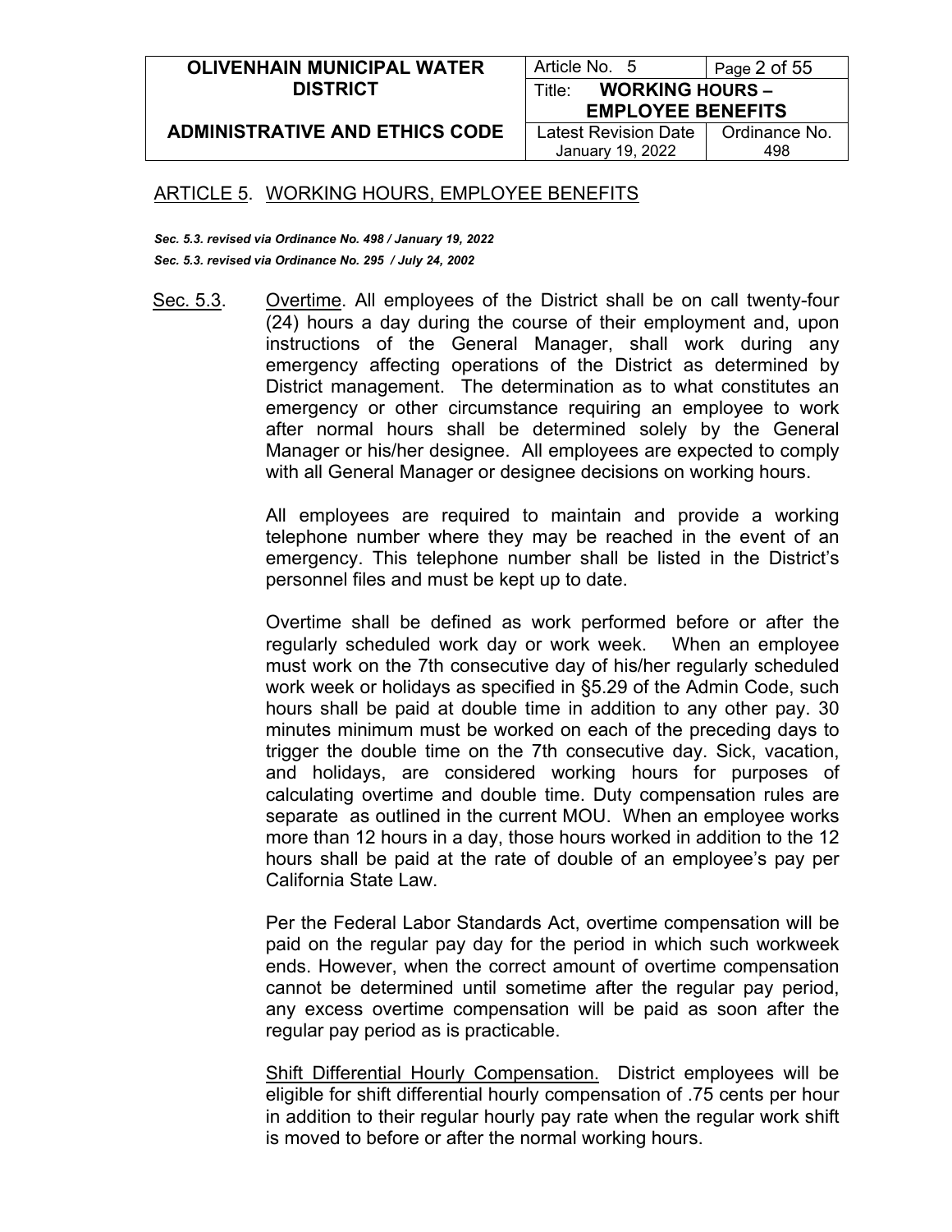## ARTICLE 5. WORKING HOURS, EMPLOYEE BENEFITS

***Sec. 5.3. revised via Ordinance No. 498 / January 19, 2022***

***Sec. 5.3. revised via Ordinance No. 295 / July 24, 2002***

Sec. 5.3. Overtime. All employees of the District shall be on call twenty-four (24) hours a day during the course of their employment and, upon instructions of the General Manager, shall work during any emergency affecting operations of the District as determined by District management. The determination as to what constitutes an emergency or other circumstance requiring an employee to work after normal hours shall be determined solely by the General Manager or his/her designee. All employees are expected to comply with all General Manager or designee decisions on working hours.

All employees are required to maintain and provide a working telephone number where they may be reached in the event of an emergency. This telephone number shall be listed in the District's personnel files and must be kept up to date.

Overtime shall be defined as work performed before or after the regularly scheduled work day or work week. When an employee must work on the 7th consecutive day of his/her regularly scheduled work week or holidays as specified in §5.29 of the Admin Code, such hours shall be paid at double time in addition to any other pay. 30 minutes minimum must be worked on each of the preceding days to trigger the double time on the 7th consecutive day. Sick, vacation, and holidays, are considered working hours for purposes of calculating overtime and double time. Duty compensation rules are separate as outlined in the current MOU. When an employee works more than 12 hours in a day, those hours worked in addition to the 12 hours shall be paid at the rate of double of an employee's pay per California State Law.

Per the Federal Labor Standards Act, overtime compensation will be paid on the regular pay day for the period in which such workweek ends. However, when the correct amount of overtime compensation cannot be determined until sometime after the regular pay period, any excess overtime compensation will be paid as soon after the regular pay period as is practicable.

Shift Differential Hourly Compensation. District employees will be eligible for shift differential hourly compensation of .75 cents per hour in addition to their regular hourly pay rate when the regular work shift is moved to before or after the normal working hours.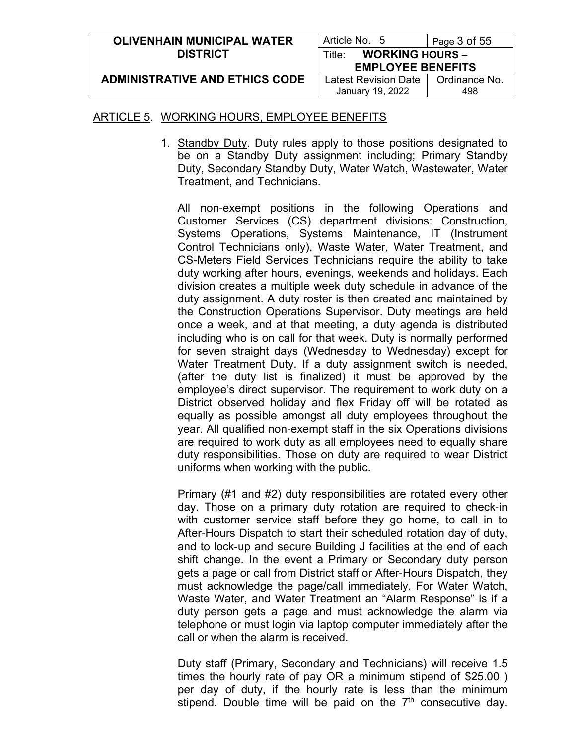## ARTICLE 5. WORKING HOURS, EMPLOYEE BENEFITS

1. Standby Duty. Duty rules apply to those positions designated to be on a Standby Duty assignment including; Primary Standby Duty, Secondary Standby Duty, Water Watch, Wastewater, Water Treatment, and Technicians.

   All non-exempt positions in the following Operations and Customer Services (CS) department divisions: Construction, Systems Operations, Systems Maintenance, IT (Instrument Control Technicians only), Waste Water, Water Treatment, and CS-Meters Field Services Technicians require the ability to take duty working after hours, evenings, weekends and holidays. Each division creates a multiple week duty schedule in advance of the duty assignment. A duty roster is then created and maintained by the Construction Operations Supervisor. Duty meetings are held once a week, and at that meeting, a duty agenda is distributed including who is on call for that week. Duty is normally performed for seven straight days (Wednesday to Wednesday) except for Water Treatment Duty. If a duty assignment switch is needed, (after the duty list is finalized) it must be approved by the employee's direct supervisor. The requirement to work duty on a District observed holiday and flex Friday off will be rotated as equally as possible amongst all duty employees throughout the year. All qualified non-exempt staff in the six Operations divisions are required to work duty as all employees need to equally share duty responsibilities. Those on duty are required to wear District uniforms when working with the public.

   Primary (#1 and #2) duty responsibilities are rotated every other day. Those on a primary duty rotation are required to check-in with customer service staff before they go home, to call in to After-Hours Dispatch to start their scheduled rotation day of duty, and to lock-up and secure Building J facilities at the end of each shift change. In the event a Primary or Secondary duty person gets a page or call from District staff or After-Hours Dispatch, they must acknowledge the page/call immediately. For Water Watch, Waste Water, and Water Treatment an "Alarm Response" is if a duty person gets a page and must acknowledge the alarm via telephone or must login via laptop computer immediately after the call or when the alarm is received.

   Duty staff (Primary, Secondary and Technicians) will receive 1.5 times the hourly rate of pay OR a minimum stipend of $25.00 ) per day of duty, if the hourly rate is less than the minimum stipend. Double time will be paid on the 7th consecutive day.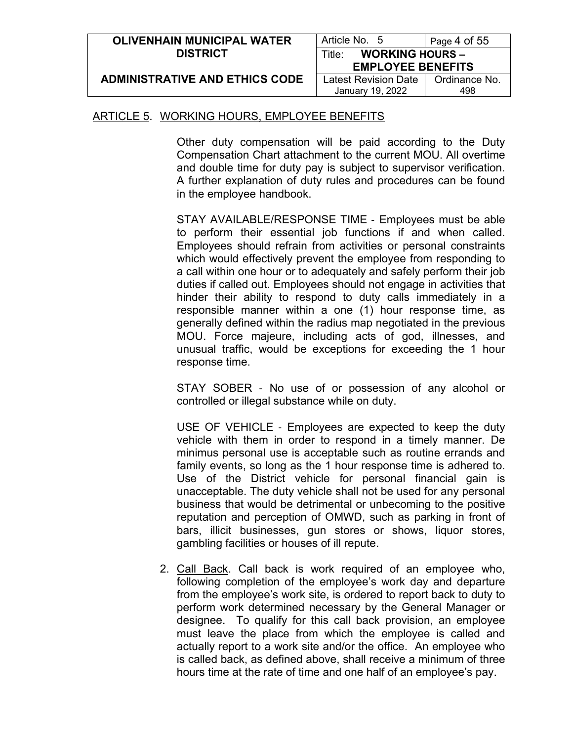ARTICLE 5. WORKING HOURS, EMPLOYEE BENEFITS

Other duty compensation will be paid according to the Duty Compensation Chart attachment to the current MOU. All overtime and double time for duty pay is subject to supervisor verification. A further explanation of duty rules and procedures can be found in the employee handbook.

STAY AVAILABLE/RESPONSE TIME - Employees must be able to perform their essential job functions if and when called. Employees should refrain from activities or personal constraints which would effectively prevent the employee from responding to a call within one hour or to adequately and safely perform their job duties if called out. Employees should not engage in activities that hinder their ability to respond to duty calls immediately in a responsible manner within a one (1) hour response time, as generally defined within the radius map negotiated in the previous MOU. Force majeure, including acts of god, illnesses, and unusual traffic, would be exceptions for exceeding the 1 hour response time.

STAY SOBER - No use of or possession of any alcohol or controlled or illegal substance while on duty.

USE OF VEHICLE - Employees are expected to keep the duty vehicle with them in order to respond in a timely manner. De minimus personal use is acceptable such as routine errands and family events, so long as the 1 hour response time is adhered to. Use of the District vehicle for personal financial gain is unacceptable. The duty vehicle shall not be used for any personal business that would be detrimental or unbecoming to the positive reputation and perception of OMWD, such as parking in front of bars, illicit businesses, gun stores or shows, liquor stores, gambling facilities or houses of ill repute.

2. Call Back. Call back is work required of an employee who, following completion of the employee's work day and departure from the employee's work site, is ordered to report back to duty to perform work determined necessary by the General Manager or designee. To qualify for this call back provision, an employee must leave the place from which the employee is called and actually report to a work site and/or the office. An employee who is called back, as defined above, shall receive a minimum of three hours time at the rate of time and one half of an employee's pay.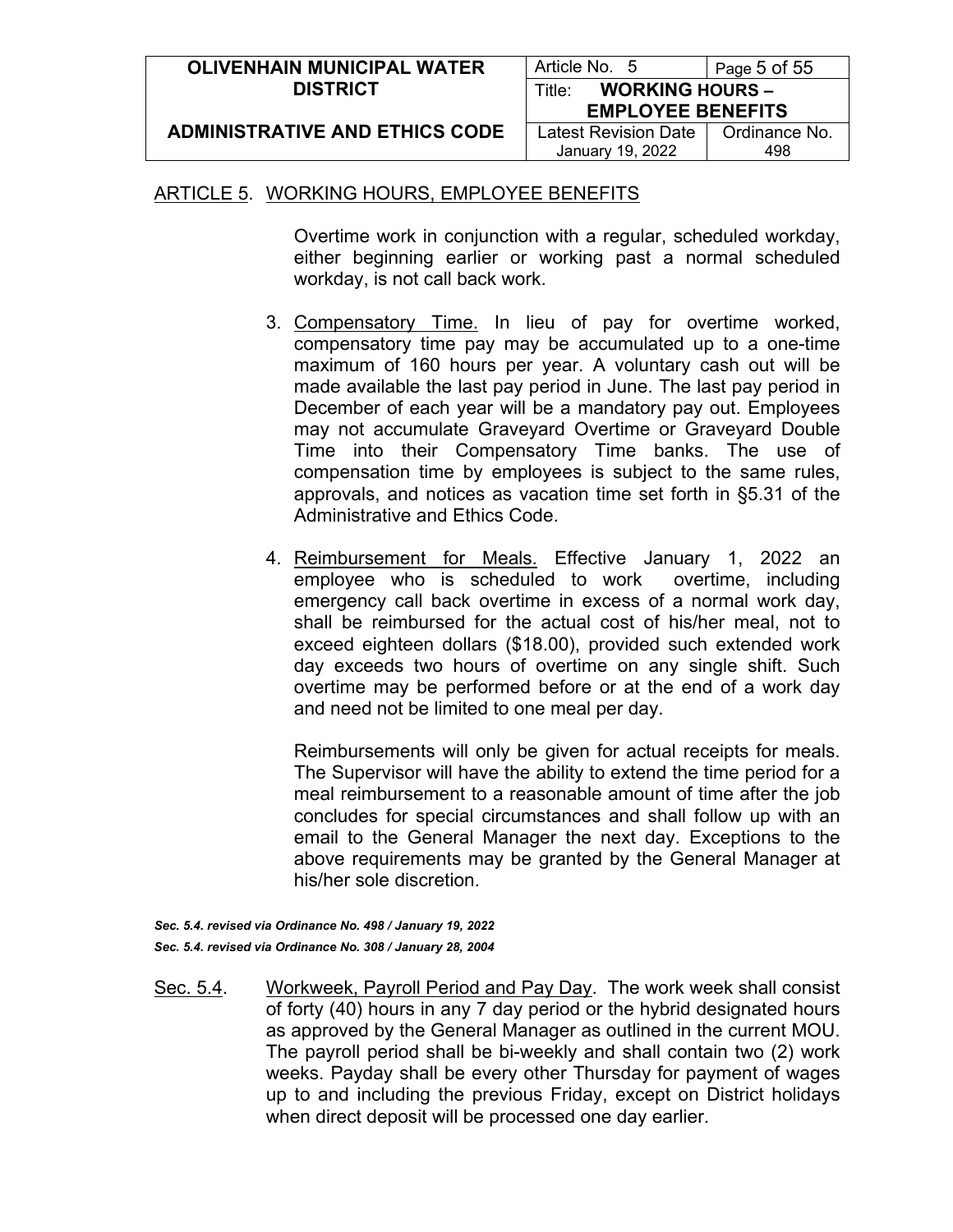ARTICLE 5. WORKING HOURS, EMPLOYEE BENEFITS

Overtime work in conjunction with a regular, scheduled workday, either beginning earlier or working past a normal scheduled workday, is not call back work.

3. Compensatory Time. In lieu of pay for overtime worked, compensatory time pay may be accumulated up to a one-time maximum of 160 hours per year. A voluntary cash out will be made available the last pay period in June. The last pay period in December of each year will be a mandatory pay out. Employees may not accumulate Graveyard Overtime or Graveyard Double Time into their Compensatory Time banks. The use of compensation time by employees is subject to the same rules, approvals, and notices as vacation time set forth in §5.31 of the Administrative and Ethics Code.

4. Reimbursement for Meals. Effective January 1, 2022 an employee who is scheduled to work overtime, including emergency call back overtime in excess of a normal work day, shall be reimbursed for the actual cost of his/her meal, not to exceed eighteen dollars ($18.00), provided such extended work day exceeds two hours of overtime on any single shift. Such overtime may be performed before or at the end of a work day and need not be limited to one meal per day.

   Reimbursements will only be given for actual receipts for meals. The Supervisor will have the ability to extend the time period for a meal reimbursement to a reasonable amount of time after the job concludes for special circumstances and shall follow up with an email to the General Manager the next day. Exceptions to the above requirements may be granted by the General Manager at his/her sole discretion.

***Sec. 5.4. revised via Ordinance No. 498 / January 19, 2022***
***Sec. 5.4. revised via Ordinance No. 308 / January 28, 2004***

Sec. 5.4. Workweek, Payroll Period and Pay Day. The work week shall consist of forty (40) hours in any 7 day period or the hybrid designated hours as approved by the General Manager as outlined in the current MOU. The payroll period shall be bi-weekly and shall contain two (2) work weeks. Payday shall be every other Thursday for payment of wages up to and including the previous Friday, except on District holidays when direct deposit will be processed one day earlier.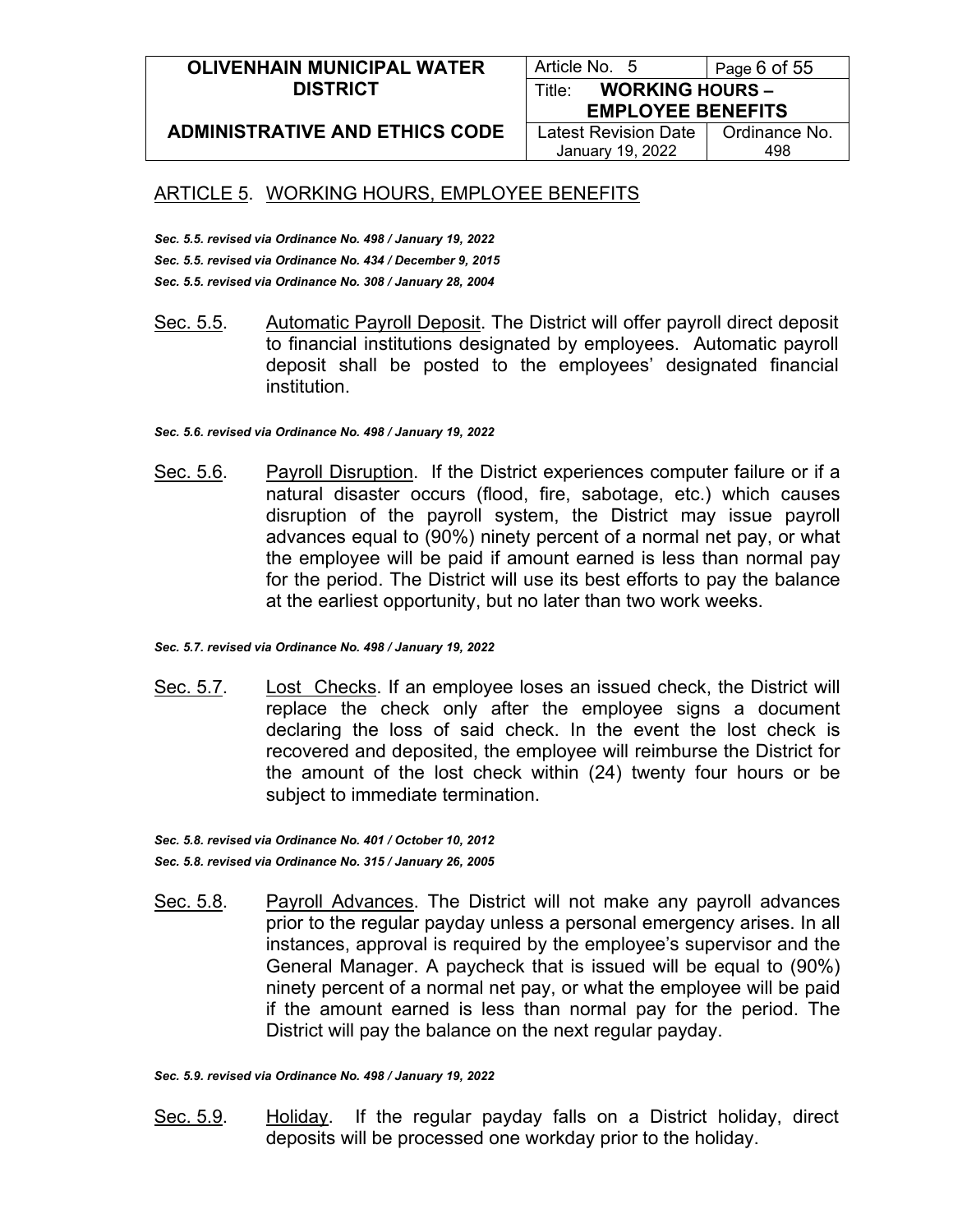## ARTICLE 5. WORKING HOURS, EMPLOYEE BENEFITS

*Sec. 5.5. revised via Ordinance No. 498 / January 19, 2022*
*Sec. 5.5. revised via Ordinance No. 434 / December 9, 2015*
*Sec. 5.5. revised via Ordinance No. 308 / January 28, 2004*

Sec. 5.5. Automatic Payroll Deposit. The District will offer payroll direct deposit to financial institutions designated by employees. Automatic payroll deposit shall be posted to the employees' designated financial institution.

*Sec. 5.6. revised via Ordinance No. 498 / January 19, 2022*

Sec. 5.6. Payroll Disruption. If the District experiences computer failure or if a natural disaster occurs (flood, fire, sabotage, etc.) which causes disruption of the payroll system, the District may issue payroll advances equal to (90%) ninety percent of a normal net pay, or what the employee will be paid if amount earned is less than normal pay for the period. The District will use its best efforts to pay the balance at the earliest opportunity, but no later than two work weeks.

*Sec. 5.7. revised via Ordinance No. 498 / January 19, 2022*

Sec. 5.7. Lost Checks. If an employee loses an issued check, the District will replace the check only after the employee signs a document declaring the loss of said check. In the event the lost check is recovered and deposited, the employee will reimburse the District for the amount of the lost check within (24) twenty four hours or be subject to immediate termination.

*Sec. 5.8. revised via Ordinance No. 401 / October 10, 2012*
*Sec. 5.8. revised via Ordinance No. 315 / January 26, 2005*

Sec. 5.8. Payroll Advances. The District will not make any payroll advances prior to the regular payday unless a personal emergency arises. In all instances, approval is required by the employee's supervisor and the General Manager. A paycheck that is issued will be equal to (90%) ninety percent of a normal net pay, or what the employee will be paid if the amount earned is less than normal pay for the period. The District will pay the balance on the next regular payday.

*Sec. 5.9. revised via Ordinance No. 498 / January 19, 2022*

Sec. 5.9. Holiday. If the regular payday falls on a District holiday, direct deposits will be processed one workday prior to the holiday.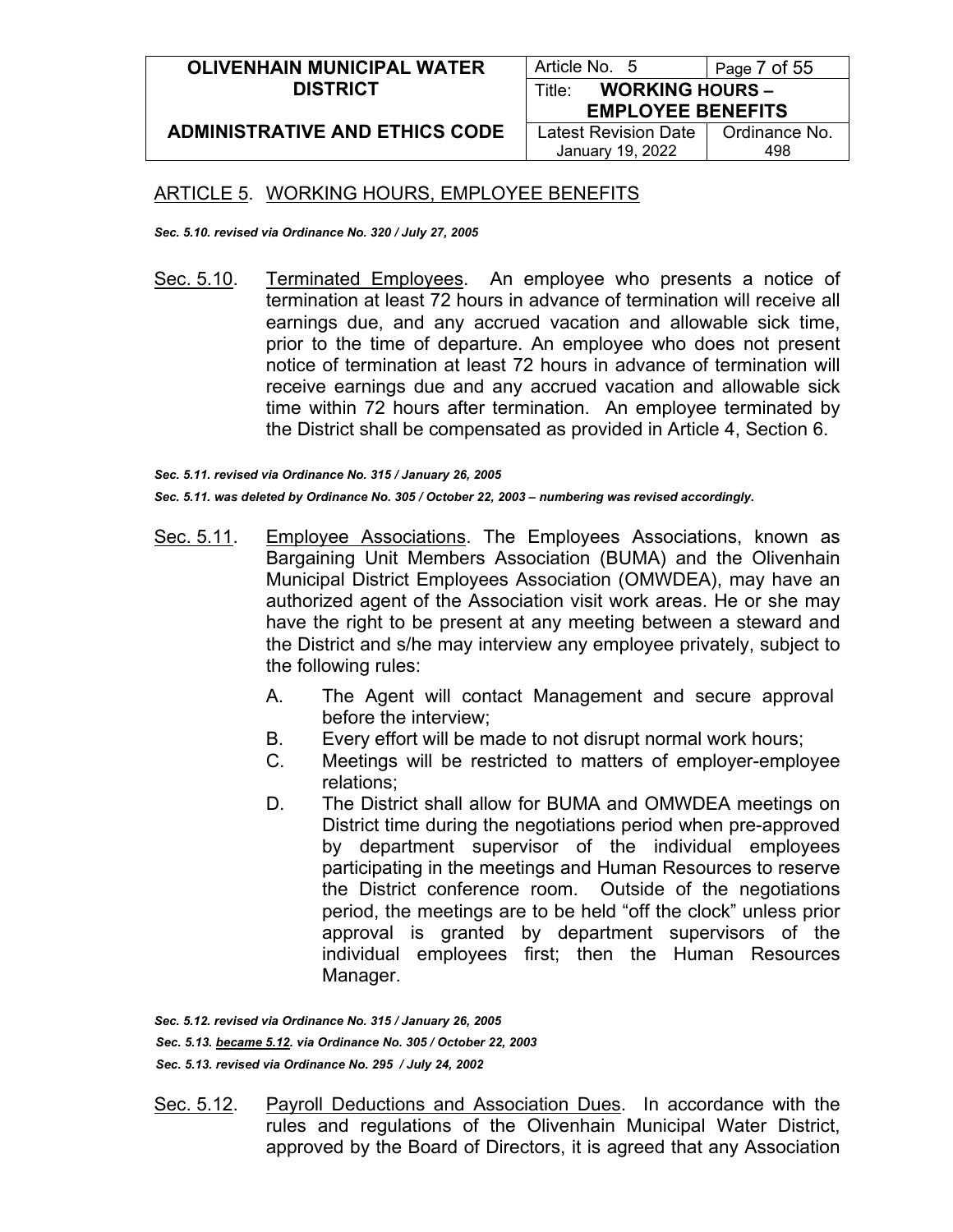## ARTICLE 5. WORKING HOURS, EMPLOYEE BENEFITS

***Sec. 5.10. revised via Ordinance No. 320 / July 27, 2005***

Sec. 5.10. Terminated Employees. An employee who presents a notice of termination at least 72 hours in advance of termination will receive all earnings due, and any accrued vacation and allowable sick time, prior to the time of departure. An employee who does not present notice of termination at least 72 hours in advance of termination will receive earnings due and any accrued vacation and allowable sick time within 72 hours after termination. An employee terminated by the District shall be compensated as provided in Article 4, Section 6.

***Sec. 5.11. revised via Ordinance No. 315 / January 26, 2005***

***Sec. 5.11. was deleted by Ordinance No. 305 / October 22, 2003 – numbering was revised accordingly.***

Sec. 5.11. Employee Associations. The Employees Associations, known as Bargaining Unit Members Association (BUMA) and the Olivenhain Municipal District Employees Association (OMWDEA), may have an authorized agent of the Association visit work areas. He or she may have the right to be present at any meeting between a steward and the District and s/he may interview any employee privately, subject to the following rules:

A. The Agent will contact Management and secure approval before the interview;
B. Every effort will be made to not disrupt normal work hours;
C. Meetings will be restricted to matters of employer-employee relations;
D. The District shall allow for BUMA and OMWDEA meetings on District time during the negotiations period when pre-approved by department supervisor of the individual employees participating in the meetings and Human Resources to reserve the District conference room. Outside of the negotiations period, the meetings are to be held "off the clock" unless prior approval is granted by department supervisors of the individual employees first; then the Human Resources Manager.

***Sec. 5.12. revised via Ordinance No. 315 / January 26, 2005***

***Sec. 5.13. became 5.12. via Ordinance No. 305 / October 22, 2003***

***Sec. 5.13. revised via Ordinance No. 295 / July 24, 2002***

Sec. 5.12. Payroll Deductions and Association Dues. In accordance with the rules and regulations of the Olivenhain Municipal Water District, approved by the Board of Directors, it is agreed that any Association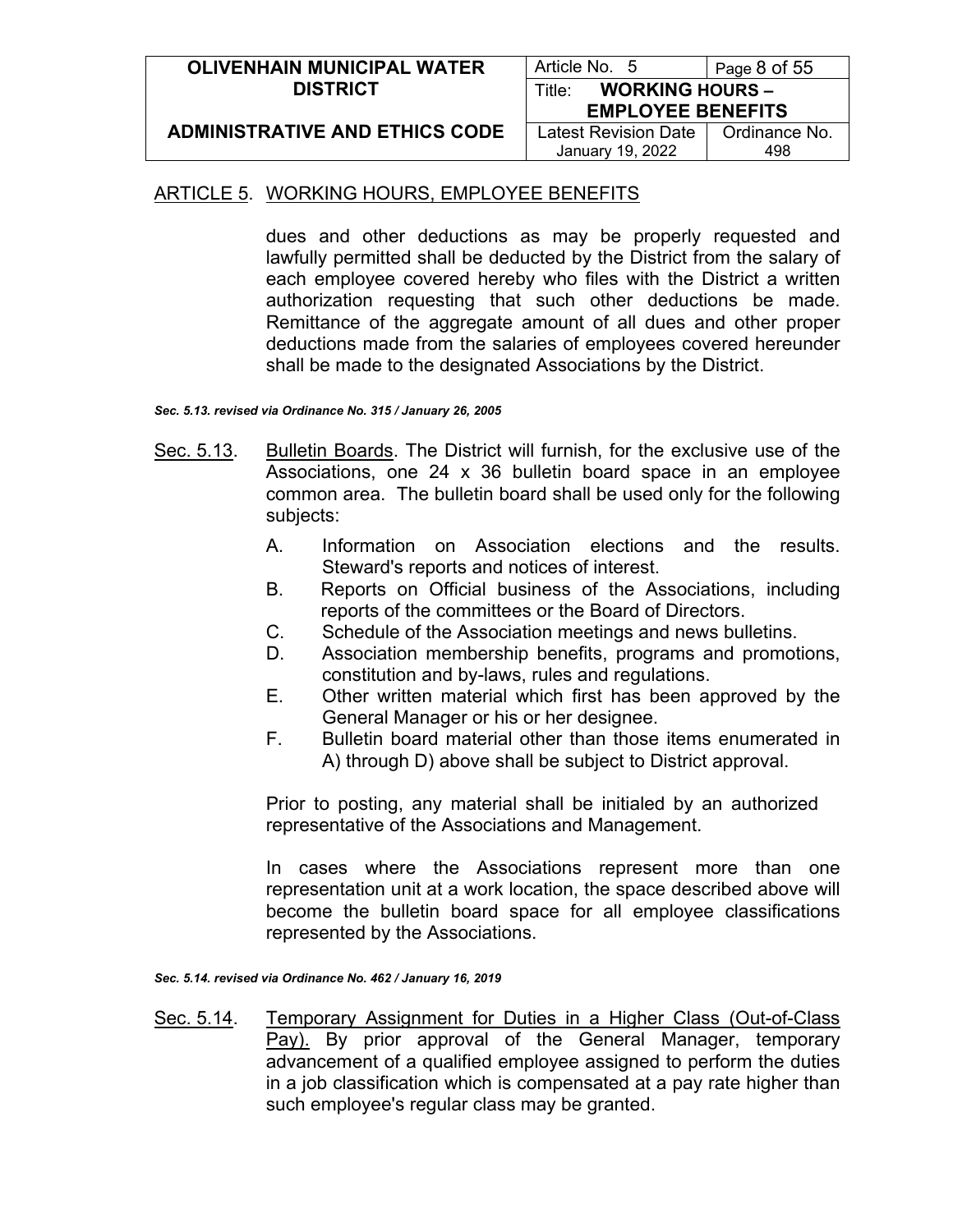## ARTICLE 5. WORKING HOURS, EMPLOYEE BENEFITS

dues and other deductions as may be properly requested and lawfully permitted shall be deducted by the District from the salary of each employee covered hereby who files with the District a written authorization requesting that such other deductions be made. Remittance of the aggregate amount of all dues and other proper deductions made from the salaries of employees covered hereunder shall be made to the designated Associations by the District.

***Sec. 5.13. revised via Ordinance No. 315 / January 26, 2005***

Sec. 5.13. Bulletin Boards. The District will furnish, for the exclusive use of the Associations, one 24 x 36 bulletin board space in an employee common area. The bulletin board shall be used only for the following subjects:

A. Information on Association elections and the results. Steward's reports and notices of interest.
B. Reports on Official business of the Associations, including reports of the committees or the Board of Directors.
C. Schedule of the Association meetings and news bulletins.
D. Association membership benefits, programs and promotions, constitution and by-laws, rules and regulations.
E. Other written material which first has been approved by the General Manager or his or her designee.
F. Bulletin board material other than those items enumerated in A) through D) above shall be subject to District approval.

Prior to posting, any material shall be initialed by an authorized representative of the Associations and Management.

In cases where the Associations represent more than one representation unit at a work location, the space described above will become the bulletin board space for all employee classifications represented by the Associations.

***Sec. 5.14. revised via Ordinance No. 462 / January 16, 2019***

Sec. 5.14. Temporary Assignment for Duties in a Higher Class (Out-of-Class Pay). By prior approval of the General Manager, temporary advancement of a qualified employee assigned to perform the duties in a job classification which is compensated at a pay rate higher than such employee's regular class may be granted.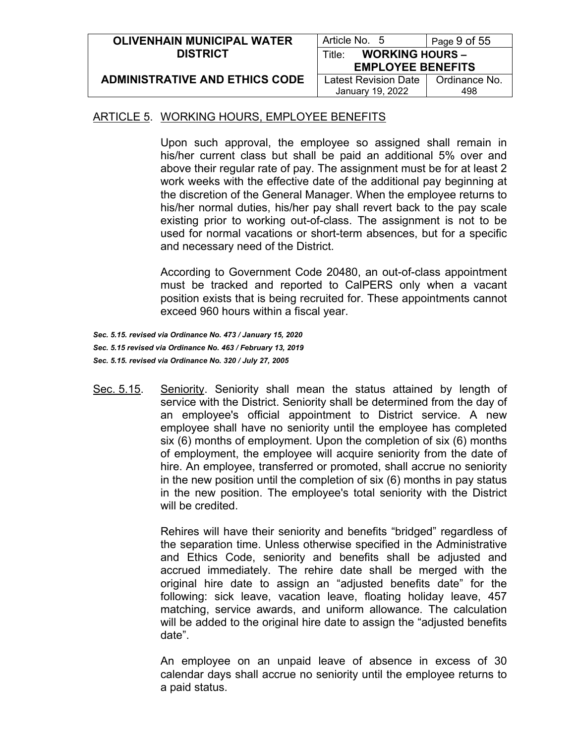## ARTICLE 5. WORKING HOURS, EMPLOYEE BENEFITS

Upon such approval, the employee so assigned shall remain in his/her current class but shall be paid an additional 5% over and above their regular rate of pay. The assignment must be for at least 2 work weeks with the effective date of the additional pay beginning at the discretion of the General Manager. When the employee returns to his/her normal duties, his/her pay shall revert back to the pay scale existing prior to working out-of-class. The assignment is not to be used for normal vacations or short-term absences, but for a specific and necessary need of the District.

According to Government Code 20480, an out-of-class appointment must be tracked and reported to CalPERS only when a vacant position exists that is being recruited for. These appointments cannot exceed 960 hours within a fiscal year.

***Sec. 5.15. revised via Ordinance No. 473 / January 15, 2020***
***Sec. 5.15 revised via Ordinance No. 463 / February 13, 2019***
***Sec. 5.15. revised via Ordinance No. 320 / July 27, 2005***

Sec. 5.15. Seniority. Seniority shall mean the status attained by length of service with the District. Seniority shall be determined from the day of an employee's official appointment to District service. A new employee shall have no seniority until the employee has completed six (6) months of employment. Upon the completion of six (6) months of employment, the employee will acquire seniority from the date of hire. An employee, transferred or promoted, shall accrue no seniority in the new position until the completion of six (6) months in pay status in the new position. The employee's total seniority with the District will be credited.

Rehires will have their seniority and benefits “bridged” regardless of the separation time. Unless otherwise specified in the Administrative and Ethics Code, seniority and benefits shall be adjusted and accrued immediately. The rehire date shall be merged with the original hire date to assign an “adjusted benefits date” for the following: sick leave, vacation leave, floating holiday leave, 457 matching, service awards, and uniform allowance. The calculation will be added to the original hire date to assign the “adjusted benefits date”.

An employee on an unpaid leave of absence in excess of 30 calendar days shall accrue no seniority until the employee returns to a paid status.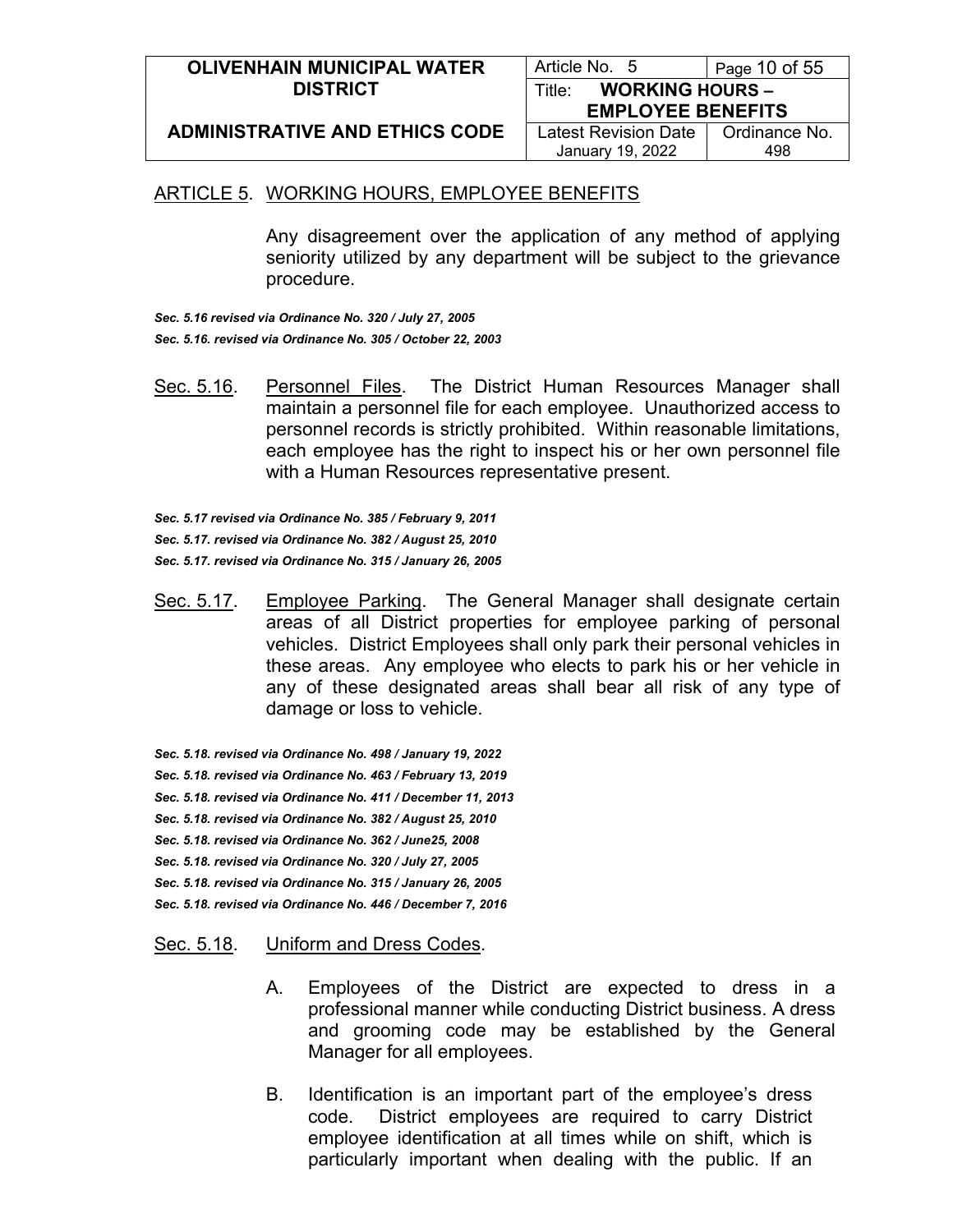## ARTICLE 5. WORKING HOURS, EMPLOYEE BENEFITS

Any disagreement over the application of any method of applying seniority utilized by any department will be subject to the grievance procedure.

***Sec. 5.16 revised via Ordinance No. 320 / July 27, 2005***
***Sec. 5.16. revised via Ordinance No. 305 / October 22, 2003***

Sec. 5.16. Personnel Files. The District Human Resources Manager shall maintain a personnel file for each employee. Unauthorized access to personnel records is strictly prohibited. Within reasonable limitations, each employee has the right to inspect his or her own personnel file with a Human Resources representative present.

***Sec. 5.17 revised via Ordinance No. 385 / February 9, 2011***
***Sec. 5.17. revised via Ordinance No. 382 / August 25, 2010***
***Sec. 5.17. revised via Ordinance No. 315 / January 26, 2005***

Sec. 5.17. Employee Parking. The General Manager shall designate certain areas of all District properties for employee parking of personal vehicles. District Employees shall only park their personal vehicles in these areas. Any employee who elects to park his or her vehicle in any of these designated areas shall bear all risk of any type of damage or loss to vehicle.

***Sec. 5.18. revised via Ordinance No. 498 / January 19, 2022***
***Sec. 5.18. revised via Ordinance No. 463 / February 13, 2019***
***Sec. 5.18. revised via Ordinance No. 411 / December 11, 2013***
***Sec. 5.18. revised via Ordinance No. 382 / August 25, 2010***
***Sec. 5.18. revised via Ordinance No. 362 / June25, 2008***
***Sec. 5.18. revised via Ordinance No. 320 / July 27, 2005***
***Sec. 5.18. revised via Ordinance No. 315 / January 26, 2005***
***Sec. 5.18. revised via Ordinance No. 446 / December 7, 2016***

Sec. 5.18. Uniform and Dress Codes.

A. Employees of the District are expected to dress in a professional manner while conducting District business. A dress and grooming code may be established by the General Manager for all employees.

B. Identification is an important part of the employee's dress code. District employees are required to carry District employee identification at all times while on shift, which is particularly important when dealing with the public. If an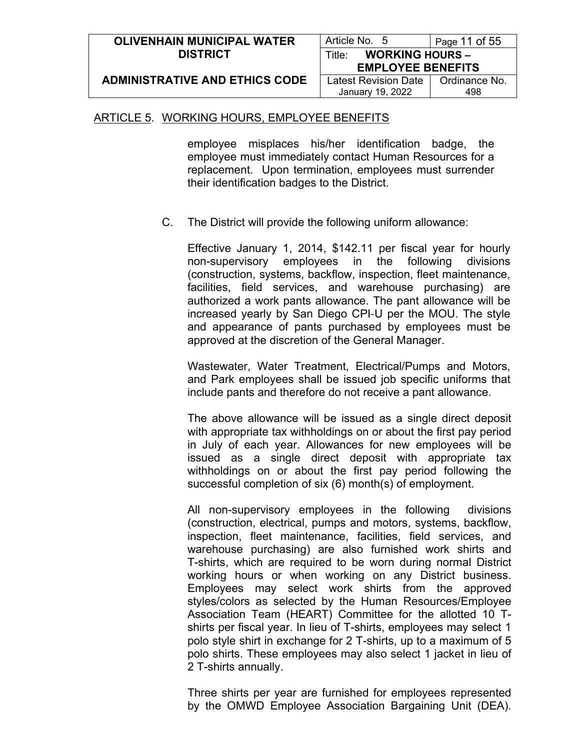## ARTICLE 5. WORKING HOURS, EMPLOYEE BENEFITS

employee misplaces his/her identification badge, the employee must immediately contact Human Resources for a replacement. Upon termination, employees must surrender their identification badges to the District.

C. The District will provide the following uniform allowance:

Effective January 1, 2014, $142.11 per fiscal year for hourly non-supervisory employees in the following divisions (construction, systems, backflow, inspection, fleet maintenance, facilities, field services, and warehouse purchasing) are authorized a work pants allowance. The pant allowance will be increased yearly by San Diego CPI-U per the MOU. The style and appearance of pants purchased by employees must be approved at the discretion of the General Manager.

Wastewater, Water Treatment, Electrical/Pumps and Motors, and Park employees shall be issued job specific uniforms that include pants and therefore do not receive a pant allowance.

The above allowance will be issued as a single direct deposit with appropriate tax withholdings on or about the first pay period in July of each year. Allowances for new employees will be issued as a single direct deposit with appropriate tax withholdings on or about the first pay period following the successful completion of six (6) month(s) of employment.

All non-supervisory employees in the following divisions (construction, electrical, pumps and motors, systems, backflow, inspection, fleet maintenance, facilities, field services, and warehouse purchasing) are also furnished work shirts and T-shirts, which are required to be worn during normal District working hours or when working on any District business. Employees may select work shirts from the approved styles/colors as selected by the Human Resources/Employee Association Team (HEART) Committee for the allotted 10 T-shirts per fiscal year. In lieu of T-shirts, employees may select 1 polo style shirt in exchange for 2 T-shirts, up to a maximum of 5 polo shirts. These employees may also select 1 jacket in lieu of 2 T-shirts annually.

Three shirts per year are furnished for employees represented by the OMWD Employee Association Bargaining Unit (DEA).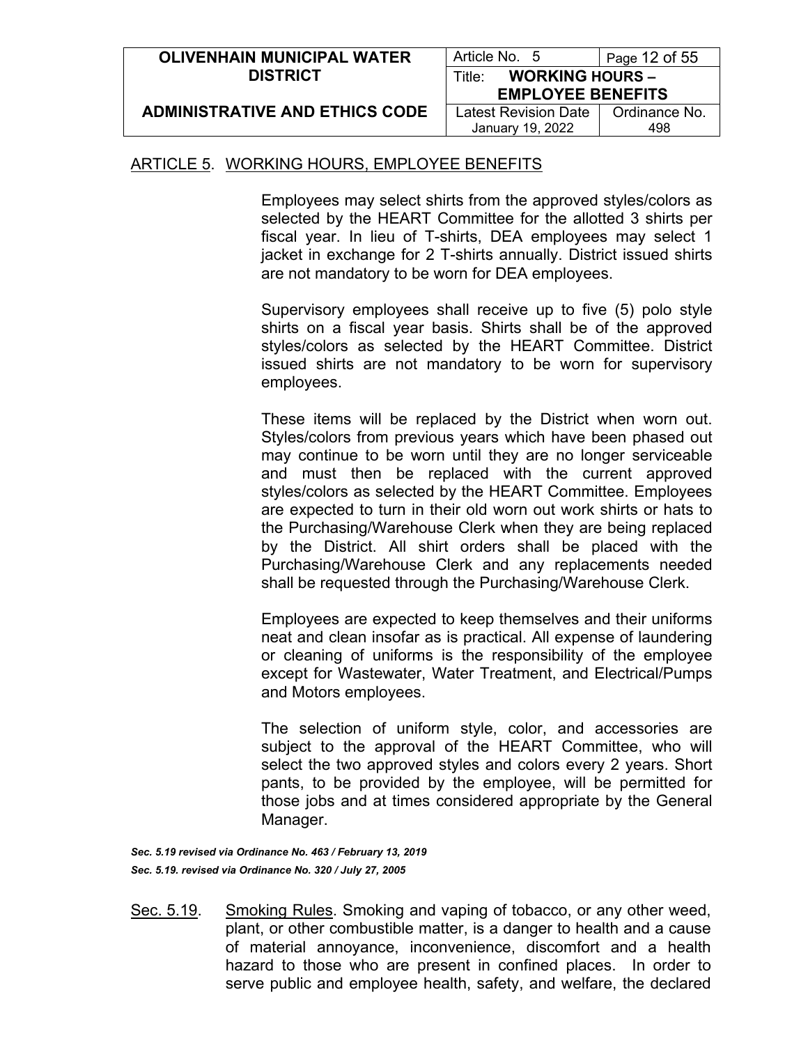## ARTICLE 5. WORKING HOURS, EMPLOYEE BENEFITS

Employees may select shirts from the approved styles/colors as selected by the HEART Committee for the allotted 3 shirts per fiscal year. In lieu of T-shirts, DEA employees may select 1 jacket in exchange for 2 T-shirts annually. District issued shirts are not mandatory to be worn for DEA employees.

Supervisory employees shall receive up to five (5) polo style shirts on a fiscal year basis. Shirts shall be of the approved styles/colors as selected by the HEART Committee. District issued shirts are not mandatory to be worn for supervisory employees.

These items will be replaced by the District when worn out. Styles/colors from previous years which have been phased out may continue to be worn until they are no longer serviceable and must then be replaced with the current approved styles/colors as selected by the HEART Committee. Employees are expected to turn in their old worn out work shirts or hats to the Purchasing/Warehouse Clerk when they are being replaced by the District. All shirt orders shall be placed with the Purchasing/Warehouse Clerk and any replacements needed shall be requested through the Purchasing/Warehouse Clerk.

Employees are expected to keep themselves and their uniforms neat and clean insofar as is practical. All expense of laundering or cleaning of uniforms is the responsibility of the employee except for Wastewater, Water Treatment, and Electrical/Pumps and Motors employees.

The selection of uniform style, color, and accessories are subject to the approval of the HEART Committee, who will select the two approved styles and colors every 2 years. Short pants, to be provided by the employee, will be permitted for those jobs and at times considered appropriate by the General Manager.

***Sec. 5.19 revised via Ordinance No. 463 / February 13, 2019***
***Sec. 5.19. revised via Ordinance No. 320 / July 27, 2005***

Sec. 5.19. Smoking Rules. Smoking and vaping of tobacco, or any other weed, plant, or other combustible matter, is a danger to health and a cause of material annoyance, inconvenience, discomfort and a health hazard to those who are present in confined places. In order to serve public and employee health, safety, and welfare, the declared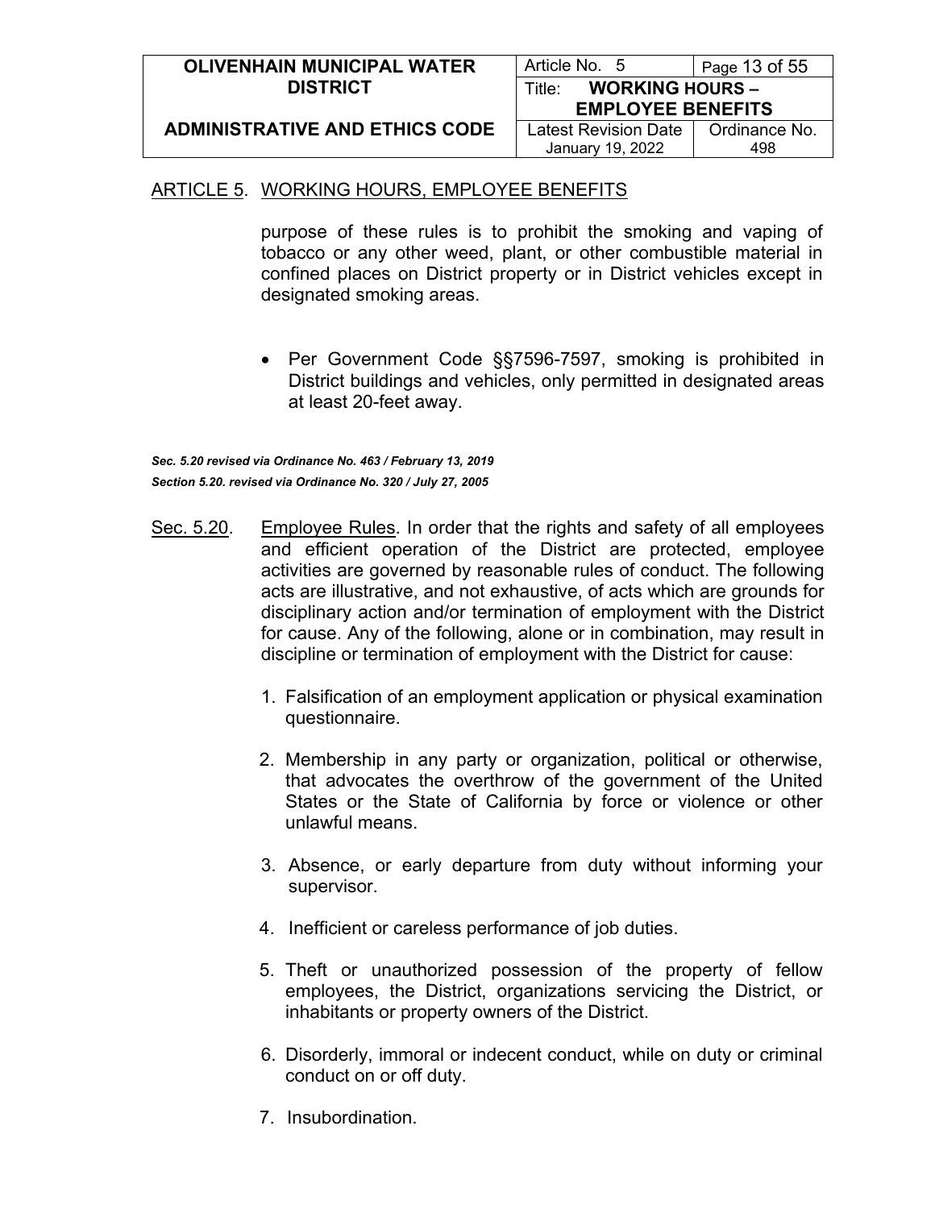## ARTICLE 5. WORKING HOURS, EMPLOYEE BENEFITS

purpose of these rules is to prohibit the smoking and vaping of tobacco or any other weed, plant, or other combustible material in confined places on District property or in District vehicles except in designated smoking areas.

- Per Government Code §§7596-7597, smoking is prohibited in District buildings and vehicles, only permitted in designated areas at least 20-feet away.

***Sec. 5.20 revised via Ordinance No. 463 / February 13, 2019***
***Section 5.20. revised via Ordinance No. 320 / July 27, 2005***

Sec. 5.20. Employee Rules. In order that the rights and safety of all employees and efficient operation of the District are protected, employee activities are governed by reasonable rules of conduct. The following acts are illustrative, and not exhaustive, of acts which are grounds for disciplinary action and/or termination of employment with the District for cause. Any of the following, alone or in combination, may result in discipline or termination of employment with the District for cause:

1. Falsification of an employment application or physical examination questionnaire.

2. Membership in any party or organization, political or otherwise, that advocates the overthrow of the government of the United States or the State of California by force or violence or other unlawful means.

3. Absence, or early departure from duty without informing your supervisor.

4. Inefficient or careless performance of job duties.

5. Theft or unauthorized possession of the property of fellow employees, the District, organizations servicing the District, or inhabitants or property owners of the District.

6. Disorderly, immoral or indecent conduct, while on duty or criminal conduct on or off duty.

7. Insubordination.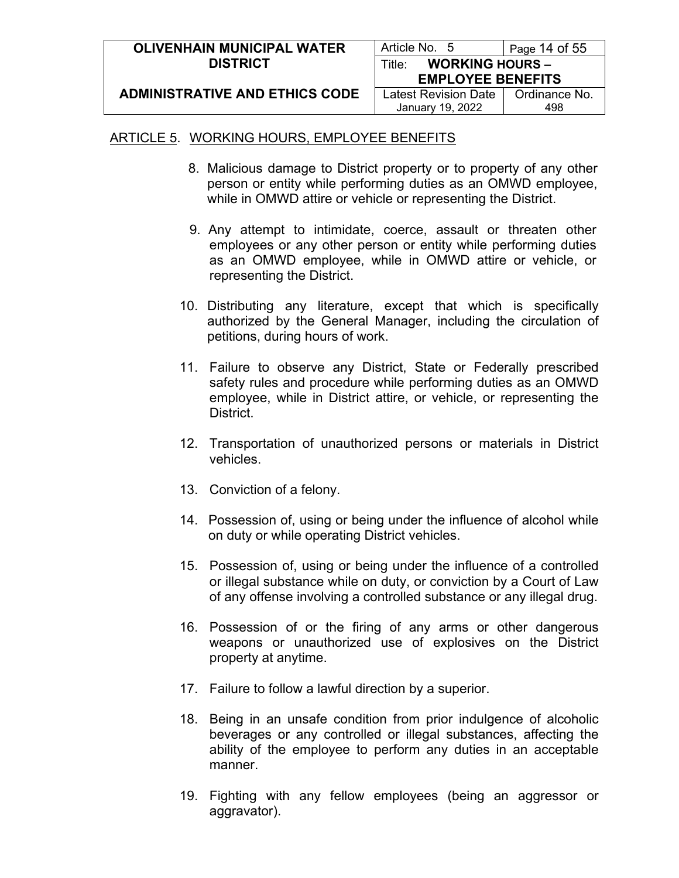ARTICLE 5. WORKING HOURS, EMPLOYEE BENEFITS

8. Malicious damage to District property or to property of any other person or entity while performing duties as an OMWD employee, while in OMWD attire or vehicle or representing the District.

9. Any attempt to intimidate, coerce, assault or threaten other employees or any other person or entity while performing duties as an OMWD employee, while in OMWD attire or vehicle, or representing the District.

10. Distributing any literature, except that which is specifically authorized by the General Manager, including the circulation of petitions, during hours of work.

11. Failure to observe any District, State or Federally prescribed safety rules and procedure while performing duties as an OMWD employee, while in District attire, or vehicle, or representing the District.

12. Transportation of unauthorized persons or materials in District vehicles.

13. Conviction of a felony.

14. Possession of, using or being under the influence of alcohol while on duty or while operating District vehicles.

15. Possession of, using or being under the influence of a controlled or illegal substance while on duty, or conviction by a Court of Law of any offense involving a controlled substance or any illegal drug.

16. Possession of or the firing of any arms or other dangerous weapons or unauthorized use of explosives on the District property at anytime.

17. Failure to follow a lawful direction by a superior.

18. Being in an unsafe condition from prior indulgence of alcoholic beverages or any controlled or illegal substances, affecting the ability of the employee to perform any duties in an acceptable manner.

19. Fighting with any fellow employees (being an aggressor or aggravator).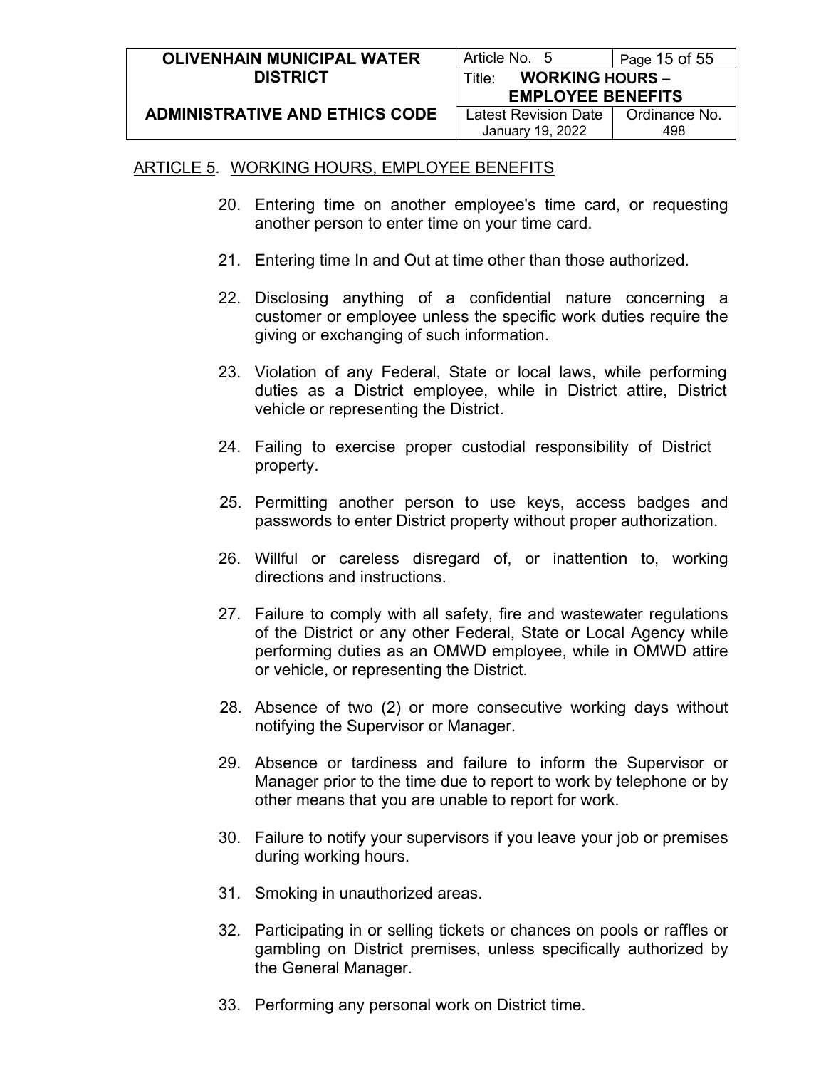ARTICLE 5. WORKING HOURS, EMPLOYEE BENEFITS

20. Entering time on another employee's time card, or requesting another person to enter time on your time card.

21. Entering time In and Out at time other than those authorized.

22. Disclosing anything of a confidential nature concerning a customer or employee unless the specific work duties require the giving or exchanging of such information.

23. Violation of any Federal, State or local laws, while performing duties as a District employee, while in District attire, District vehicle or representing the District.

24. Failing to exercise proper custodial responsibility of District property.

25. Permitting another person to use keys, access badges and passwords to enter District property without proper authorization.

26. Willful or careless disregard of, or inattention to, working directions and instructions.

27. Failure to comply with all safety, fire and wastewater regulations of the District or any other Federal, State or Local Agency while performing duties as an OMWD employee, while in OMWD attire or vehicle, or representing the District.

28. Absence of two (2) or more consecutive working days without notifying the Supervisor or Manager.

29. Absence or tardiness and failure to inform the Supervisor or Manager prior to the time due to report to work by telephone or by other means that you are unable to report for work.

30. Failure to notify your supervisors if you leave your job or premises during working hours.

31. Smoking in unauthorized areas.

32. Participating in or selling tickets or chances on pools or raffles or gambling on District premises, unless specifically authorized by the General Manager.

33. Performing any personal work on District time.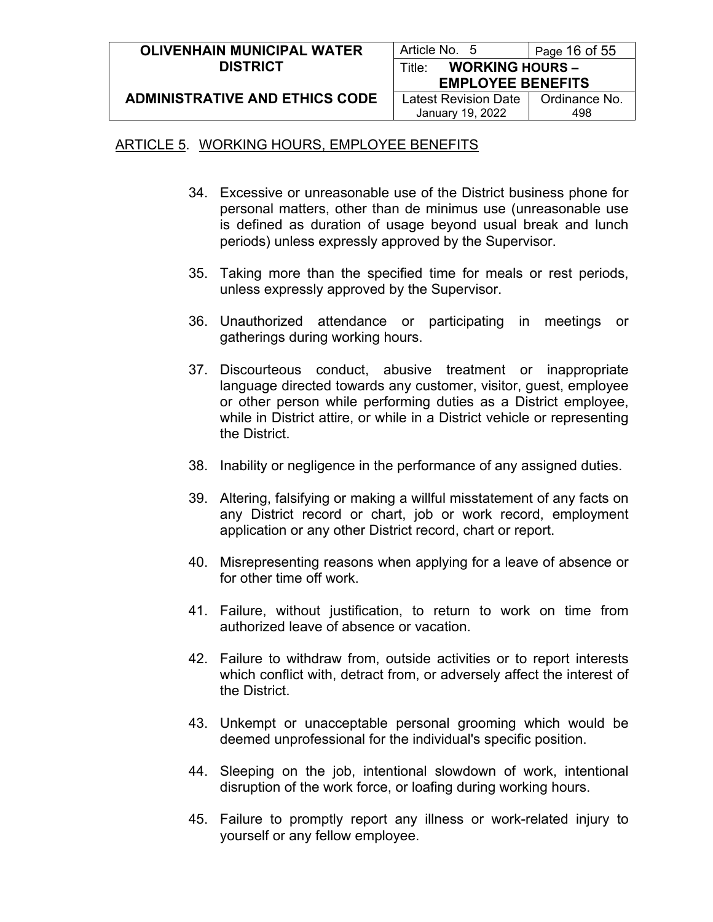ARTICLE 5. WORKING HOURS, EMPLOYEE BENEFITS

34. Excessive or unreasonable use of the District business phone for personal matters, other than de minimus use (unreasonable use is defined as duration of usage beyond usual break and lunch periods) unless expressly approved by the Supervisor.

35. Taking more than the specified time for meals or rest periods, unless expressly approved by the Supervisor.

36. Unauthorized attendance or participating in meetings or gatherings during working hours.

37. Discourteous conduct, abusive treatment or inappropriate language directed towards any customer, visitor, guest, employee or other person while performing duties as a District employee, while in District attire, or while in a District vehicle or representing the District.

38. Inability or negligence in the performance of any assigned duties.

39. Altering, falsifying or making a willful misstatement of any facts on any District record or chart, job or work record, employment application or any other District record, chart or report.

40. Misrepresenting reasons when applying for a leave of absence or for other time off work.

41. Failure, without justification, to return to work on time from authorized leave of absence or vacation.

42. Failure to withdraw from, outside activities or to report interests which conflict with, detract from, or adversely affect the interest of the District.

43. Unkempt or unacceptable personal grooming which would be deemed unprofessional for the individual's specific position.

44. Sleeping on the job, intentional slowdown of work, intentional disruption of the work force, or loafing during working hours.

45. Failure to promptly report any illness or work-related injury to yourself or any fellow employee.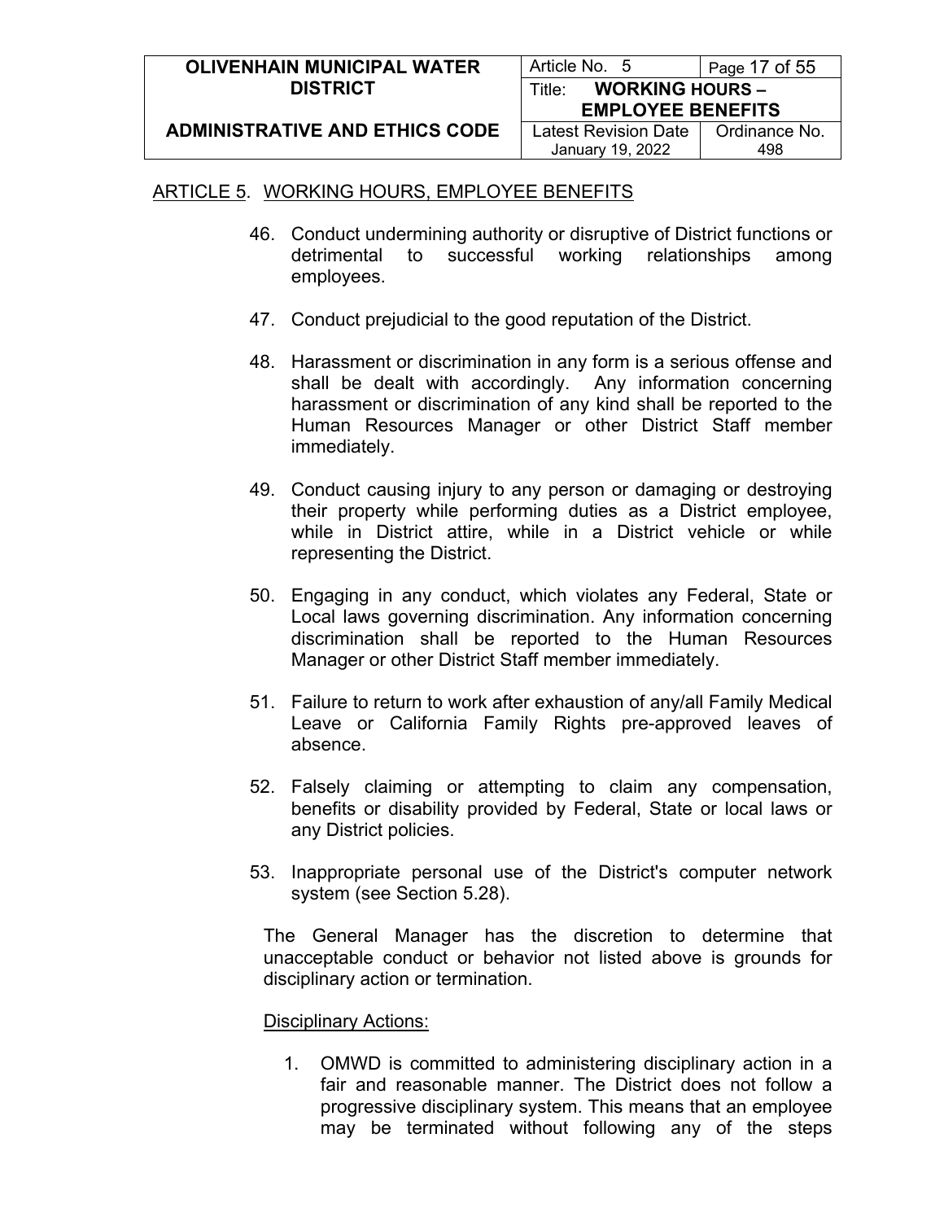ARTICLE 5. WORKING HOURS, EMPLOYEE BENEFITS

46. Conduct undermining authority or disruptive of District functions or detrimental to successful working relationships among employees.

47. Conduct prejudicial to the good reputation of the District.

48. Harassment or discrimination in any form is a serious offense and shall be dealt with accordingly. Any information concerning harassment or discrimination of any kind shall be reported to the Human Resources Manager or other District Staff member immediately.

49. Conduct causing injury to any person or damaging or destroying their property while performing duties as a District employee, while in District attire, while in a District vehicle or while representing the District.

50. Engaging in any conduct, which violates any Federal, State or Local laws governing discrimination. Any information concerning discrimination shall be reported to the Human Resources Manager or other District Staff member immediately.

51. Failure to return to work after exhaustion of any/all Family Medical Leave or California Family Rights pre-approved leaves of absence.

52. Falsely claiming or attempting to claim any compensation, benefits or disability provided by Federal, State or local laws or any District policies.

53. Inappropriate personal use of the District's computer network system (see Section 5.28).

The General Manager has the discretion to determine that unacceptable conduct or behavior not listed above is grounds for disciplinary action or termination.

Disciplinary Actions:

1. OMWD is committed to administering disciplinary action in a fair and reasonable manner. The District does not follow a progressive disciplinary system. This means that an employee may be terminated without following any of the steps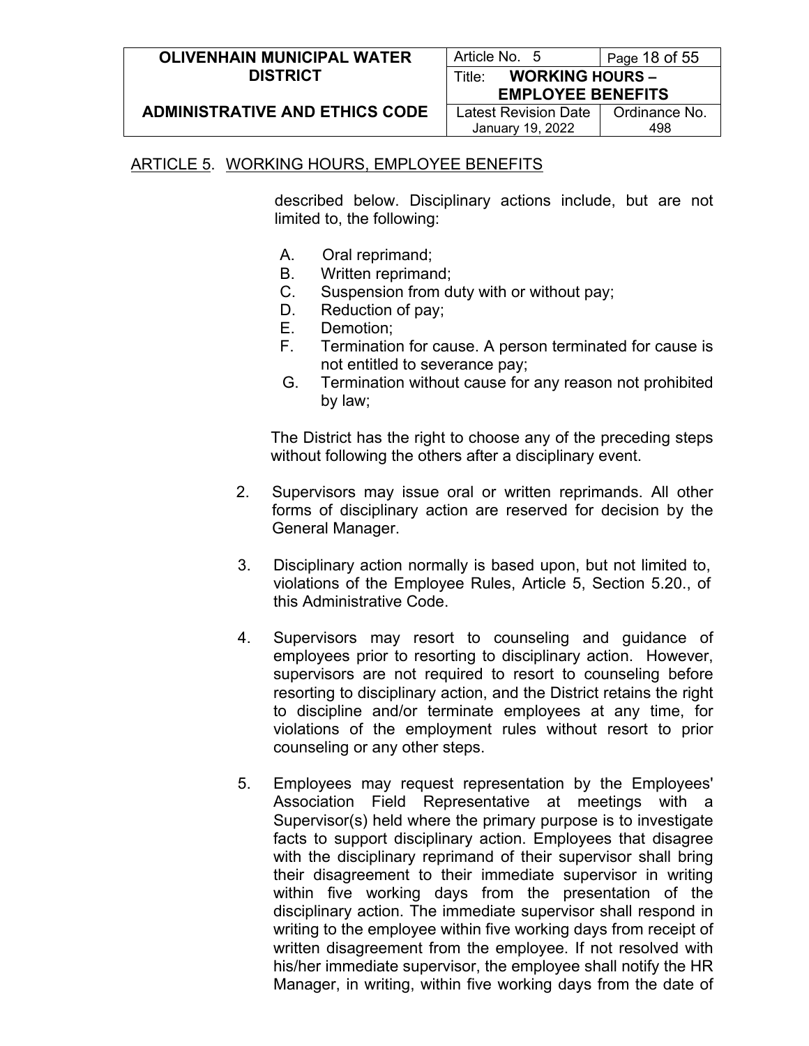## ARTICLE 5. WORKING HOURS, EMPLOYEE BENEFITS

described below. Disciplinary actions include, but are not limited to, the following:

A. Oral reprimand;
B. Written reprimand;
C. Suspension from duty with or without pay;
D. Reduction of pay;
E. Demotion;
F. Termination for cause. A person terminated for cause is not entitled to severance pay;
G. Termination without cause for any reason not prohibited by law;

The District has the right to choose any of the preceding steps without following the others after a disciplinary event.

2. Supervisors may issue oral or written reprimands. All other forms of disciplinary action are reserved for decision by the General Manager.

3. Disciplinary action normally is based upon, but not limited to, violations of the Employee Rules, Article 5, Section 5.20., of this Administrative Code.

4. Supervisors may resort to counseling and guidance of employees prior to resorting to disciplinary action. However, supervisors are not required to resort to counseling before resorting to disciplinary action, and the District retains the right to discipline and/or terminate employees at any time, for violations of the employment rules without resort to prior counseling or any other steps.

5. Employees may request representation by the Employees' Association Field Representative at meetings with a Supervisor(s) held where the primary purpose is to investigate facts to support disciplinary action. Employees that disagree with the disciplinary reprimand of their supervisor shall bring their disagreement to their immediate supervisor in writing within five working days from the presentation of the disciplinary action. The immediate supervisor shall respond in writing to the employee within five working days from receipt of written disagreement from the employee. If not resolved with his/her immediate supervisor, the employee shall notify the HR Manager, in writing, within five working days from the date of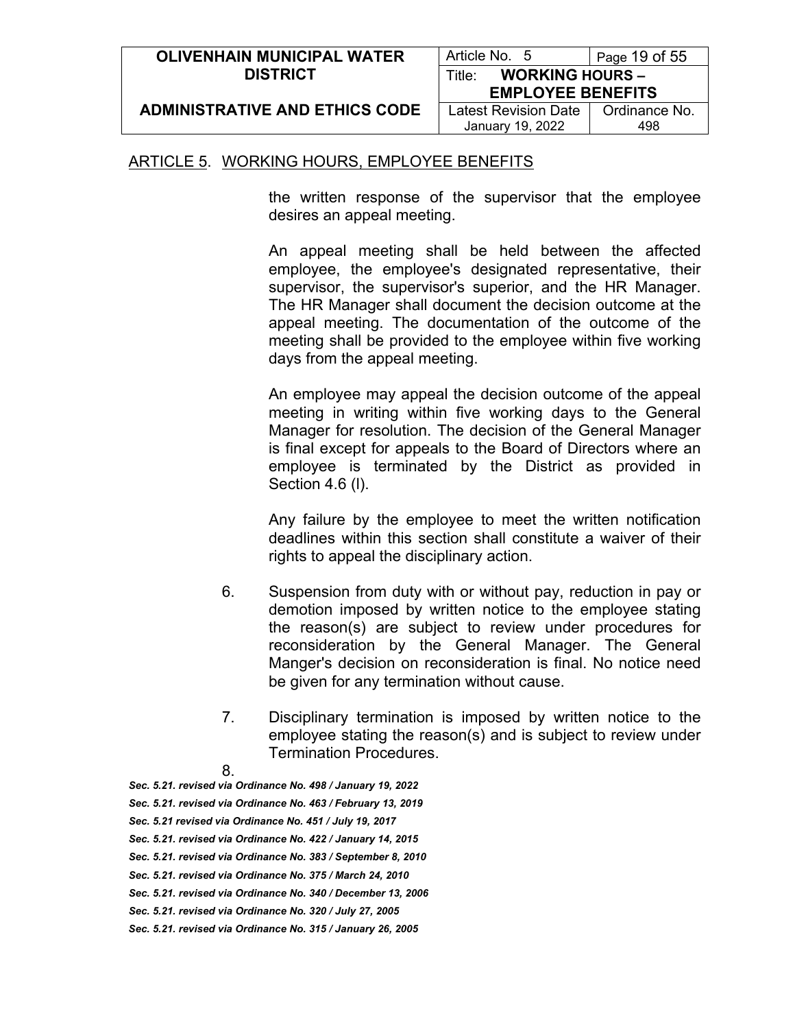## ARTICLE 5. WORKING HOURS, EMPLOYEE BENEFITS

the written response of the supervisor that the employee desires an appeal meeting.

An appeal meeting shall be held between the affected employee, the employee's designated representative, their supervisor, the supervisor's superior, and the HR Manager. The HR Manager shall document the decision outcome at the appeal meeting. The documentation of the outcome of the meeting shall be provided to the employee within five working days from the appeal meeting.

An employee may appeal the decision outcome of the appeal meeting in writing within five working days to the General Manager for resolution. The decision of the General Manager is final except for appeals to the Board of Directors where an employee is terminated by the District as provided in Section 4.6 (l).

Any failure by the employee to meet the written notification deadlines within this section shall constitute a waiver of their rights to appeal the disciplinary action.

6. Suspension from duty with or without pay, reduction in pay or demotion imposed by written notice to the employee stating the reason(s) are subject to review under procedures for reconsideration by the General Manager. The General Manger's decision on reconsideration is final. No notice need be given for any termination without cause.

7. Disciplinary termination is imposed by written notice to the employee stating the reason(s) and is subject to review under Termination Procedures.

8.

***Sec. 5.21. revised via Ordinance No. 498 / January 19, 2022***
***Sec. 5.21. revised via Ordinance No. 463 / February 13, 2019***
***Sec. 5.21 revised via Ordinance No. 451 / July 19, 2017***
***Sec. 5.21. revised via Ordinance No. 422 / January 14, 2015***
***Sec. 5.21. revised via Ordinance No. 383 / September 8, 2010***
***Sec. 5.21. revised via Ordinance No. 375 / March 24, 2010***
***Sec. 5.21. revised via Ordinance No. 340 / December 13, 2006***
***Sec. 5.21. revised via Ordinance No. 320 / July 27, 2005***
***Sec. 5.21. revised via Ordinance No. 315 / January 26, 2005***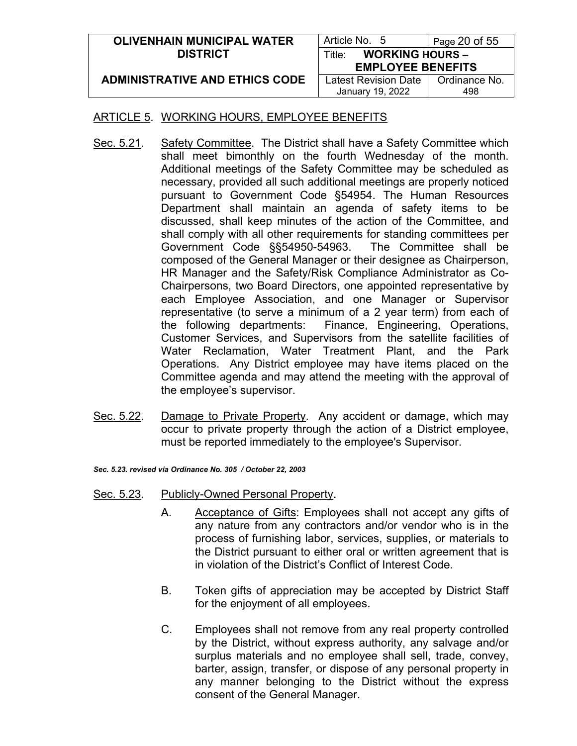## ARTICLE 5. WORKING HOURS, EMPLOYEE BENEFITS

Sec. 5.21. Safety Committee. The District shall have a Safety Committee which shall meet bimonthly on the fourth Wednesday of the month. Additional meetings of the Safety Committee may be scheduled as necessary, provided all such additional meetings are properly noticed pursuant to Government Code §54954. The Human Resources Department shall maintain an agenda of safety items to be discussed, shall keep minutes of the action of the Committee, and shall comply with all other requirements for standing committees per Government Code §§54950-54963. The Committee shall be composed of the General Manager or their designee as Chairperson, HR Manager and the Safety/Risk Compliance Administrator as Co-Chairpersons, two Board Directors, one appointed representative by each Employee Association, and one Manager or Supervisor representative (to serve a minimum of a 2 year term) from each of the following departments: Finance, Engineering, Operations, Customer Services, and Supervisors from the satellite facilities of Water Reclamation, Water Treatment Plant, and the Park Operations. Any District employee may have items placed on the Committee agenda and may attend the meeting with the approval of the employee's supervisor.

Sec. 5.22. Damage to Private Property. Any accident or damage, which may occur to private property through the action of a District employee, must be reported immediately to the employee's Supervisor.

***Sec. 5.23. revised via Ordinance No. 305 / October 22, 2003***

Sec. 5.23. Publicly-Owned Personal Property.

A. Acceptance of Gifts: Employees shall not accept any gifts of any nature from any contractors and/or vendor who is in the process of furnishing labor, services, supplies, or materials to the District pursuant to either oral or written agreement that is in violation of the District's Conflict of Interest Code.

B. Token gifts of appreciation may be accepted by District Staff for the enjoyment of all employees.

C. Employees shall not remove from any real property controlled by the District, without express authority, any salvage and/or surplus materials and no employee shall sell, trade, convey, barter, assign, transfer, or dispose of any personal property in any manner belonging to the District without the express consent of the General Manager.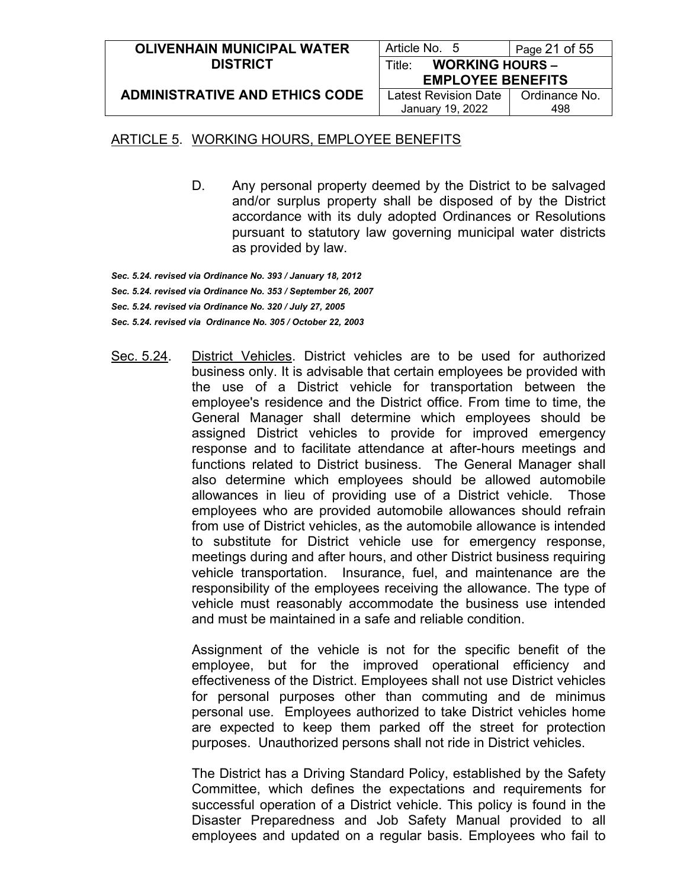ARTICLE 5. WORKING HOURS, EMPLOYEE BENEFITS

D. Any personal property deemed by the District to be salvaged and/or surplus property shall be disposed of by the District accordance with its duly adopted Ordinances or Resolutions pursuant to statutory law governing municipal water districts as provided by law.

***Sec. 5.24. revised via Ordinance No. 393 / January 18, 2012***
***Sec. 5.24. revised via Ordinance No. 353 / September 26, 2007***
***Sec. 5.24. revised via Ordinance No. 320 / July 27, 2005***
***Sec. 5.24. revised via Ordinance No. 305 / October 22, 2003***

Sec. 5.24. District Vehicles. District vehicles are to be used for authorized business only. It is advisable that certain employees be provided with the use of a District vehicle for transportation between the employee's residence and the District office. From time to time, the General Manager shall determine which employees should be assigned District vehicles to provide for improved emergency response and to facilitate attendance at after-hours meetings and functions related to District business. The General Manager shall also determine which employees should be allowed automobile allowances in lieu of providing use of a District vehicle. Those employees who are provided automobile allowances should refrain from use of District vehicles, as the automobile allowance is intended to substitute for District vehicle use for emergency response, meetings during and after hours, and other District business requiring vehicle transportation. Insurance, fuel, and maintenance are the responsibility of the employees receiving the allowance. The type of vehicle must reasonably accommodate the business use intended and must be maintained in a safe and reliable condition.

Assignment of the vehicle is not for the specific benefit of the employee, but for the improved operational efficiency and effectiveness of the District. Employees shall not use District vehicles for personal purposes other than commuting and de minimus personal use. Employees authorized to take District vehicles home are expected to keep them parked off the street for protection purposes. Unauthorized persons shall not ride in District vehicles.

The District has a Driving Standard Policy, established by the Safety Committee, which defines the expectations and requirements for successful operation of a District vehicle. This policy is found in the Disaster Preparedness and Job Safety Manual provided to all employees and updated on a regular basis. Employees who fail to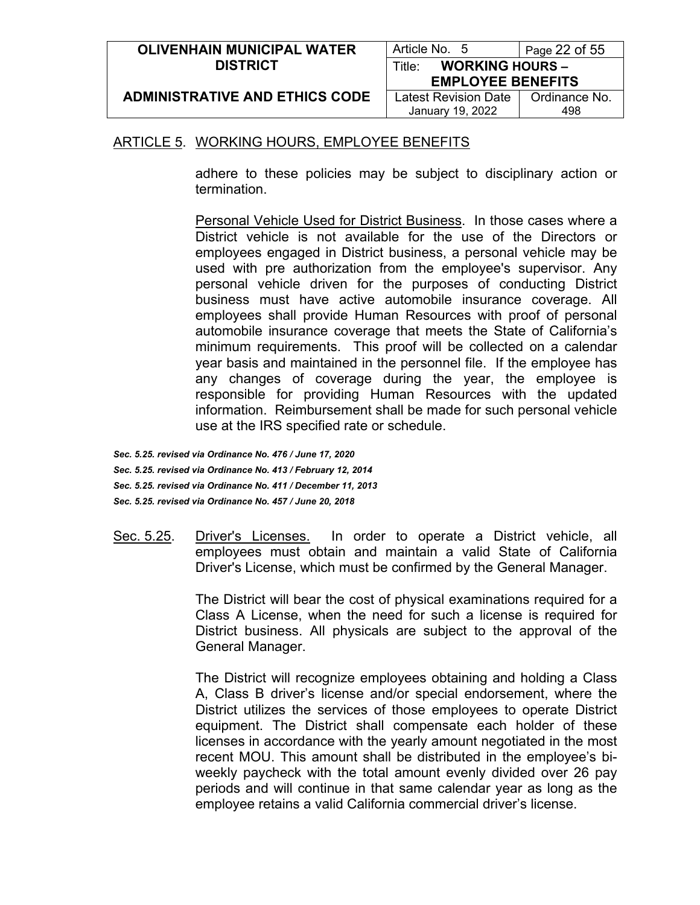ARTICLE 5. WORKING HOURS, EMPLOYEE BENEFITS

adhere to these policies may be subject to disciplinary action or termination.

Personal Vehicle Used for District Business. In those cases where a District vehicle is not available for the use of the Directors or employees engaged in District business, a personal vehicle may be used with pre authorization from the employee's supervisor. Any personal vehicle driven for the purposes of conducting District business must have active automobile insurance coverage. All employees shall provide Human Resources with proof of personal automobile insurance coverage that meets the State of California's minimum requirements. This proof will be collected on a calendar year basis and maintained in the personnel file. If the employee has any changes of coverage during the year, the employee is responsible for providing Human Resources with the updated information. Reimbursement shall be made for such personal vehicle use at the IRS specified rate or schedule.

***Sec. 5.25. revised via Ordinance No. 476 / June 17, 2020***
***Sec. 5.25. revised via Ordinance No. 413 / February 12, 2014***
***Sec. 5.25. revised via Ordinance No. 411 / December 11, 2013***
***Sec. 5.25. revised via Ordinance No. 457 / June 20, 2018***

Sec. 5.25. Driver's Licenses. In order to operate a District vehicle, all employees must obtain and maintain a valid State of California Driver's License, which must be confirmed by the General Manager.

The District will bear the cost of physical examinations required for a Class A License, when the need for such a license is required for District business. All physicals are subject to the approval of the General Manager.

The District will recognize employees obtaining and holding a Class A, Class B driver's license and/or special endorsement, where the District utilizes the services of those employees to operate District equipment. The District shall compensate each holder of these licenses in accordance with the yearly amount negotiated in the most recent MOU. This amount shall be distributed in the employee's bi-weekly paycheck with the total amount evenly divided over 26 pay periods and will continue in that same calendar year as long as the employee retains a valid California commercial driver's license.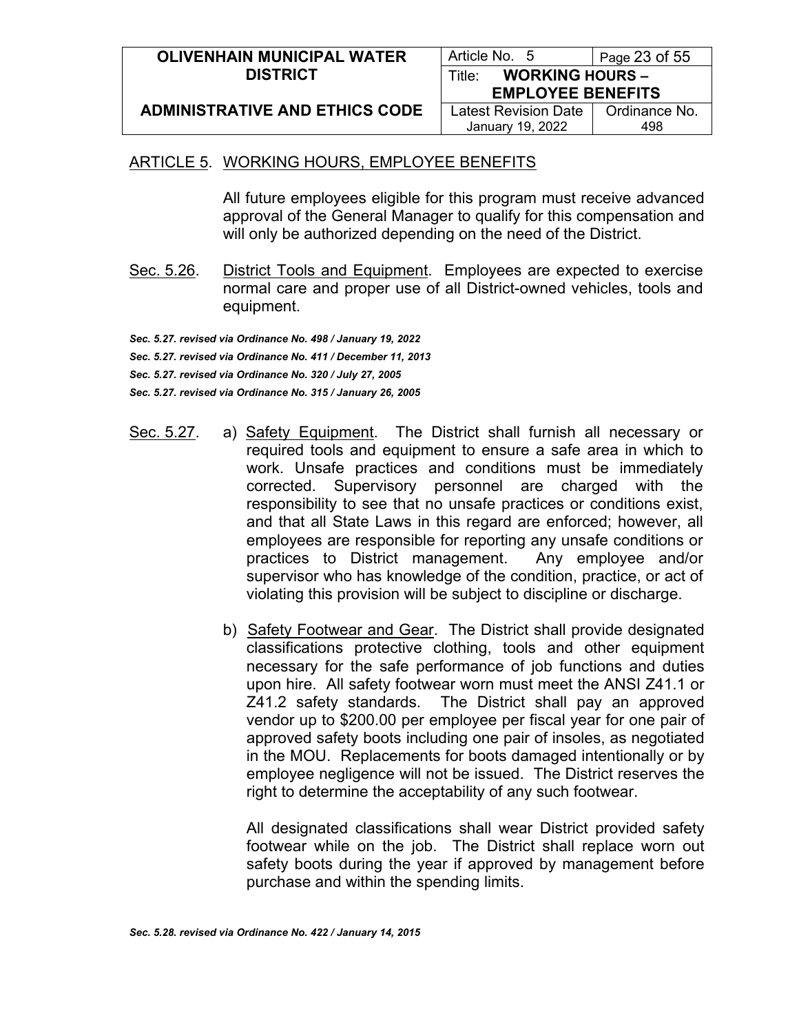ARTICLE 5. WORKING HOURS, EMPLOYEE BENEFITS

All future employees eligible for this program must receive advanced approval of the General Manager to qualify for this compensation and will only be authorized depending on the need of the District.

Sec. 5.26. District Tools and Equipment. Employees are expected to exercise normal care and proper use of all District-owned vehicles, tools and equipment.

***Sec. 5.27. revised via Ordinance No. 498 / January 19, 2022***
***Sec. 5.27. revised via Ordinance No. 411 / December 11, 2013***
***Sec. 5.27. revised via Ordinance No. 320 / July 27, 2005***
***Sec. 5.27. revised via Ordinance No. 315 / January 26, 2005***

Sec. 5.27. a) Safety Equipment. The District shall furnish all necessary or required tools and equipment to ensure a safe area in which to work. Unsafe practices and conditions must be immediately corrected. Supervisory personnel are charged with the responsibility to see that no unsafe practices or conditions exist, and that all State Laws in this regard are enforced; however, all employees are responsible for reporting any unsafe conditions or practices to District management. Any employee and/or supervisor who has knowledge of the condition, practice, or act of violating this provision will be subject to discipline or discharge.

b) Safety Footwear and Gear. The District shall provide designated classifications protective clothing, tools and other equipment necessary for the safe performance of job functions and duties upon hire. All safety footwear worn must meet the ANSI Z41.1 or Z41.2 safety standards. The District shall pay an approved vendor up to $200.00 per employee per fiscal year for one pair of approved safety boots including one pair of insoles, as negotiated in the MOU. Replacements for boots damaged intentionally or by employee negligence will not be issued. The District reserves the right to determine the acceptability of any such footwear.

All designated classifications shall wear District provided safety footwear while on the job. The District shall replace worn out safety boots during the year if approved by management before purchase and within the spending limits.

***Sec. 5.28. revised via Ordinance No. 422 / January 14, 2015***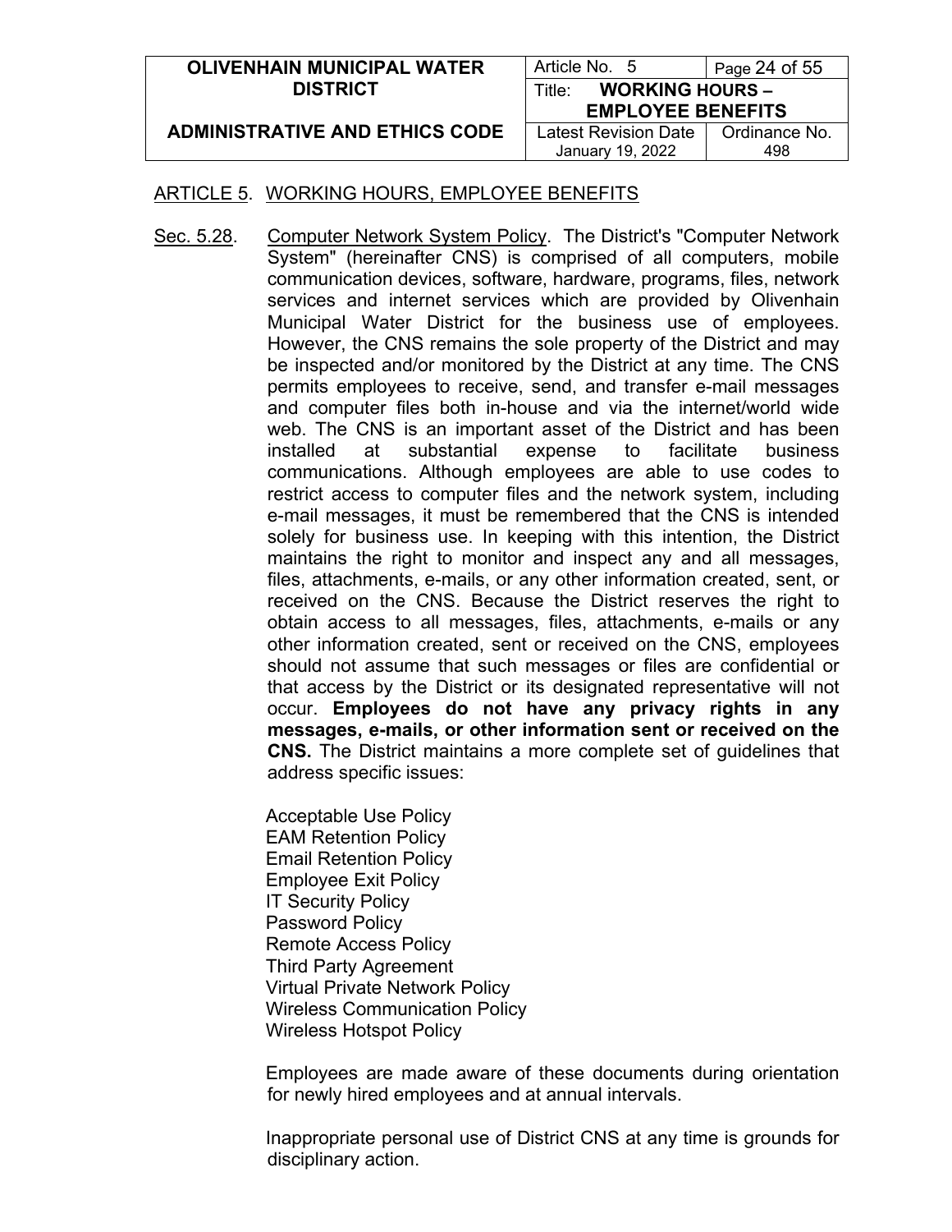ARTICLE 5. WORKING HOURS, EMPLOYEE BENEFITS

Sec. 5.28. Computer Network System Policy. The District's "Computer Network System" (hereinafter CNS) is comprised of all computers, mobile communication devices, software, hardware, programs, files, network services and internet services which are provided by Olivenhain Municipal Water District for the business use of employees. However, the CNS remains the sole property of the District and may be inspected and/or monitored by the District at any time. The CNS permits employees to receive, send, and transfer e-mail messages and computer files both in-house and via the internet/world wide web. The CNS is an important asset of the District and has been installed at substantial expense to facilitate business communications. Although employees are able to use codes to restrict access to computer files and the network system, including e-mail messages, it must be remembered that the CNS is intended solely for business use. In keeping with this intention, the District maintains the right to monitor and inspect any and all messages, files, attachments, e-mails, or any other information created, sent, or received on the CNS. Because the District reserves the right to obtain access to all messages, files, attachments, e-mails or any other information created, sent or received on the CNS, employees should not assume that such messages or files are confidential or that access by the District or its designated representative will not occur. **Employees do not have any privacy rights in any messages, e-mails, or other information sent or received on the CNS.** The District maintains a more complete set of guidelines that address specific issues:

Acceptable Use Policy
EAM Retention Policy
Email Retention Policy
Employee Exit Policy
IT Security Policy
Password Policy
Remote Access Policy
Third Party Agreement
Virtual Private Network Policy
Wireless Communication Policy
Wireless Hotspot Policy

Employees are made aware of these documents during orientation for newly hired employees and at annual intervals.

Inappropriate personal use of District CNS at any time is grounds for disciplinary action.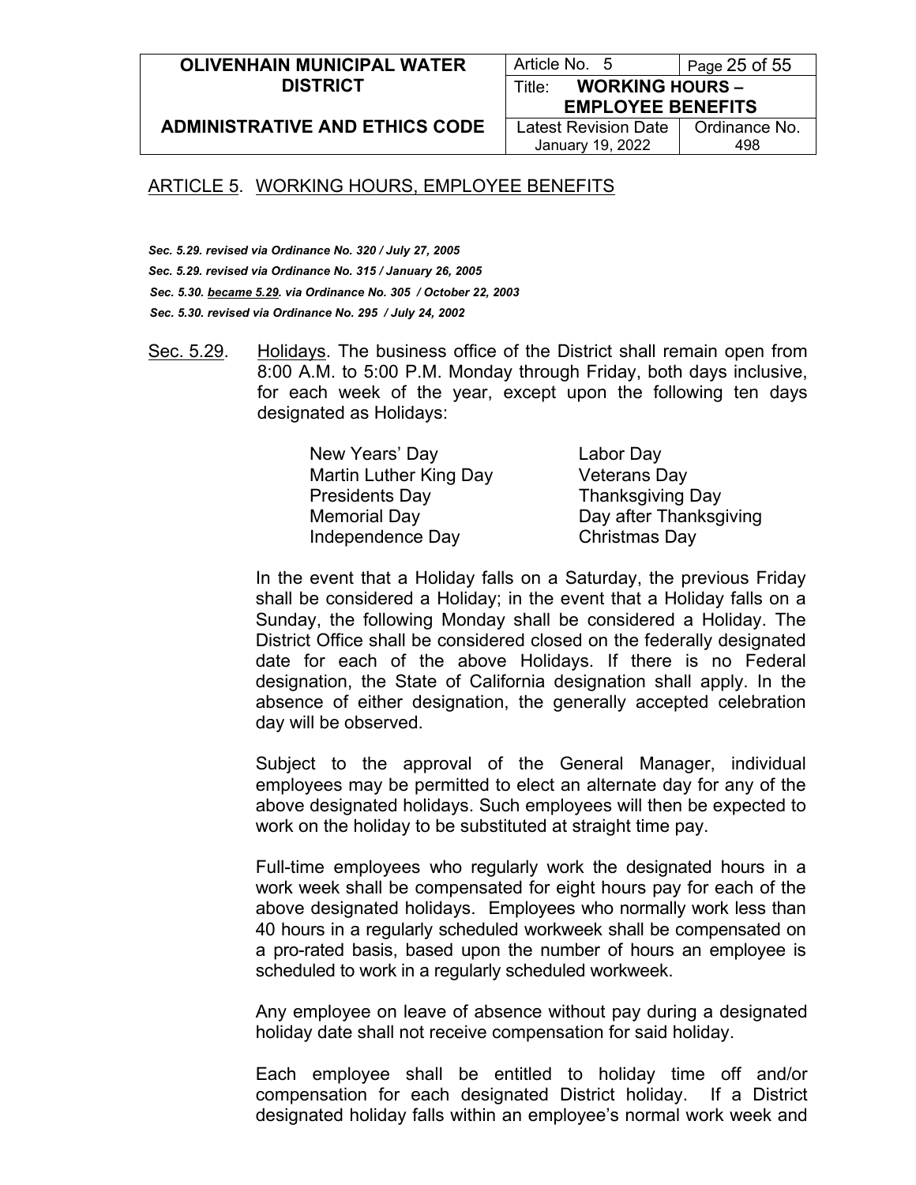## ARTICLE 5. WORKING HOURS, EMPLOYEE BENEFITS

***Sec. 5.29. revised via Ordinance No. 320 / July 27, 2005***
***Sec. 5.29. revised via Ordinance No. 315 / January 26, 2005***
***Sec. 5.30. became 5.29. via Ordinance No. 305 / October 22, 2003***
***Sec. 5.30. revised via Ordinance No. 295 / July 24, 2002***

Sec. 5.29. Holidays. The business office of the District shall remain open from 8:00 A.M. to 5:00 P.M. Monday through Friday, both days inclusive, for each week of the year, except upon the following ten days designated as Holidays:

| | |
|---|---|
| New Years' Day | Labor Day |
| Martin Luther King Day | Veterans Day |
| Presidents Day | Thanksgiving Day |
| Memorial Day | Day after Thanksgiving |
| Independence Day | Christmas Day |

In the event that a Holiday falls on a Saturday, the previous Friday shall be considered a Holiday; in the event that a Holiday falls on a Sunday, the following Monday shall be considered a Holiday. The District Office shall be considered closed on the federally designated date for each of the above Holidays. If there is no Federal designation, the State of California designation shall apply. In the absence of either designation, the generally accepted celebration day will be observed.

Subject to the approval of the General Manager, individual employees may be permitted to elect an alternate day for any of the above designated holidays. Such employees will then be expected to work on the holiday to be substituted at straight time pay.

Full-time employees who regularly work the designated hours in a work week shall be compensated for eight hours pay for each of the above designated holidays. Employees who normally work less than 40 hours in a regularly scheduled workweek shall be compensated on a pro-rated basis, based upon the number of hours an employee is scheduled to work in a regularly scheduled workweek.

Any employee on leave of absence without pay during a designated holiday date shall not receive compensation for said holiday.

Each employee shall be entitled to holiday time off and/or compensation for each designated District holiday. If a District designated holiday falls within an employee's normal work week and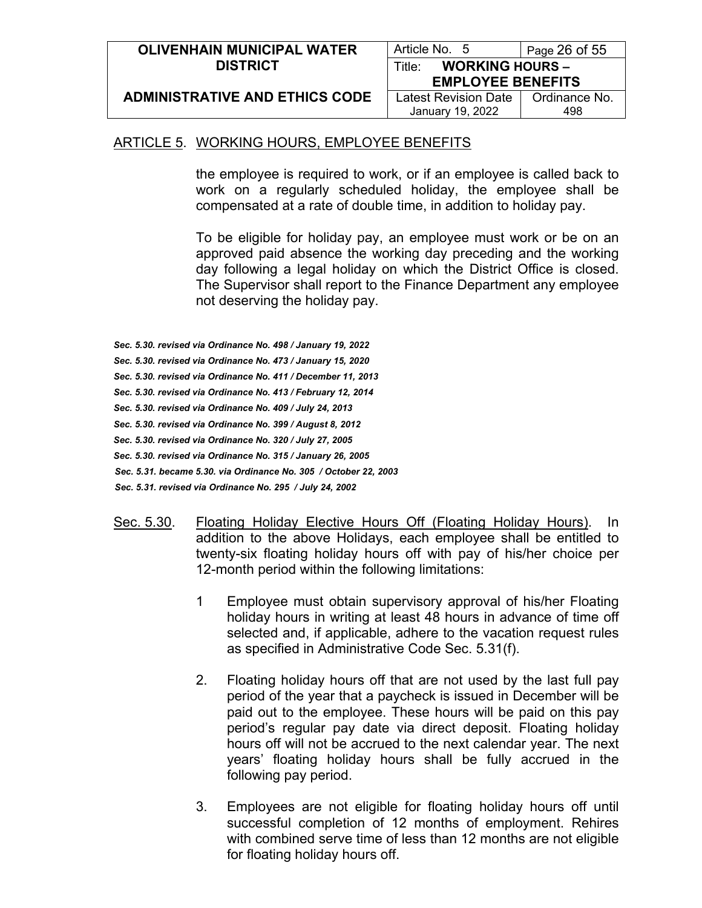the employee is required to work, or if an employee is called back to work on a regularly scheduled holiday, the employee shall be compensated at a rate of double time, in addition to holiday pay.

To be eligible for holiday pay, an employee must work or be on an approved paid absence the working day preceding and the working day following a legal holiday on which the District Office is closed. The Supervisor shall report to the Finance Department any employee not deserving the holiday pay.

***Sec. 5.30. revised via Ordinance No. 498 / January 19, 2022***
***Sec. 5.30. revised via Ordinance No. 473 / January 15, 2020***
***Sec. 5.30. revised via Ordinance No. 411 / December 11, 2013***
***Sec. 5.30. revised via Ordinance No. 413 / February 12, 2014***
***Sec. 5.30. revised via Ordinance No. 409 / July 24, 2013***
***Sec. 5.30. revised via Ordinance No. 399 / August 8, 2012***
***Sec. 5.30. revised via Ordinance No. 320 / July 27, 2005***
***Sec. 5.30. revised via Ordinance No. 315 / January 26, 2005***
***Sec. 5.31. became 5.30. via Ordinance No. 305 / October 22, 2003***
***Sec. 5.31. revised via Ordinance No. 295 / July 24, 2002***

Sec. 5.30. Floating Holiday Elective Hours Off (Floating Holiday Hours). In addition to the above Holidays, each employee shall be entitled to twenty-six floating holiday hours off with pay of his/her choice per 12-month period within the following limitations:

1 Employee must obtain supervisory approval of his/her Floating holiday hours in writing at least 48 hours in advance of time off selected and, if applicable, adhere to the vacation request rules as specified in Administrative Code Sec. 5.31(f).

2. Floating holiday hours off that are not used by the last full pay period of the year that a paycheck is issued in December will be paid out to the employee. These hours will be paid on this pay period's regular pay date via direct deposit. Floating holiday hours off will not be accrued to the next calendar year. The next years' floating holiday hours shall be fully accrued in the following pay period.

3. Employees are not eligible for floating holiday hours off until successful completion of 12 months of employment. Rehires with combined serve time of less than 12 months are not eligible for floating holiday hours off.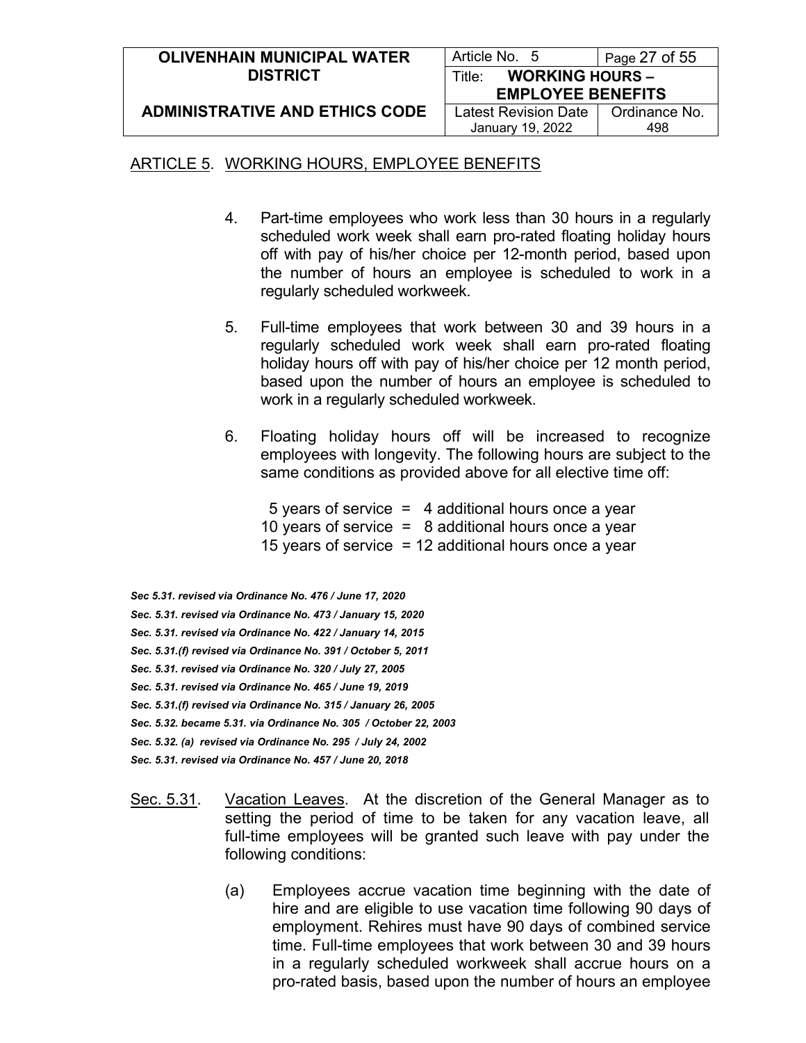ARTICLE 5. WORKING HOURS, EMPLOYEE BENEFITS

4. Part-time employees who work less than 30 hours in a regularly scheduled work week shall earn pro-rated floating holiday hours off with pay of his/her choice per 12-month period, based upon the number of hours an employee is scheduled to work in a regularly scheduled workweek.

5. Full-time employees that work between 30 and 39 hours in a regularly scheduled work week shall earn pro-rated floating holiday hours off with pay of his/her choice per 12 month period, based upon the number of hours an employee is scheduled to work in a regularly scheduled workweek.

6. Floating holiday hours off will be increased to recognize employees with longevity. The following hours are subject to the same conditions as provided above for all elective time off:

   5 years of service = 4 additional hours once a year
   10 years of service = 8 additional hours once a year
   15 years of service = 12 additional hours once a year

*Sec 5.31. revised via Ordinance No. 476 / June 17, 2020*
*Sec. 5.31. revised via Ordinance No. 473 / January 15, 2020*
*Sec. 5.31. revised via Ordinance No. 422 / January 14, 2015*
*Sec. 5.31.(f) revised via Ordinance No. 391 / October 5, 2011*
*Sec. 5.31. revised via Ordinance No. 320 / July 27, 2005*
*Sec. 5.31. revised via Ordinance No. 465 / June 19, 2019*
*Sec. 5.31.(f) revised via Ordinance No. 315 / January 26, 2005*
*Sec. 5.32. became 5.31. via Ordinance No. 305 / October 22, 2003*
*Sec. 5.32. (a) revised via Ordinance No. 295 / July 24, 2002*
*Sec. 5.31. revised via Ordinance No. 457 / June 20, 2018*

Sec. 5.31. Vacation Leaves. At the discretion of the General Manager as to setting the period of time to be taken for any vacation leave, all full-time employees will be granted such leave with pay under the following conditions:

(a) Employees accrue vacation time beginning with the date of hire and are eligible to use vacation time following 90 days of employment. Rehires must have 90 days of combined service time. Full-time employees that work between 30 and 39 hours in a regularly scheduled workweek shall accrue hours on a pro-rated basis, based upon the number of hours an employee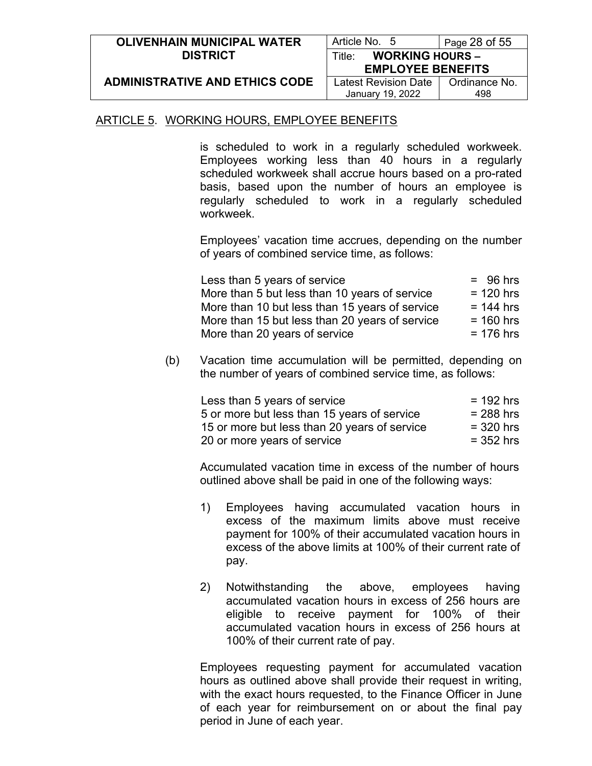## ARTICLE 5. WORKING HOURS, EMPLOYEE BENEFITS

is scheduled to work in a regularly scheduled workweek. Employees working less than 40 hours in a regularly scheduled workweek shall accrue hours based on a pro-rated basis, based upon the number of hours an employee is regularly scheduled to work in a regularly scheduled workweek.

Employees' vacation time accrues, depending on the number of years of combined service time, as follows:

| | |
|---|---|
| Less than 5 years of service | = 96 hrs |
| More than 5 but less than 10 years of service | = 120 hrs |
| More than 10 but less than 15 years of service | = 144 hrs |
| More than 15 but less than 20 years of service | = 160 hrs |
| More than 20 years of service | = 176 hrs |

(b) Vacation time accumulation will be permitted, depending on the number of years of combined service time, as follows:

| | |
|---|---|
| Less than 5 years of service | = 192 hrs |
| 5 or more but less than 15 years of service | = 288 hrs |
| 15 or more but less than 20 years of service | = 320 hrs |
| 20 or more years of service | = 352 hrs |

Accumulated vacation time in excess of the number of hours outlined above shall be paid in one of the following ways:

1) Employees having accumulated vacation hours in excess of the maximum limits above must receive payment for 100% of their accumulated vacation hours in excess of the above limits at 100% of their current rate of pay.

2) Notwithstanding the above, employees having accumulated vacation hours in excess of 256 hours are eligible to receive payment for 100% of their accumulated vacation hours in excess of 256 hours at 100% of their current rate of pay.

Employees requesting payment for accumulated vacation hours as outlined above shall provide their request in writing, with the exact hours requested, to the Finance Officer in June of each year for reimbursement on or about the final pay period in June of each year.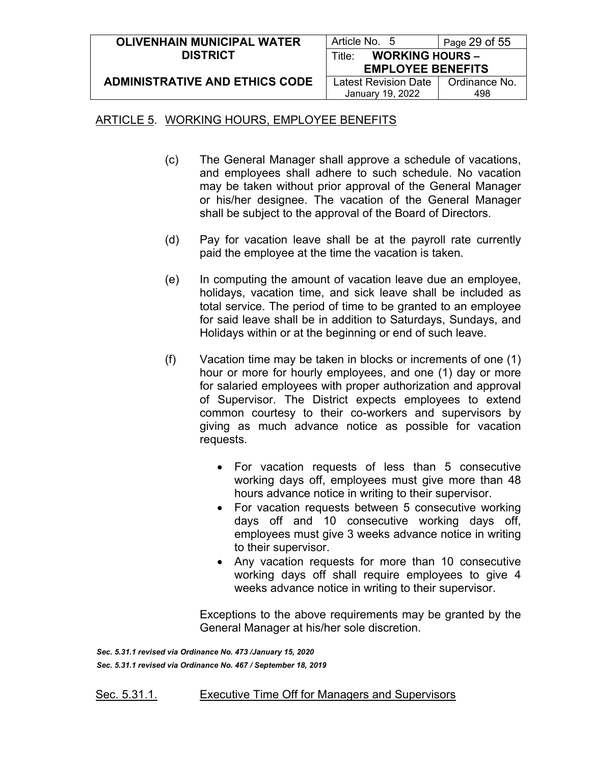ARTICLE 5. WORKING HOURS, EMPLOYEE BENEFITS

(c) The General Manager shall approve a schedule of vacations, and employees shall adhere to such schedule. No vacation may be taken without prior approval of the General Manager or his/her designee. The vacation of the General Manager shall be subject to the approval of the Board of Directors.

(d) Pay for vacation leave shall be at the payroll rate currently paid the employee at the time the vacation is taken.

(e) In computing the amount of vacation leave due an employee, holidays, vacation time, and sick leave shall be included as total service. The period of time to be granted to an employee for said leave shall be in addition to Saturdays, Sundays, and Holidays within or at the beginning or end of such leave.

(f) Vacation time may be taken in blocks or increments of one (1) hour or more for hourly employees, and one (1) day or more for salaried employees with proper authorization and approval of Supervisor. The District expects employees to extend common courtesy to their co-workers and supervisors by giving as much advance notice as possible for vacation requests.

- For vacation requests of less than 5 consecutive working days off, employees must give more than 48 hours advance notice in writing to their supervisor.
- For vacation requests between 5 consecutive working days off and 10 consecutive working days off, employees must give 3 weeks advance notice in writing to their supervisor.
- Any vacation requests for more than 10 consecutive working days off shall require employees to give 4 weeks advance notice in writing to their supervisor.

Exceptions to the above requirements may be granted by the General Manager at his/her sole discretion.

***Sec. 5.31.1 revised via Ordinance No. 473 /January 15, 2020***

***Sec. 5.31.1 revised via Ordinance No. 467 / September 18, 2019***

Sec. 5.31.1. Executive Time Off for Managers and Supervisors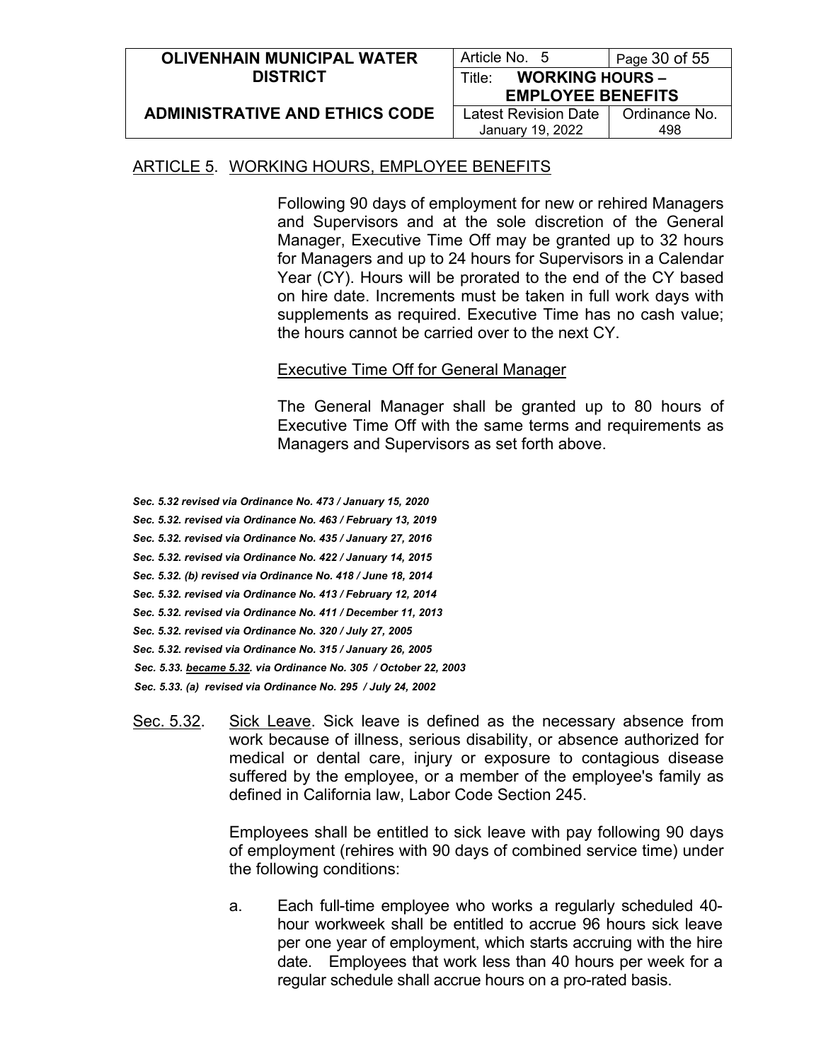ARTICLE 5. WORKING HOURS, EMPLOYEE BENEFITS

Following 90 days of employment for new or rehired Managers and Supervisors and at the sole discretion of the General Manager, Executive Time Off may be granted up to 32 hours for Managers and up to 24 hours for Supervisors in a Calendar Year (CY). Hours will be prorated to the end of the CY based on hire date. Increments must be taken in full work days with supplements as required. Executive Time has no cash value; the hours cannot be carried over to the next CY.

Executive Time Off for General Manager

The General Manager shall be granted up to 80 hours of Executive Time Off with the same terms and requirements as Managers and Supervisors as set forth above.

***Sec. 5.32 revised via Ordinance No. 473 / January 15, 2020***
***Sec. 5.32. revised via Ordinance No. 463 / February 13, 2019***
***Sec. 5.32. revised via Ordinance No. 435 / January 27, 2016***
***Sec. 5.32. revised via Ordinance No. 422 / January 14, 2015***
***Sec. 5.32. (b) revised via Ordinance No. 418 / June 18, 2014***
***Sec. 5.32. revised via Ordinance No. 413 / February 12, 2014***
***Sec. 5.32. revised via Ordinance No. 411 / December 11, 2013***
***Sec. 5.32. revised via Ordinance No. 320 / July 27, 2005***
***Sec. 5.32. revised via Ordinance No. 315 / January 26, 2005***
***Sec. 5.33. became 5.32. via Ordinance No. 305 / October 22, 2003***
***Sec. 5.33. (a) revised via Ordinance No. 295 / July 24, 2002***

Sec. 5.32. Sick Leave. Sick leave is defined as the necessary absence from work because of illness, serious disability, or absence authorized for medical or dental care, injury or exposure to contagious disease suffered by the employee, or a member of the employee's family as defined in California law, Labor Code Section 245.

Employees shall be entitled to sick leave with pay following 90 days of employment (rehires with 90 days of combined service time) under the following conditions:

a. Each full-time employee who works a regularly scheduled 40-hour workweek shall be entitled to accrue 96 hours sick leave per one year of employment, which starts accruing with the hire date. Employees that work less than 40 hours per week for a regular schedule shall accrue hours on a pro-rated basis.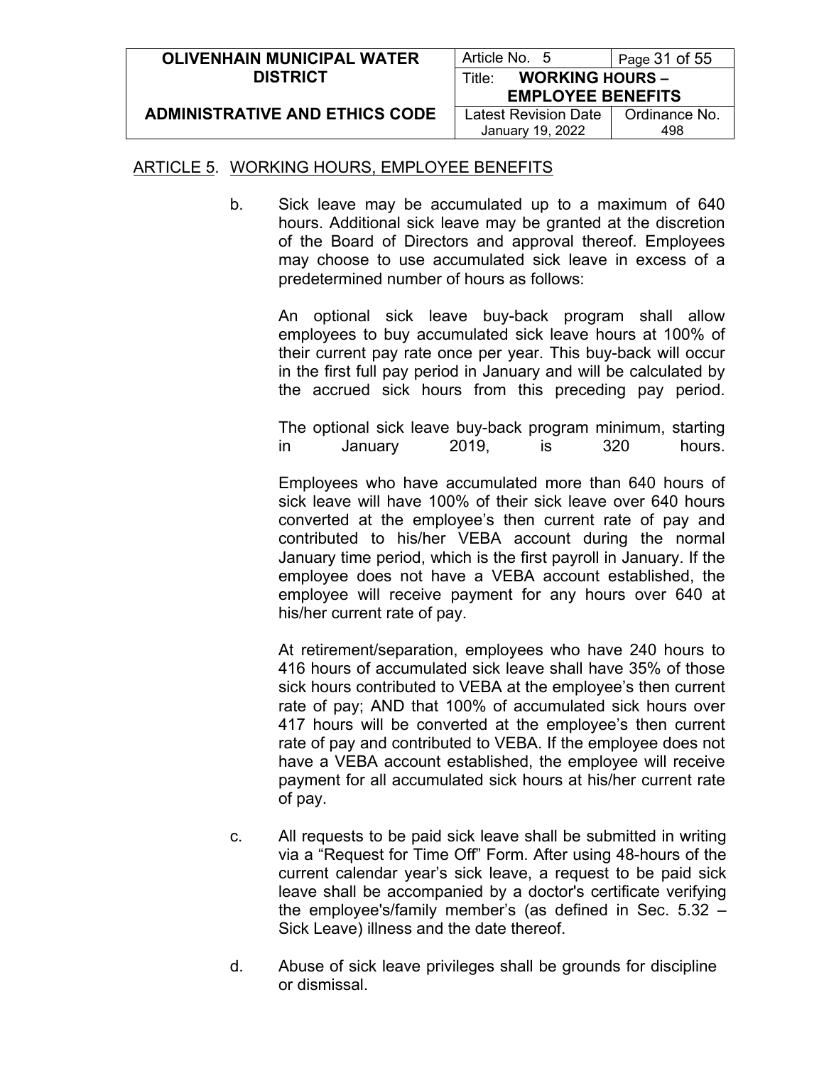ARTICLE 5. WORKING HOURS, EMPLOYEE BENEFITS

b. Sick leave may be accumulated up to a maximum of 640 hours. Additional sick leave may be granted at the discretion of the Board of Directors and approval thereof. Employees may choose to use accumulated sick leave in excess of a predetermined number of hours as follows:

   An optional sick leave buy-back program shall allow employees to buy accumulated sick leave hours at 100% of their current pay rate once per year. This buy-back will occur in the first full pay period in January and will be calculated by the accrued sick hours from this preceding pay period.

   The optional sick leave buy-back program minimum, starting in January 2019, is 320 hours.

   Employees who have accumulated more than 640 hours of sick leave will have 100% of their sick leave over 640 hours converted at the employee's then current rate of pay and contributed to his/her VEBA account during the normal January time period, which is the first payroll in January. If the employee does not have a VEBA account established, the employee will receive payment for any hours over 640 at his/her current rate of pay.

   At retirement/separation, employees who have 240 hours to 416 hours of accumulated sick leave shall have 35% of those sick hours contributed to VEBA at the employee's then current rate of pay; AND that 100% of accumulated sick hours over 417 hours will be converted at the employee's then current rate of pay and contributed to VEBA. If the employee does not have a VEBA account established, the employee will receive payment for all accumulated sick hours at his/her current rate of pay.

c. All requests to be paid sick leave shall be submitted in writing via a "Request for Time Off" Form. After using 48-hours of the current calendar year's sick leave, a request to be paid sick leave shall be accompanied by a doctor's certificate verifying the employee's/family member's (as defined in Sec. 5.32 – Sick Leave) illness and the date thereof.

d. Abuse of sick leave privileges shall be grounds for discipline or dismissal.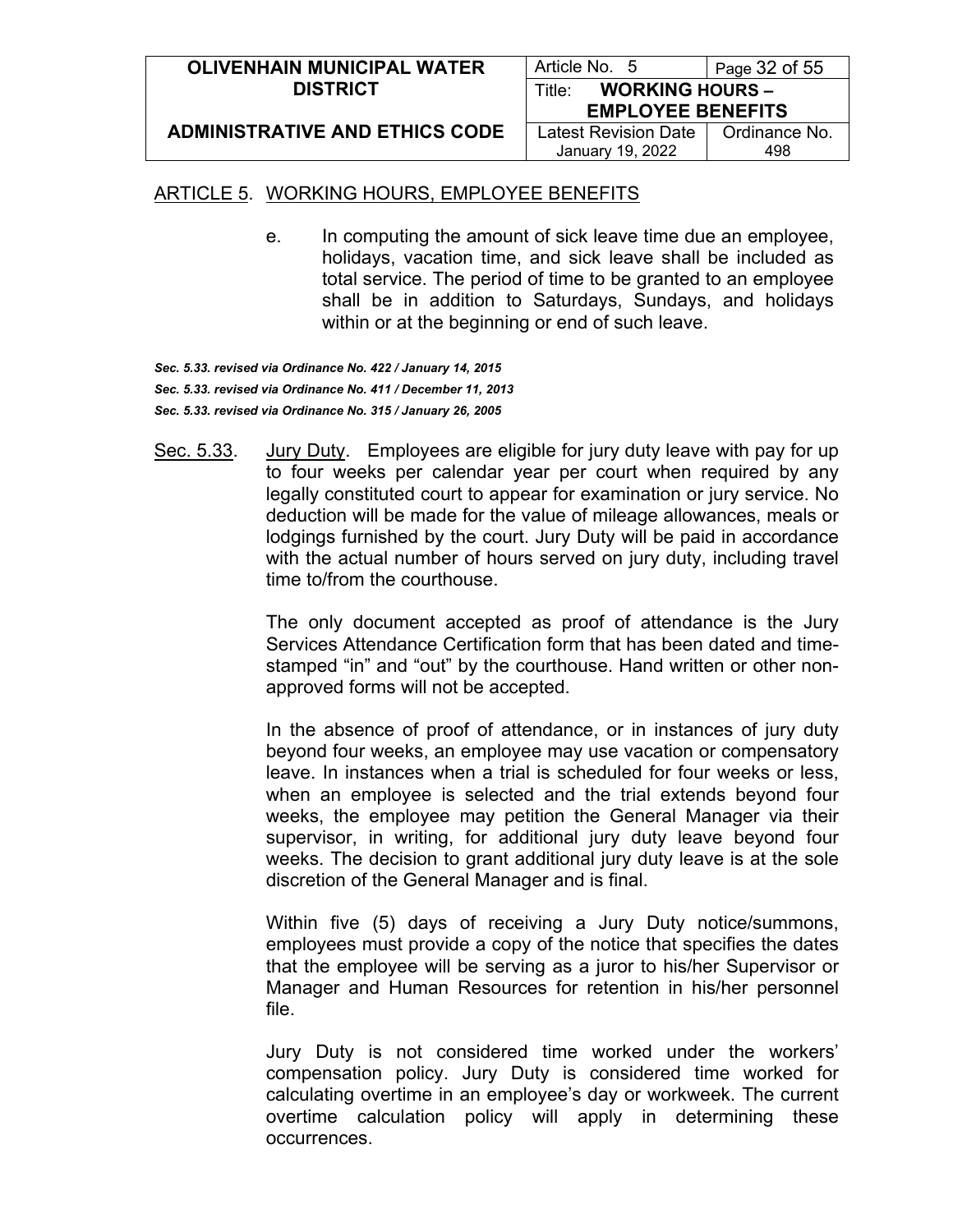ARTICLE 5. WORKING HOURS, EMPLOYEE BENEFITS

e. In computing the amount of sick leave time due an employee, holidays, vacation time, and sick leave shall be included as total service. The period of time to be granted to an employee shall be in addition to Saturdays, Sundays, and holidays within or at the beginning or end of such leave.

***Sec. 5.33. revised via Ordinance No. 422 / January 14, 2015***
***Sec. 5.33. revised via Ordinance No. 411 / December 11, 2013***
***Sec. 5.33. revised via Ordinance No. 315 / January 26, 2005***

Sec. 5.33. Jury Duty. Employees are eligible for jury duty leave with pay for up to four weeks per calendar year per court when required by any legally constituted court to appear for examination or jury service. No deduction will be made for the value of mileage allowances, meals or lodgings furnished by the court. Jury Duty will be paid in accordance with the actual number of hours served on jury duty, including travel time to/from the courthouse.

The only document accepted as proof of attendance is the Jury Services Attendance Certification form that has been dated and time-stamped "in" and "out" by the courthouse. Hand written or other non-approved forms will not be accepted.

In the absence of proof of attendance, or in instances of jury duty beyond four weeks, an employee may use vacation or compensatory leave. In instances when a trial is scheduled for four weeks or less, when an employee is selected and the trial extends beyond four weeks, the employee may petition the General Manager via their supervisor, in writing, for additional jury duty leave beyond four weeks. The decision to grant additional jury duty leave is at the sole discretion of the General Manager and is final.

Within five (5) days of receiving a Jury Duty notice/summons, employees must provide a copy of the notice that specifies the dates that the employee will be serving as a juror to his/her Supervisor or Manager and Human Resources for retention in his/her personnel file.

Jury Duty is not considered time worked under the workers' compensation policy. Jury Duty is considered time worked for calculating overtime in an employee's day or workweek. The current overtime calculation policy will apply in determining these occurrences.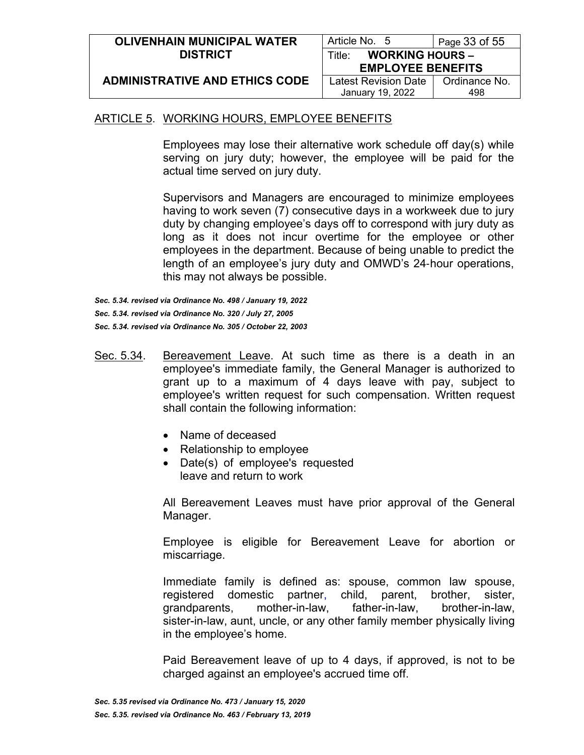ARTICLE 5. WORKING HOURS, EMPLOYEE BENEFITS

Employees may lose their alternative work schedule off day(s) while serving on jury duty; however, the employee will be paid for the actual time served on jury duty.

Supervisors and Managers are encouraged to minimize employees having to work seven (7) consecutive days in a workweek due to jury duty by changing employee's days off to correspond with jury duty as long as it does not incur overtime for the employee or other employees in the department. Because of being unable to predict the length of an employee's jury duty and OMWD's 24-hour operations, this may not always be possible.

***Sec. 5.34. revised via Ordinance No. 498 / January 19, 2022***
***Sec. 5.34. revised via Ordinance No. 320 / July 27, 2005***
***Sec. 5.34. revised via Ordinance No. 305 / October 22, 2003***

Sec. 5.34. Bereavement Leave. At such time as there is a death in an employee's immediate family, the General Manager is authorized to grant up to a maximum of 4 days leave with pay, subject to employee's written request for such compensation. Written request shall contain the following information:

- Name of deceased
- Relationship to employee
- Date(s) of employee's requested leave and return to work

All Bereavement Leaves must have prior approval of the General Manager.

Employee is eligible for Bereavement Leave for abortion or miscarriage.

Immediate family is defined as: spouse, common law spouse, registered domestic partner, child, parent, brother, sister, grandparents, mother-in-law, father-in-law, brother-in-law, sister-in-law, aunt, uncle, or any other family member physically living in the employee's home.

Paid Bereavement leave of up to 4 days, if approved, is not to be charged against an employee's accrued time off.

***Sec. 5.35 revised via Ordinance No. 473 / January 15, 2020***
***Sec. 5.35. revised via Ordinance No. 463 / February 13, 2019***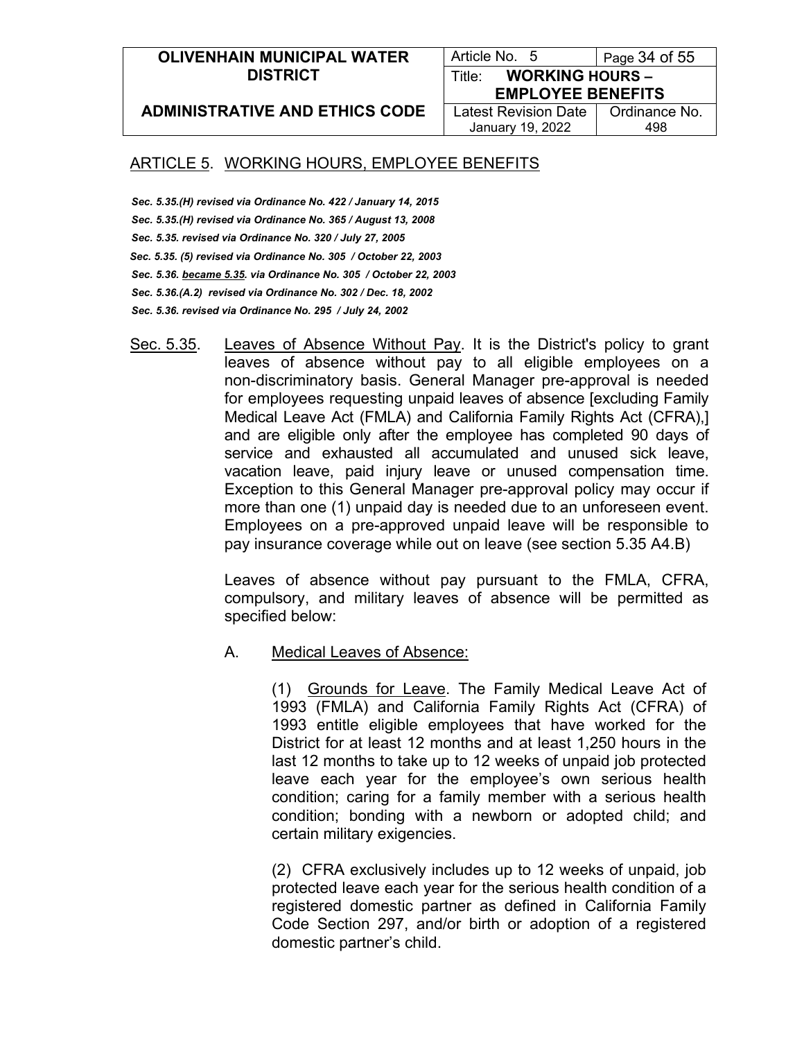## ARTICLE 5. WORKING HOURS, EMPLOYEE BENEFITS

*Sec. 5.35.(H) revised via Ordinance No. 422 / January 14, 2015*
*Sec. 5.35.(H) revised via Ordinance No. 365 / August 13, 2008*
*Sec. 5.35. revised via Ordinance No. 320 / July 27, 2005*
*Sec. 5.35. (5) revised via Ordinance No. 305 / October 22, 2003*
*Sec. 5.36. became 5.35. via Ordinance No. 305 / October 22, 2003*
*Sec. 5.36.(A.2) revised via Ordinance No. 302 / Dec. 18, 2002*
*Sec. 5.36. revised via Ordinance No. 295 / July 24, 2002*

Sec. 5.35. Leaves of Absence Without Pay. It is the District's policy to grant leaves of absence without pay to all eligible employees on a non-discriminatory basis. General Manager pre-approval is needed for employees requesting unpaid leaves of absence [excluding Family Medical Leave Act (FMLA) and California Family Rights Act (CFRA),] and are eligible only after the employee has completed 90 days of service and exhausted all accumulated and unused sick leave, vacation leave, paid injury leave or unused compensation time. Exception to this General Manager pre-approval policy may occur if more than one (1) unpaid day is needed due to an unforeseen event. Employees on a pre-approved unpaid leave will be responsible to pay insurance coverage while out on leave (see section 5.35 A4.B)

Leaves of absence without pay pursuant to the FMLA, CFRA, compulsory, and military leaves of absence will be permitted as specified below:

A. Medical Leaves of Absence:

(1) Grounds for Leave. The Family Medical Leave Act of 1993 (FMLA) and California Family Rights Act (CFRA) of 1993 entitle eligible employees that have worked for the District for at least 12 months and at least 1,250 hours in the last 12 months to take up to 12 weeks of unpaid job protected leave each year for the employee's own serious health condition; caring for a family member with a serious health condition; bonding with a newborn or adopted child; and certain military exigencies.

(2) CFRA exclusively includes up to 12 weeks of unpaid, job protected leave each year for the serious health condition of a registered domestic partner as defined in California Family Code Section 297, and/or birth or adoption of a registered domestic partner's child.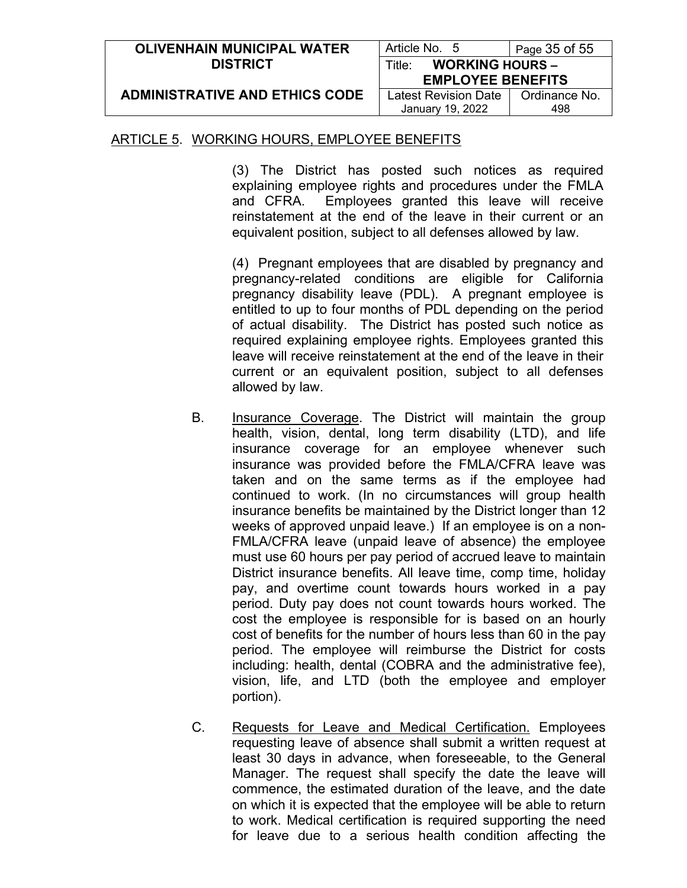## ARTICLE 5. WORKING HOURS, EMPLOYEE BENEFITS

(3) The District has posted such notices as required explaining employee rights and procedures under the FMLA and CFRA. Employees granted this leave will receive reinstatement at the end of the leave in their current or an equivalent position, subject to all defenses allowed by law.

(4) Pregnant employees that are disabled by pregnancy and pregnancy-related conditions are eligible for California pregnancy disability leave (PDL). A pregnant employee is entitled to up to four months of PDL depending on the period of actual disability. The District has posted such notice as required explaining employee rights. Employees granted this leave will receive reinstatement at the end of the leave in their current or an equivalent position, subject to all defenses allowed by law.

B. Insurance Coverage. The District will maintain the group health, vision, dental, long term disability (LTD), and life insurance coverage for an employee whenever such insurance was provided before the FMLA/CFRA leave was taken and on the same terms as if the employee had continued to work. (In no circumstances will group health insurance benefits be maintained by the District longer than 12 weeks of approved unpaid leave.) If an employee is on a non-FMLA/CFRA leave (unpaid leave of absence) the employee must use 60 hours per pay period of accrued leave to maintain District insurance benefits. All leave time, comp time, holiday pay, and overtime count towards hours worked in a pay period. Duty pay does not count towards hours worked. The cost the employee is responsible for is based on an hourly cost of benefits for the number of hours less than 60 in the pay period. The employee will reimburse the District for costs including: health, dental (COBRA and the administrative fee), vision, life, and LTD (both the employee and employer portion).

C. Requests for Leave and Medical Certification. Employees requesting leave of absence shall submit a written request at least 30 days in advance, when foreseeable, to the General Manager. The request shall specify the date the leave will commence, the estimated duration of the leave, and the date on which it is expected that the employee will be able to return to work. Medical certification is required supporting the need for leave due to a serious health condition affecting the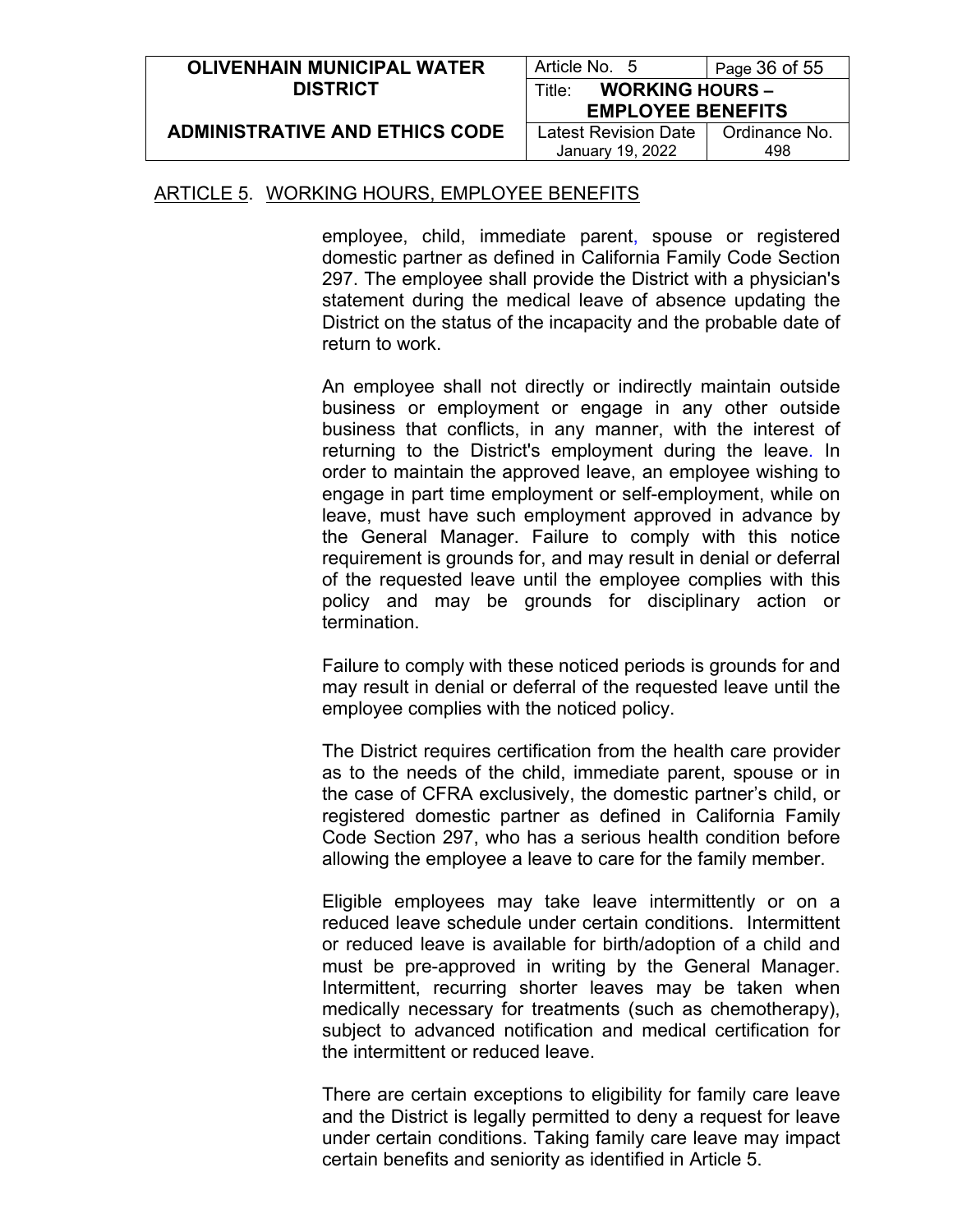ARTICLE 5. WORKING HOURS, EMPLOYEE BENEFITS

employee, child, immediate parent, spouse or registered domestic partner as defined in California Family Code Section 297. The employee shall provide the District with a physician's statement during the medical leave of absence updating the District on the status of the incapacity and the probable date of return to work.

An employee shall not directly or indirectly maintain outside business or employment or engage in any other outside business that conflicts, in any manner, with the interest of returning to the District's employment during the leave. In order to maintain the approved leave, an employee wishing to engage in part time employment or self-employment, while on leave, must have such employment approved in advance by the General Manager. Failure to comply with this notice requirement is grounds for, and may result in denial or deferral of the requested leave until the employee complies with this policy and may be grounds for disciplinary action or termination.

Failure to comply with these noticed periods is grounds for and may result in denial or deferral of the requested leave until the employee complies with the noticed policy.

The District requires certification from the health care provider as to the needs of the child, immediate parent, spouse or in the case of CFRA exclusively, the domestic partner's child, or registered domestic partner as defined in California Family Code Section 297, who has a serious health condition before allowing the employee a leave to care for the family member.

Eligible employees may take leave intermittently or on a reduced leave schedule under certain conditions. Intermittent or reduced leave is available for birth/adoption of a child and must be pre-approved in writing by the General Manager. Intermittent, recurring shorter leaves may be taken when medically necessary for treatments (such as chemotherapy), subject to advanced notification and medical certification for the intermittent or reduced leave.

There are certain exceptions to eligibility for family care leave and the District is legally permitted to deny a request for leave under certain conditions. Taking family care leave may impact certain benefits and seniority as identified in Article 5.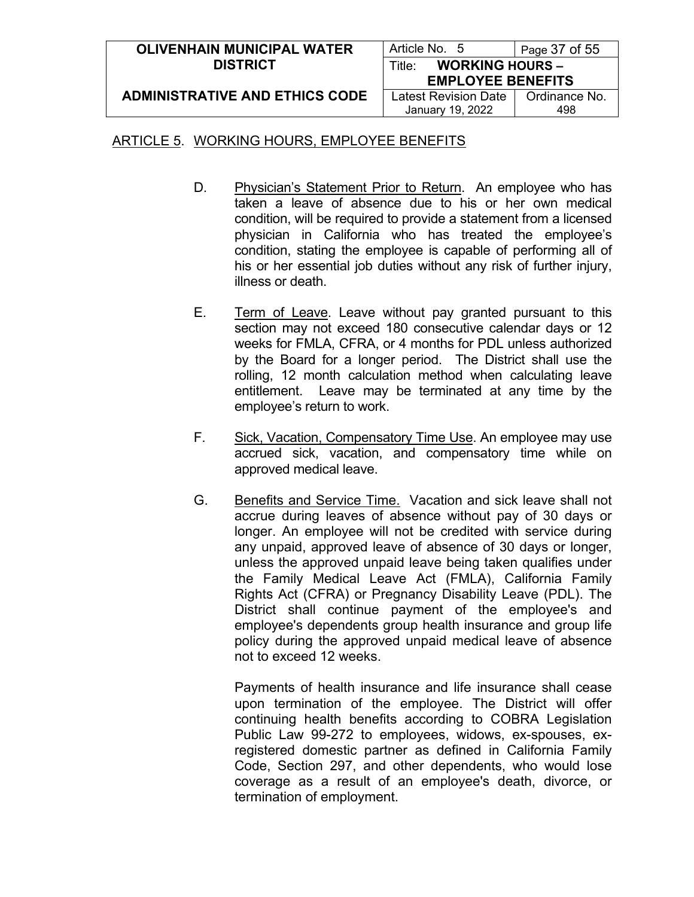ARTICLE 5. WORKING HOURS, EMPLOYEE BENEFITS

D. Physician's Statement Prior to Return. An employee who has taken a leave of absence due to his or her own medical condition, will be required to provide a statement from a licensed physician in California who has treated the employee's condition, stating the employee is capable of performing all of his or her essential job duties without any risk of further injury, illness or death.

E. Term of Leave. Leave without pay granted pursuant to this section may not exceed 180 consecutive calendar days or 12 weeks for FMLA, CFRA, or 4 months for PDL unless authorized by the Board for a longer period. The District shall use the rolling, 12 month calculation method when calculating leave entitlement. Leave may be terminated at any time by the employee's return to work.

F. Sick, Vacation, Compensatory Time Use. An employee may use accrued sick, vacation, and compensatory time while on approved medical leave.

G. Benefits and Service Time. Vacation and sick leave shall not accrue during leaves of absence without pay of 30 days or longer. An employee will not be credited with service during any unpaid, approved leave of absence of 30 days or longer, unless the approved unpaid leave being taken qualifies under the Family Medical Leave Act (FMLA), California Family Rights Act (CFRA) or Pregnancy Disability Leave (PDL). The District shall continue payment of the employee's and employee's dependents group health insurance and group life policy during the approved unpaid medical leave of absence not to exceed 12 weeks.

Payments of health insurance and life insurance shall cease upon termination of the employee. The District will offer continuing health benefits according to COBRA Legislation Public Law 99-272 to employees, widows, ex-spouses, ex-registered domestic partner as defined in California Family Code, Section 297, and other dependents, who would lose coverage as a result of an employee's death, divorce, or termination of employment.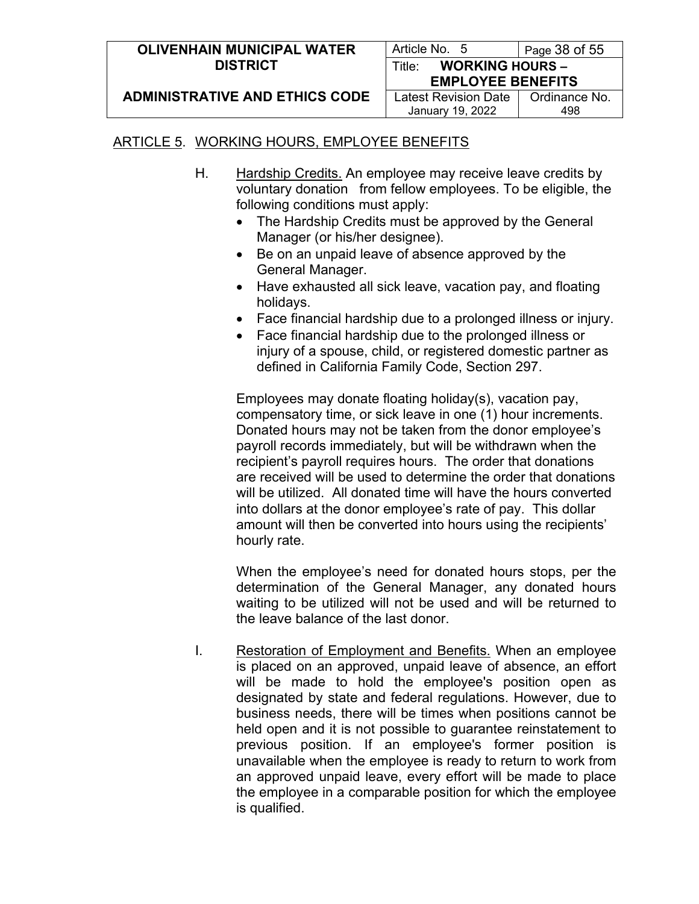ARTICLE 5. WORKING HOURS, EMPLOYEE BENEFITS

H. Hardship Credits. An employee may receive leave credits by voluntary donation from fellow employees. To be eligible, the following conditions must apply:

- The Hardship Credits must be approved by the General Manager (or his/her designee).
- Be on an unpaid leave of absence approved by the General Manager.
- Have exhausted all sick leave, vacation pay, and floating holidays.
- Face financial hardship due to a prolonged illness or injury.
- Face financial hardship due to the prolonged illness or injury of a spouse, child, or registered domestic partner as defined in California Family Code, Section 297.

Employees may donate floating holiday(s), vacation pay, compensatory time, or sick leave in one (1) hour increments. Donated hours may not be taken from the donor employee's payroll records immediately, but will be withdrawn when the recipient's payroll requires hours. The order that donations are received will be used to determine the order that donations will be utilized. All donated time will have the hours converted into dollars at the donor employee's rate of pay. This dollar amount will then be converted into hours using the recipients' hourly rate.

When the employee's need for donated hours stops, per the determination of the General Manager, any donated hours waiting to be utilized will not be used and will be returned to the leave balance of the last donor.

I. Restoration of Employment and Benefits. When an employee is placed on an approved, unpaid leave of absence, an effort will be made to hold the employee's position open as designated by state and federal regulations. However, due to business needs, there will be times when positions cannot be held open and it is not possible to guarantee reinstatement to previous position. If an employee's former position is unavailable when the employee is ready to return to work from an approved unpaid leave, every effort will be made to place the employee in a comparable position for which the employee is qualified.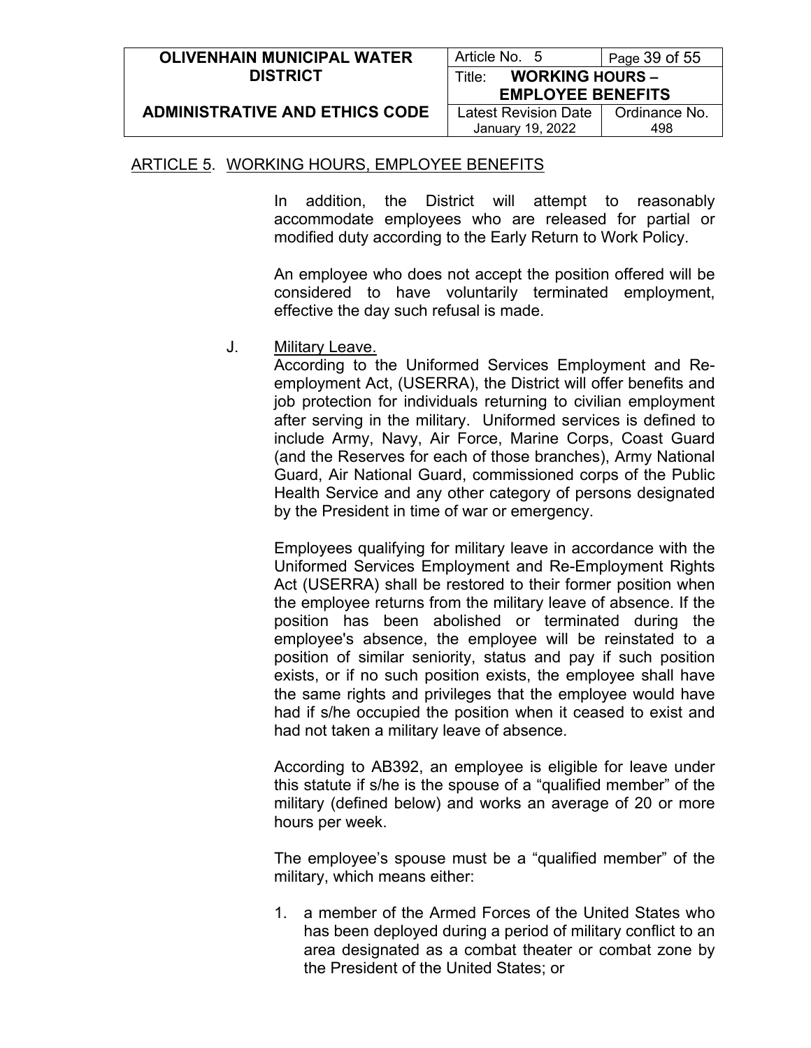ARTICLE 5. WORKING HOURS, EMPLOYEE BENEFITS

In addition, the District will attempt to reasonably accommodate employees who are released for partial or modified duty according to the Early Return to Work Policy.

An employee who does not accept the position offered will be considered to have voluntarily terminated employment, effective the day such refusal is made.

J. Military Leave.

According to the Uniformed Services Employment and Re-employment Act, (USERRA), the District will offer benefits and job protection for individuals returning to civilian employment after serving in the military. Uniformed services is defined to include Army, Navy, Air Force, Marine Corps, Coast Guard (and the Reserves for each of those branches), Army National Guard, Air National Guard, commissioned corps of the Public Health Service and any other category of persons designated by the President in time of war or emergency.

Employees qualifying for military leave in accordance with the Uniformed Services Employment and Re-Employment Rights Act (USERRA) shall be restored to their former position when the employee returns from the military leave of absence. If the position has been abolished or terminated during the employee's absence, the employee will be reinstated to a position of similar seniority, status and pay if such position exists, or if no such position exists, the employee shall have the same rights and privileges that the employee would have had if s/he occupied the position when it ceased to exist and had not taken a military leave of absence.

According to AB392, an employee is eligible for leave under this statute if s/he is the spouse of a "qualified member" of the military (defined below) and works an average of 20 or more hours per week.

The employee's spouse must be a "qualified member" of the military, which means either:

1. a member of the Armed Forces of the United States who has been deployed during a period of military conflict to an area designated as a combat theater or combat zone by the President of the United States; or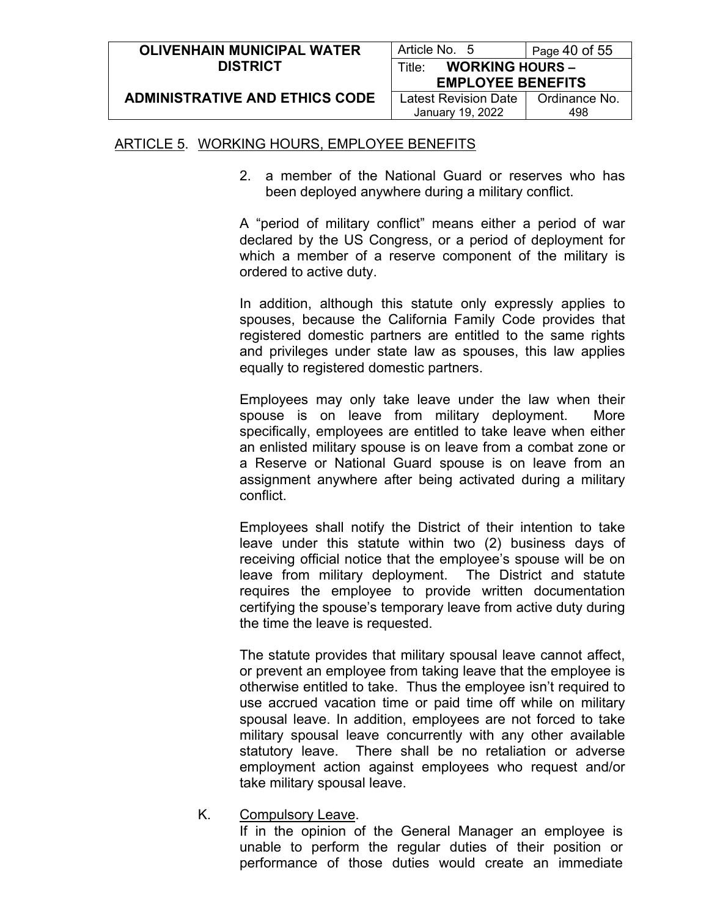2. a member of the National Guard or reserves who has been deployed anywhere during a military conflict.

A "period of military conflict" means either a period of war declared by the US Congress, or a period of deployment for which a member of a reserve component of the military is ordered to active duty.

In addition, although this statute only expressly applies to spouses, because the California Family Code provides that registered domestic partners are entitled to the same rights and privileges under state law as spouses, this law applies equally to registered domestic partners.

Employees may only take leave under the law when their spouse is on leave from military deployment. More specifically, employees are entitled to take leave when either an enlisted military spouse is on leave from a combat zone or a Reserve or National Guard spouse is on leave from an assignment anywhere after being activated during a military conflict.

Employees shall notify the District of their intention to take leave under this statute within two (2) business days of receiving official notice that the employee's spouse will be on leave from military deployment. The District and statute requires the employee to provide written documentation certifying the spouse's temporary leave from active duty during the time the leave is requested.

The statute provides that military spousal leave cannot affect, or prevent an employee from taking leave that the employee is otherwise entitled to take. Thus the employee isn't required to use accrued vacation time or paid time off while on military spousal leave. In addition, employees are not forced to take military spousal leave concurrently with any other available statutory leave. There shall be no retaliation or adverse employment action against employees who request and/or take military spousal leave.

K. Compulsory Leave.
If in the opinion of the General Manager an employee is unable to perform the regular duties of their position or performance of those duties would create an immediate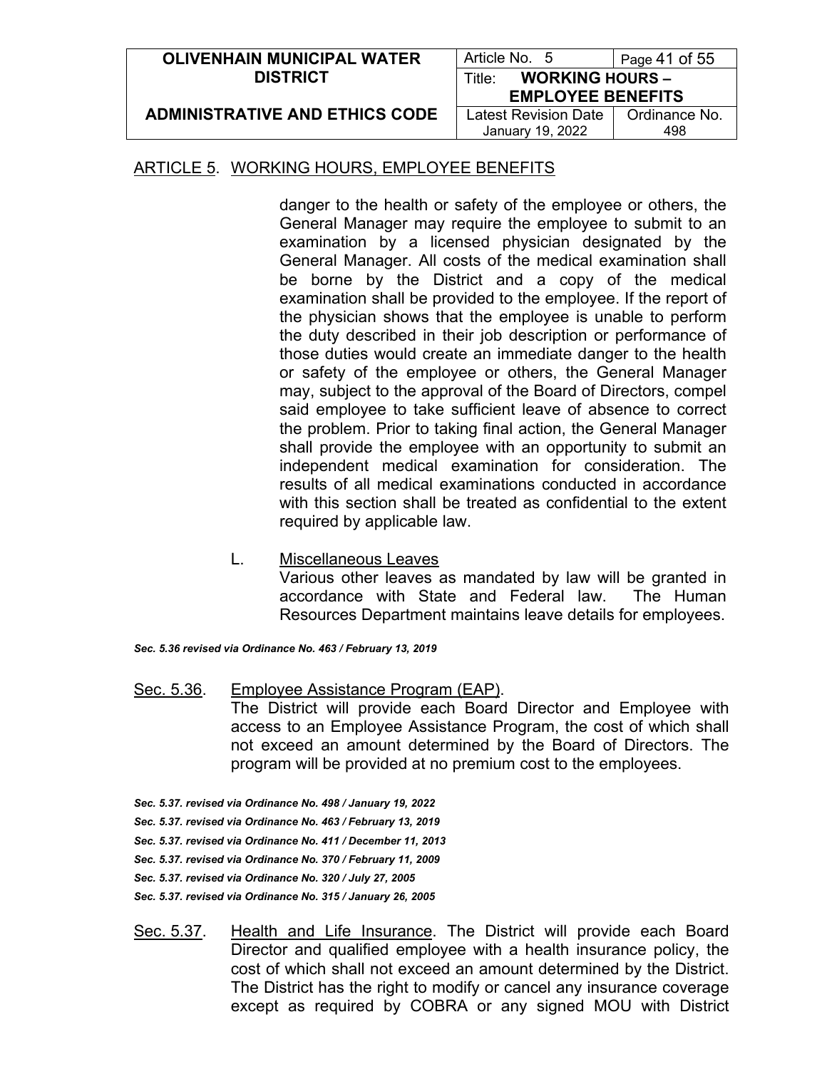## ARTICLE 5. WORKING HOURS, EMPLOYEE BENEFITS

danger to the health or safety of the employee or others, the General Manager may require the employee to submit to an examination by a licensed physician designated by the General Manager. All costs of the medical examination shall be borne by the District and a copy of the medical examination shall be provided to the employee. If the report of the physician shows that the employee is unable to perform the duty described in their job description or performance of those duties would create an immediate danger to the health or safety of the employee or others, the General Manager may, subject to the approval of the Board of Directors, compel said employee to take sufficient leave of absence to correct the problem. Prior to taking final action, the General Manager shall provide the employee with an opportunity to submit an independent medical examination for consideration. The results of all medical examinations conducted in accordance with this section shall be treated as confidential to the extent required by applicable law.

L. Miscellaneous Leaves
Various other leaves as mandated by law will be granted in accordance with State and Federal law. The Human Resources Department maintains leave details for employees.

***Sec. 5.36 revised via Ordinance No. 463 / February 13, 2019***

Sec. 5.36. Employee Assistance Program (EAP).
The District will provide each Board Director and Employee with access to an Employee Assistance Program, the cost of which shall not exceed an amount determined by the Board of Directors. The program will be provided at no premium cost to the employees.

***Sec. 5.37. revised via Ordinance No. 498 / January 19, 2022***
***Sec. 5.37. revised via Ordinance No. 463 / February 13, 2019***
***Sec. 5.37. revised via Ordinance No. 411 / December 11, 2013***
***Sec. 5.37. revised via Ordinance No. 370 / February 11, 2009***
***Sec. 5.37. revised via Ordinance No. 320 / July 27, 2005***
***Sec. 5.37. revised via Ordinance No. 315 / January 26, 2005***

Sec. 5.37. Health and Life Insurance. The District will provide each Board Director and qualified employee with a health insurance policy, the cost of which shall not exceed an amount determined by the District. The District has the right to modify or cancel any insurance coverage except as required by COBRA or any signed MOU with District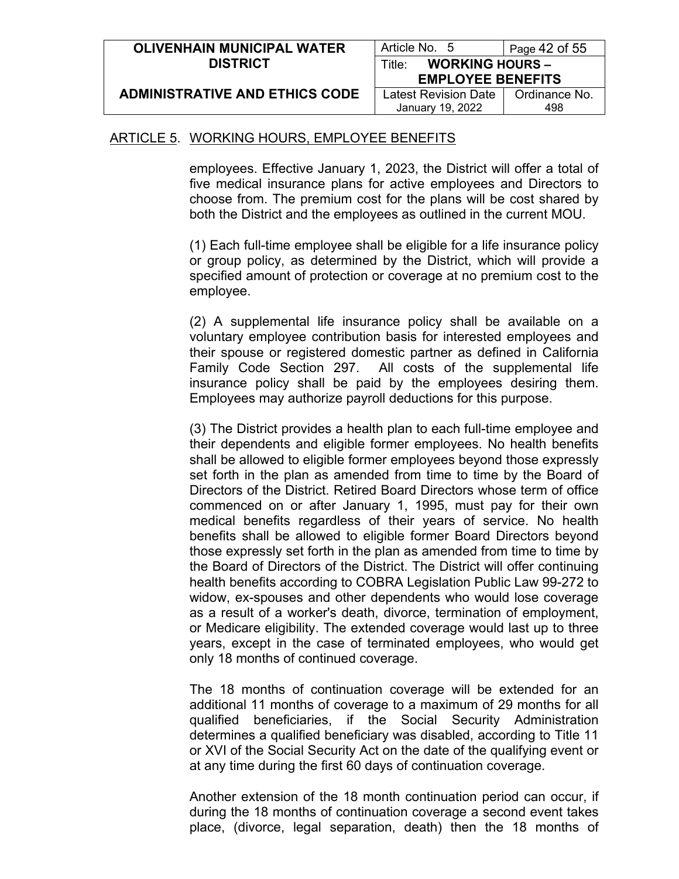ARTICLE 5. WORKING HOURS, EMPLOYEE BENEFITS

employees. Effective January 1, 2023, the District will offer a total of five medical insurance plans for active employees and Directors to choose from. The premium cost for the plans will be cost shared by both the District and the employees as outlined in the current MOU.

(1) Each full-time employee shall be eligible for a life insurance policy or group policy, as determined by the District, which will provide a specified amount of protection or coverage at no premium cost to the employee.

(2) A supplemental life insurance policy shall be available on a voluntary employee contribution basis for interested employees and their spouse or registered domestic partner as defined in California Family Code Section 297. All costs of the supplemental life insurance policy shall be paid by the employees desiring them. Employees may authorize payroll deductions for this purpose.

(3) The District provides a health plan to each full-time employee and their dependents and eligible former employees. No health benefits shall be allowed to eligible former employees beyond those expressly set forth in the plan as amended from time to time by the Board of Directors of the District. Retired Board Directors whose term of office commenced on or after January 1, 1995, must pay for their own medical benefits regardless of their years of service. No health benefits shall be allowed to eligible former Board Directors beyond those expressly set forth in the plan as amended from time to time by the Board of Directors of the District. The District will offer continuing health benefits according to COBRA Legislation Public Law 99-272 to widow, ex-spouses and other dependents who would lose coverage as a result of a worker's death, divorce, termination of employment, or Medicare eligibility. The extended coverage would last up to three years, except in the case of terminated employees, who would get only 18 months of continued coverage.

The 18 months of continuation coverage will be extended for an additional 11 months of coverage to a maximum of 29 months for all qualified beneficiaries, if the Social Security Administration determines a qualified beneficiary was disabled, according to Title 11 or XVI of the Social Security Act on the date of the qualifying event or at any time during the first 60 days of continuation coverage.

Another extension of the 18 month continuation period can occur, if during the 18 months of continuation coverage a second event takes place, (divorce, legal separation, death) then the 18 months of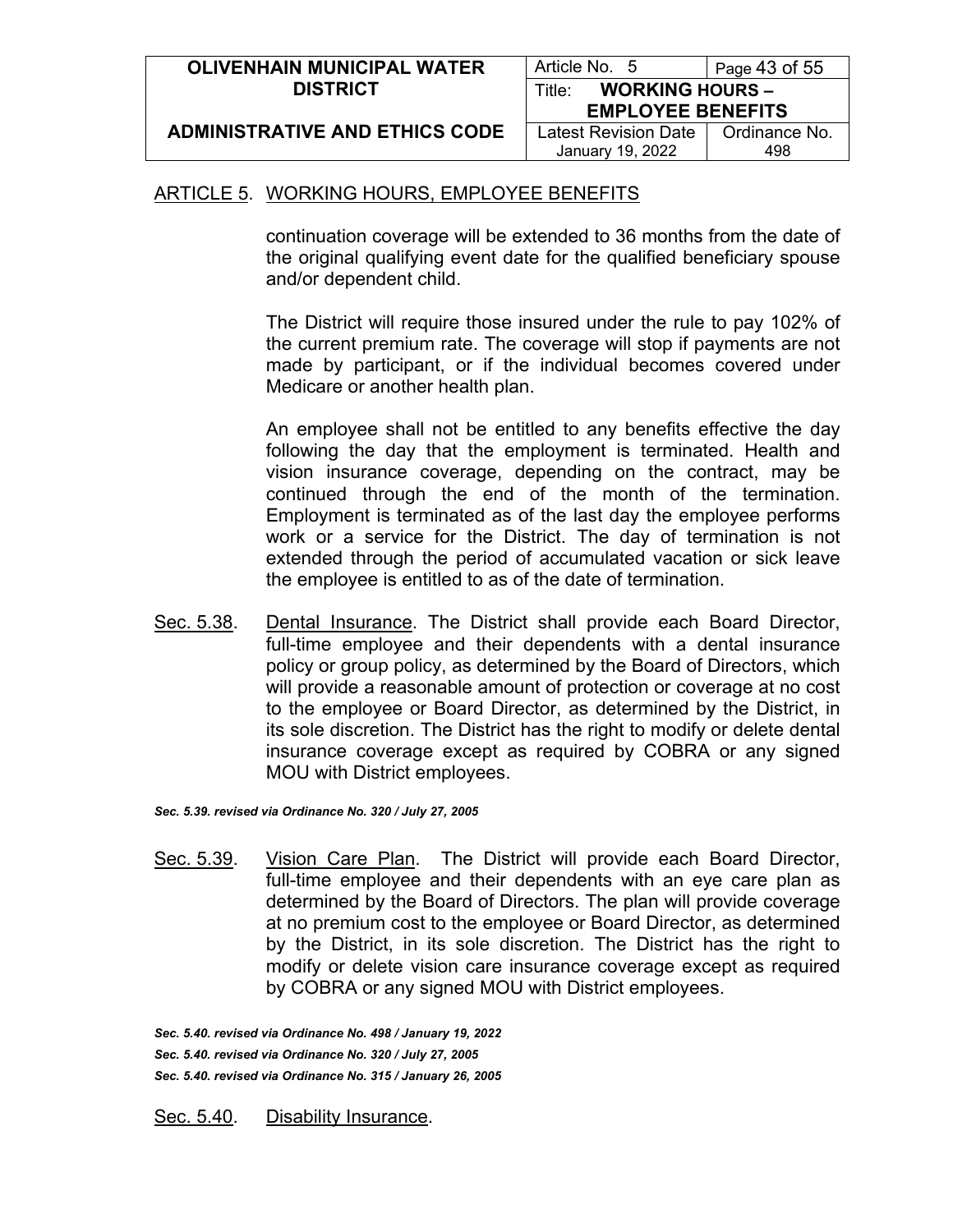ARTICLE 5. WORKING HOURS, EMPLOYEE BENEFITS

continuation coverage will be extended to 36 months from the date of the original qualifying event date for the qualified beneficiary spouse and/or dependent child.

The District will require those insured under the rule to pay 102% of the current premium rate. The coverage will stop if payments are not made by participant, or if the individual becomes covered under Medicare or another health plan.

An employee shall not be entitled to any benefits effective the day following the day that the employment is terminated. Health and vision insurance coverage, depending on the contract, may be continued through the end of the month of the termination. Employment is terminated as of the last day the employee performs work or a service for the District. The day of termination is not extended through the period of accumulated vacation or sick leave the employee is entitled to as of the date of termination.

Sec. 5.38. Dental Insurance. The District shall provide each Board Director, full-time employee and their dependents with a dental insurance policy or group policy, as determined by the Board of Directors, which will provide a reasonable amount of protection or coverage at no cost to the employee or Board Director, as determined by the District, in its sole discretion. The District has the right to modify or delete dental insurance coverage except as required by COBRA or any signed MOU with District employees.

***Sec. 5.39. revised via Ordinance No. 320 / July 27, 2005***

Sec. 5.39. Vision Care Plan. The District will provide each Board Director, full-time employee and their dependents with an eye care plan as determined by the Board of Directors. The plan will provide coverage at no premium cost to the employee or Board Director, as determined by the District, in its sole discretion. The District has the right to modify or delete vision care insurance coverage except as required by COBRA or any signed MOU with District employees.

***Sec. 5.40. revised via Ordinance No. 498 / January 19, 2022***
***Sec. 5.40. revised via Ordinance No. 320 / July 27, 2005***
***Sec. 5.40. revised via Ordinance No. 315 / January 26, 2005***

Sec. 5.40. Disability Insurance.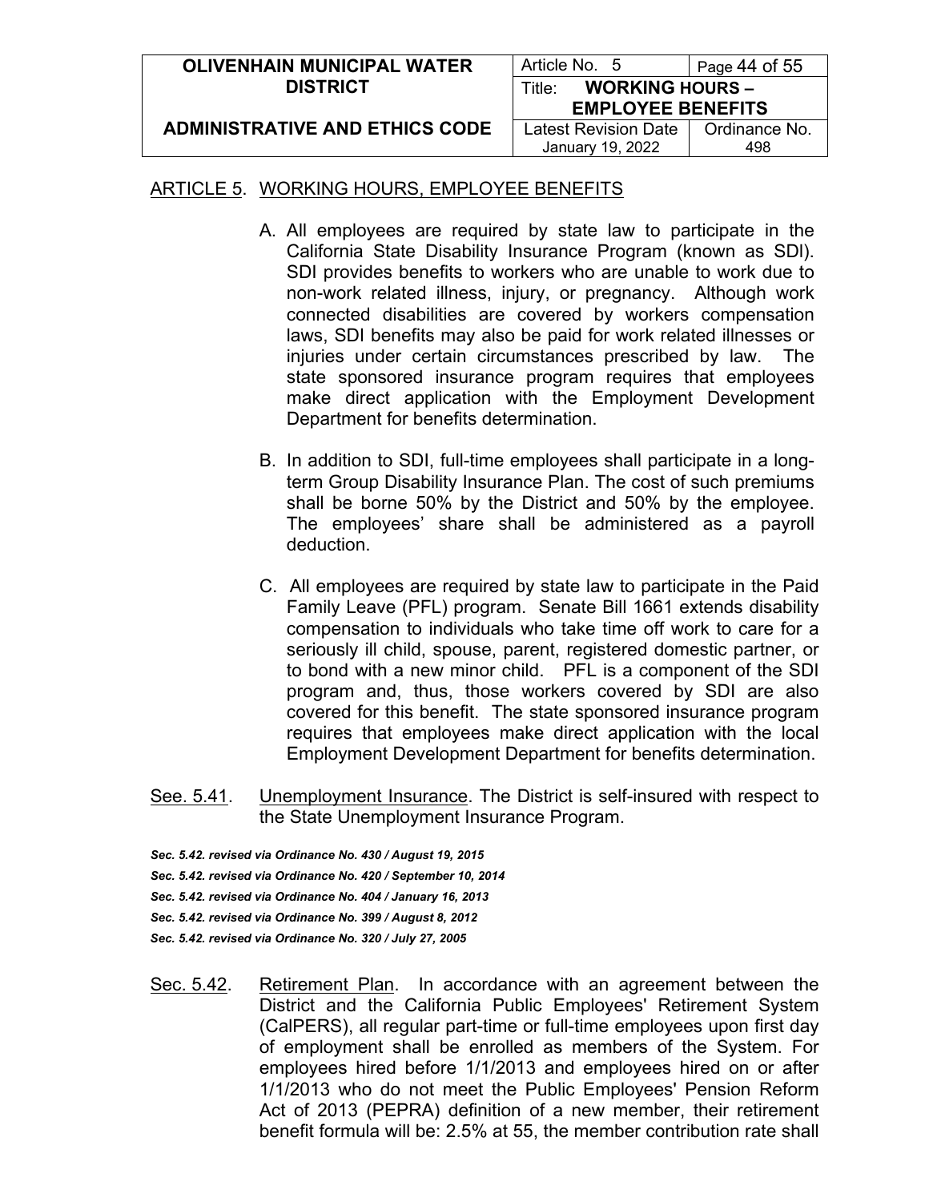ARTICLE 5. WORKING HOURS, EMPLOYEE BENEFITS

A. All employees are required by state law to participate in the California State Disability Insurance Program (known as SDI). SDI provides benefits to workers who are unable to work due to non-work related illness, injury, or pregnancy. Although work connected disabilities are covered by workers compensation laws, SDI benefits may also be paid for work related illnesses or injuries under certain circumstances prescribed by law. The state sponsored insurance program requires that employees make direct application with the Employment Development Department for benefits determination.

B. In addition to SDI, full-time employees shall participate in a long-term Group Disability Insurance Plan. The cost of such premiums shall be borne 50% by the District and 50% by the employee. The employees' share shall be administered as a payroll deduction.

C. All employees are required by state law to participate in the Paid Family Leave (PFL) program. Senate Bill 1661 extends disability compensation to individuals who take time off work to care for a seriously ill child, spouse, parent, registered domestic partner, or to bond with a new minor child. PFL is a component of the SDI program and, thus, those workers covered by SDI are also covered for this benefit. The state sponsored insurance program requires that employees make direct application with the local Employment Development Department for benefits determination.

See. 5.41. Unemployment Insurance. The District is self-insured with respect to the State Unemployment Insurance Program.

***Sec. 5.42. revised via Ordinance No. 430 / August 19, 2015***
***Sec. 5.42. revised via Ordinance No. 420 / September 10, 2014***
***Sec. 5.42. revised via Ordinance No. 404 / January 16, 2013***
***Sec. 5.42. revised via Ordinance No. 399 / August 8, 2012***
***Sec. 5.42. revised via Ordinance No. 320 / July 27, 2005***

Sec. 5.42. Retirement Plan. In accordance with an agreement between the District and the California Public Employees' Retirement System (CalPERS), all regular part-time or full-time employees upon first day of employment shall be enrolled as members of the System. For employees hired before 1/1/2013 and employees hired on or after 1/1/2013 who do not meet the Public Employees' Pension Reform Act of 2013 (PEPRA) definition of a new member, their retirement benefit formula will be: 2.5% at 55, the member contribution rate shall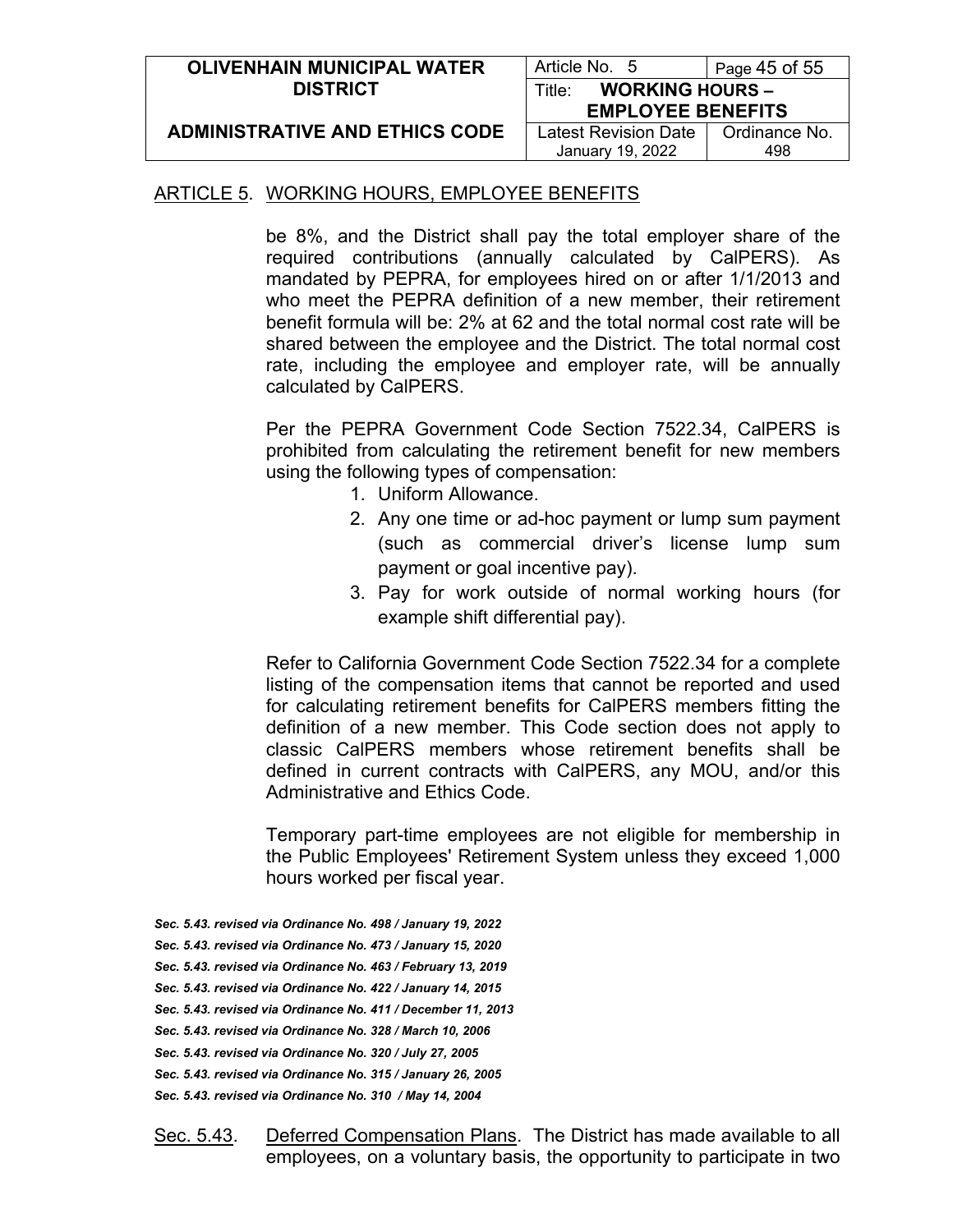ARTICLE 5. WORKING HOURS, EMPLOYEE BENEFITS

be 8%, and the District shall pay the total employer share of the required contributions (annually calculated by CalPERS). As mandated by PEPRA, for employees hired on or after 1/1/2013 and who meet the PEPRA definition of a new member, their retirement benefit formula will be: 2% at 62 and the total normal cost rate will be shared between the employee and the District. The total normal cost rate, including the employee and employer rate, will be annually calculated by CalPERS.

Per the PEPRA Government Code Section 7522.34, CalPERS is prohibited from calculating the retirement benefit for new members using the following types of compensation:

1. Uniform Allowance.
2. Any one time or ad-hoc payment or lump sum payment (such as commercial driver's license lump sum payment or goal incentive pay).
3. Pay for work outside of normal working hours (for example shift differential pay).

Refer to California Government Code Section 7522.34 for a complete listing of the compensation items that cannot be reported and used for calculating retirement benefits for CalPERS members fitting the definition of a new member. This Code section does not apply to classic CalPERS members whose retirement benefits shall be defined in current contracts with CalPERS, any MOU, and/or this Administrative and Ethics Code.

Temporary part-time employees are not eligible for membership in the Public Employees' Retirement System unless they exceed 1,000 hours worked per fiscal year.

***Sec. 5.43. revised via Ordinance No. 498 / January 19, 2022***
***Sec. 5.43. revised via Ordinance No. 473 / January 15, 2020***
***Sec. 5.43. revised via Ordinance No. 463 / February 13, 2019***
***Sec. 5.43. revised via Ordinance No. 422 / January 14, 2015***
***Sec. 5.43. revised via Ordinance No. 411 / December 11, 2013***
***Sec. 5.43. revised via Ordinance No. 328 / March 10, 2006***
***Sec. 5.43. revised via Ordinance No. 320 / July 27, 2005***
***Sec. 5.43. revised via Ordinance No. 315 / January 26, 2005***
***Sec. 5.43. revised via Ordinance No. 310 / May 14, 2004***

Sec. 5.43. Deferred Compensation Plans. The District has made available to all employees, on a voluntary basis, the opportunity to participate in two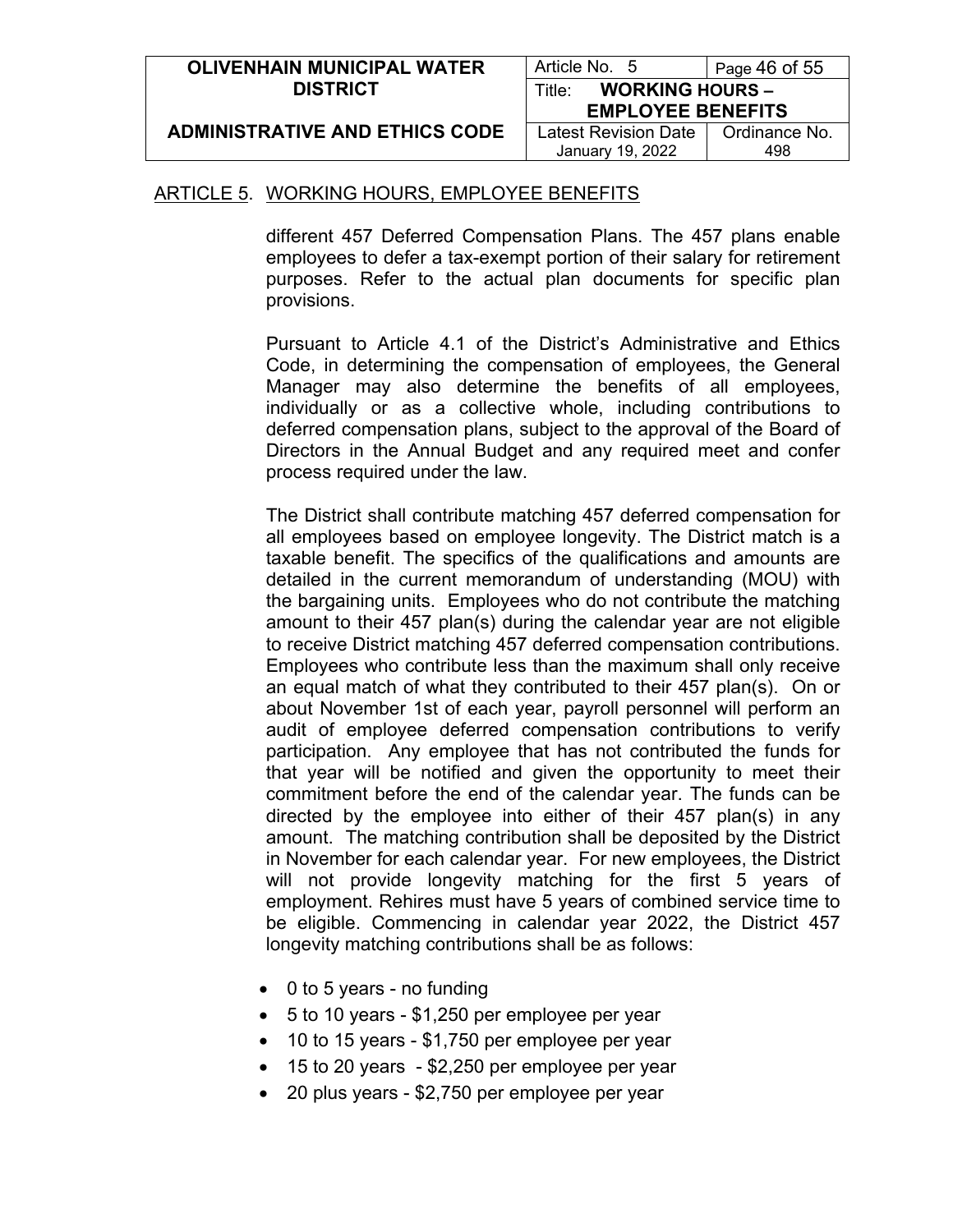## ARTICLE 5. WORKING HOURS, EMPLOYEE BENEFITS

different 457 Deferred Compensation Plans. The 457 plans enable employees to defer a tax-exempt portion of their salary for retirement purposes. Refer to the actual plan documents for specific plan provisions.

Pursuant to Article 4.1 of the District's Administrative and Ethics Code, in determining the compensation of employees, the General Manager may also determine the benefits of all employees, individually or as a collective whole, including contributions to deferred compensation plans, subject to the approval of the Board of Directors in the Annual Budget and any required meet and confer process required under the law.

The District shall contribute matching 457 deferred compensation for all employees based on employee longevity. The District match is a taxable benefit. The specifics of the qualifications and amounts are detailed in the current memorandum of understanding (MOU) with the bargaining units. Employees who do not contribute the matching amount to their 457 plan(s) during the calendar year are not eligible to receive District matching 457 deferred compensation contributions. Employees who contribute less than the maximum shall only receive an equal match of what they contributed to their 457 plan(s). On or about November 1st of each year, payroll personnel will perform an audit of employee deferred compensation contributions to verify participation. Any employee that has not contributed the funds for that year will be notified and given the opportunity to meet their commitment before the end of the calendar year. The funds can be directed by the employee into either of their 457 plan(s) in any amount. The matching contribution shall be deposited by the District in November for each calendar year. For new employees, the District will not provide longevity matching for the first 5 years of employment. Rehires must have 5 years of combined service time to be eligible. Commencing in calendar year 2022, the District 457 longevity matching contributions shall be as follows:

- 0 to 5 years - no funding
- 5 to 10 years - $1,250 per employee per year
- 10 to 15 years - $1,750 per employee per year
- 15 to 20 years - $2,250 per employee per year
- 20 plus years - $2,750 per employee per year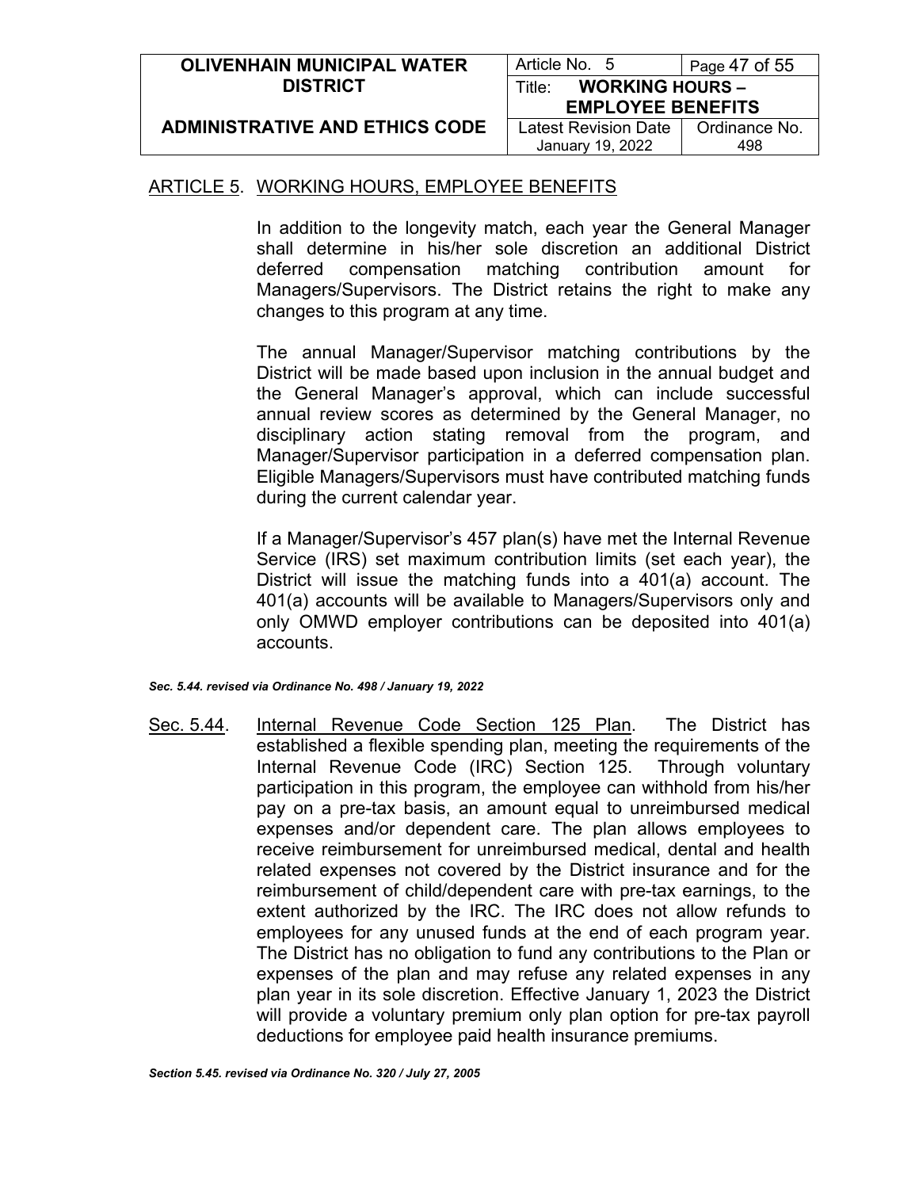## ARTICLE 5. WORKING HOURS, EMPLOYEE BENEFITS

In addition to the longevity match, each year the General Manager shall determine in his/her sole discretion an additional District deferred compensation matching contribution amount for Managers/Supervisors. The District retains the right to make any changes to this program at any time.

The annual Manager/Supervisor matching contributions by the District will be made based upon inclusion in the annual budget and the General Manager's approval, which can include successful annual review scores as determined by the General Manager, no disciplinary action stating removal from the program, and Manager/Supervisor participation in a deferred compensation plan. Eligible Managers/Supervisors must have contributed matching funds during the current calendar year.

If a Manager/Supervisor's 457 plan(s) have met the Internal Revenue Service (IRS) set maximum contribution limits (set each year), the District will issue the matching funds into a 401(a) account. The 401(a) accounts will be available to Managers/Supervisors only and only OMWD employer contributions can be deposited into 401(a) accounts.

***Sec. 5.44. revised via Ordinance No. 498 / January 19, 2022***

Sec. 5.44. Internal Revenue Code Section 125 Plan. The District has established a flexible spending plan, meeting the requirements of the Internal Revenue Code (IRC) Section 125. Through voluntary participation in this program, the employee can withhold from his/her pay on a pre-tax basis, an amount equal to unreimbursed medical expenses and/or dependent care. The plan allows employees to receive reimbursement for unreimbursed medical, dental and health related expenses not covered by the District insurance and for the reimbursement of child/dependent care with pre-tax earnings, to the extent authorized by the IRC. The IRC does not allow refunds to employees for any unused funds at the end of each program year. The District has no obligation to fund any contributions to the Plan or expenses of the plan and may refuse any related expenses in any plan year in its sole discretion. Effective January 1, 2023 the District will provide a voluntary premium only plan option for pre-tax payroll deductions for employee paid health insurance premiums.

***Section 5.45. revised via Ordinance No. 320 / July 27, 2005***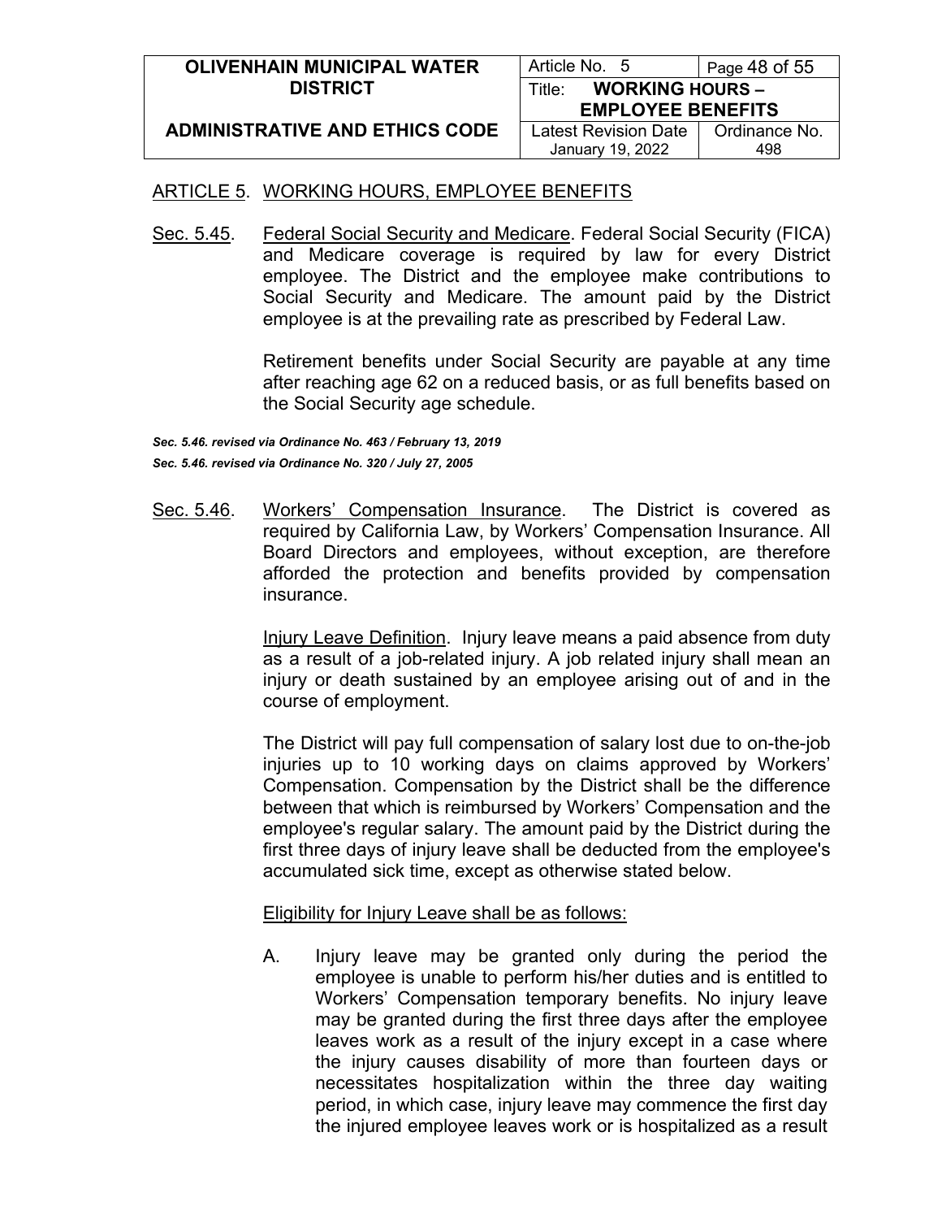ARTICLE 5. WORKING HOURS, EMPLOYEE BENEFITS

Sec. 5.45. Federal Social Security and Medicare. Federal Social Security (FICA) and Medicare coverage is required by law for every District employee. The District and the employee make contributions to Social Security and Medicare. The amount paid by the District employee is at the prevailing rate as prescribed by Federal Law.

Retirement benefits under Social Security are payable at any time after reaching age 62 on a reduced basis, or as full benefits based on the Social Security age schedule.

***Sec. 5.46. revised via Ordinance No. 463 / February 13, 2019***
***Sec. 5.46. revised via Ordinance No. 320 / July 27, 2005***

Sec. 5.46. Workers' Compensation Insurance. The District is covered as required by California Law, by Workers' Compensation Insurance. All Board Directors and employees, without exception, are therefore afforded the protection and benefits provided by compensation insurance.

Injury Leave Definition. Injury leave means a paid absence from duty as a result of a job-related injury. A job related injury shall mean an injury or death sustained by an employee arising out of and in the course of employment.

The District will pay full compensation of salary lost due to on-the-job injuries up to 10 working days on claims approved by Workers' Compensation. Compensation by the District shall be the difference between that which is reimbursed by Workers' Compensation and the employee's regular salary. The amount paid by the District during the first three days of injury leave shall be deducted from the employee's accumulated sick time, except as otherwise stated below.

Eligibility for Injury Leave shall be as follows:

A. Injury leave may be granted only during the period the employee is unable to perform his/her duties and is entitled to Workers' Compensation temporary benefits. No injury leave may be granted during the first three days after the employee leaves work as a result of the injury except in a case where the injury causes disability of more than fourteen days or necessitates hospitalization within the three day waiting period, in which case, injury leave may commence the first day the injured employee leaves work or is hospitalized as a result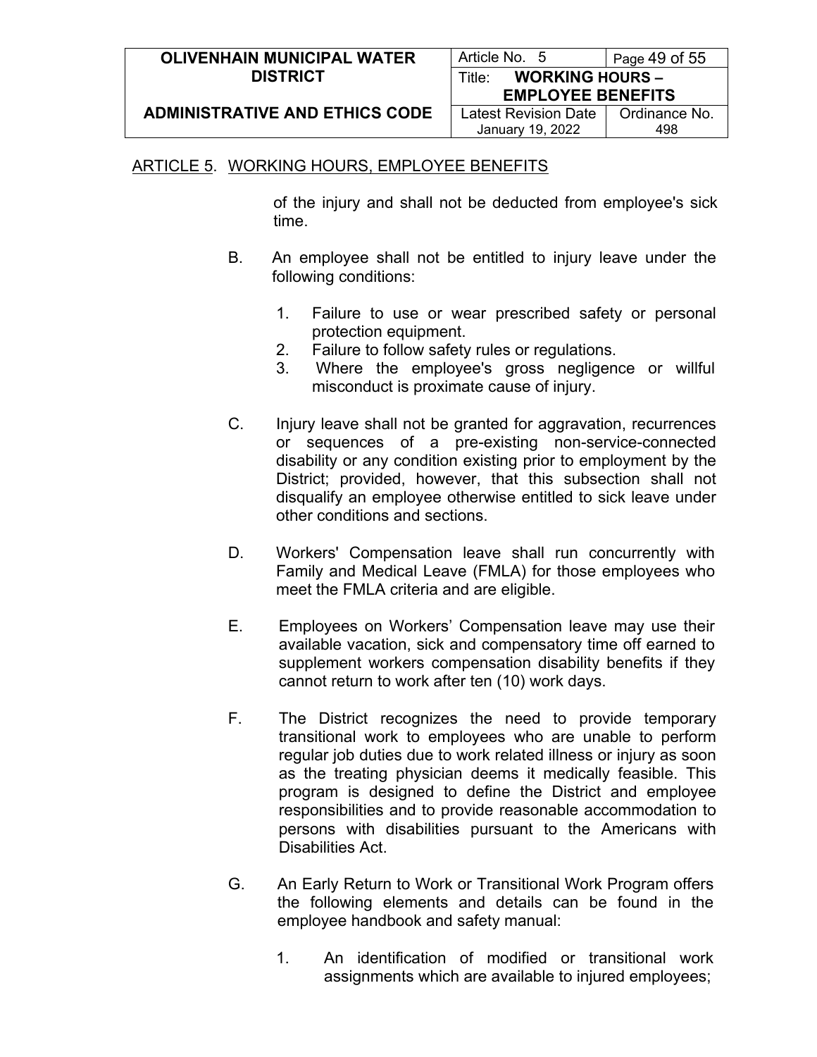of the injury and shall not be deducted from employee's sick time.

B. An employee shall not be entitled to injury leave under the following conditions:

   1. Failure to use or wear prescribed safety or personal protection equipment.
   2. Failure to follow safety rules or regulations.
   3. Where the employee's gross negligence or willful misconduct is proximate cause of injury.

C. Injury leave shall not be granted for aggravation, recurrences or sequences of a pre-existing non-service-connected disability or any condition existing prior to employment by the District; provided, however, that this subsection shall not disqualify an employee otherwise entitled to sick leave under other conditions and sections.

D. Workers' Compensation leave shall run concurrently with Family and Medical Leave (FMLA) for those employees who meet the FMLA criteria and are eligible.

E. Employees on Workers' Compensation leave may use their available vacation, sick and compensatory time off earned to supplement workers compensation disability benefits if they cannot return to work after ten (10) work days.

F. The District recognizes the need to provide temporary transitional work to employees who are unable to perform regular job duties due to work related illness or injury as soon as the treating physician deems it medically feasible. This program is designed to define the District and employee responsibilities and to provide reasonable accommodation to persons with disabilities pursuant to the Americans with Disabilities Act.

G. An Early Return to Work or Transitional Work Program offers the following elements and details can be found in the employee handbook and safety manual:

   1. An identification of modified or transitional work assignments which are available to injured employees;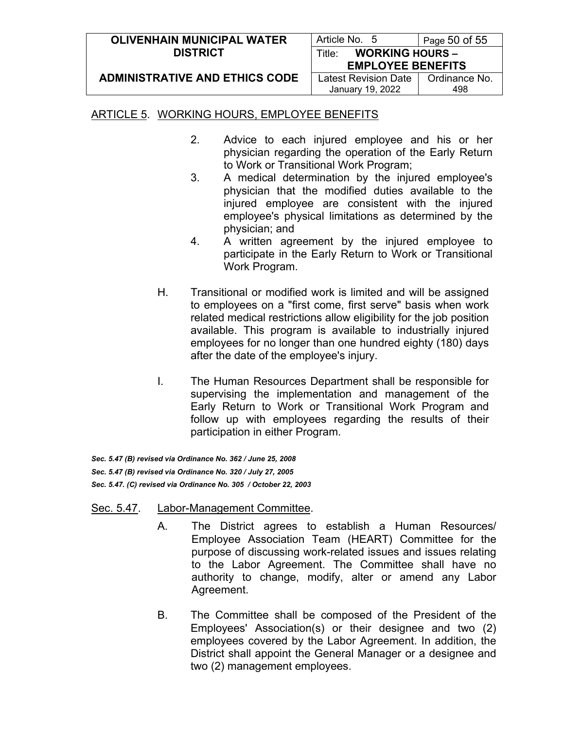ARTICLE 5. WORKING HOURS, EMPLOYEE BENEFITS

2. Advice to each injured employee and his or her physician regarding the operation of the Early Return to Work or Transitional Work Program;
3. A medical determination by the injured employee's physician that the modified duties available to the injured employee are consistent with the injured employee's physical limitations as determined by the physician; and
4. A written agreement by the injured employee to participate in the Early Return to Work or Transitional Work Program.

H. Transitional or modified work is limited and will be assigned to employees on a "first come, first serve" basis when work related medical restrictions allow eligibility for the job position available. This program is available to industrially injured employees for no longer than one hundred eighty (180) days after the date of the employee's injury.

I. The Human Resources Department shall be responsible for supervising the implementation and management of the Early Return to Work or Transitional Work Program and follow up with employees regarding the results of their participation in either Program.

***Sec. 5.47 (B) revised via Ordinance No. 362 / June 25, 2008***
***Sec. 5.47 (B) revised via Ordinance No. 320 / July 27, 2005***
***Sec. 5.47. (C) revised via Ordinance No. 305 / October 22, 2003***

## Sec. 5.47. Labor-Management Committee.

A. The District agrees to establish a Human Resources/ Employee Association Team (HEART) Committee for the purpose of discussing work-related issues and issues relating to the Labor Agreement. The Committee shall have no authority to change, modify, alter or amend any Labor Agreement.

B. The Committee shall be composed of the President of the Employees' Association(s) or their designee and two (2) employees covered by the Labor Agreement. In addition, the District shall appoint the General Manager or a designee and two (2) management employees.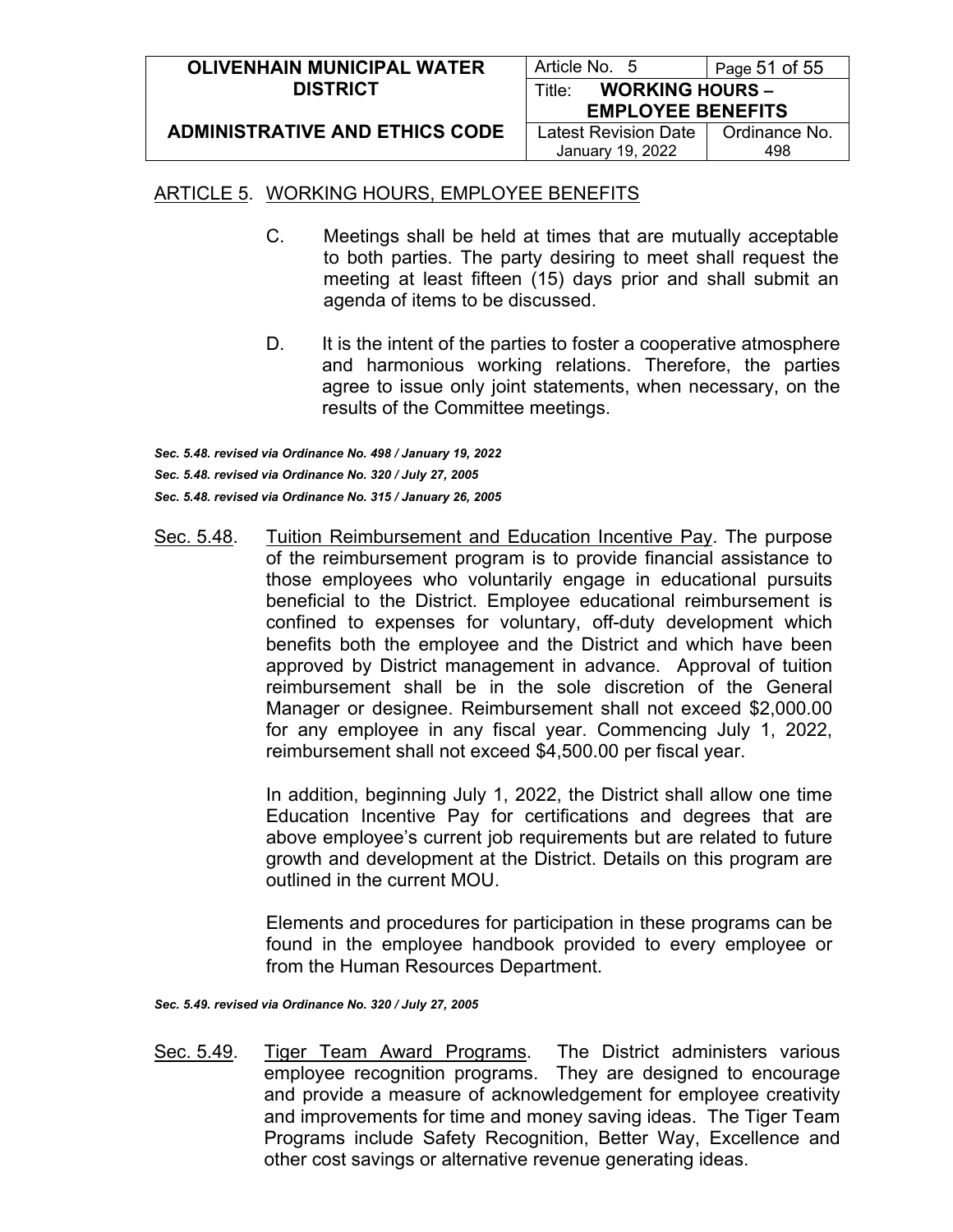ARTICLE 5. WORKING HOURS, EMPLOYEE BENEFITS

C. Meetings shall be held at times that are mutually acceptable to both parties. The party desiring to meet shall request the meeting at least fifteen (15) days prior and shall submit an agenda of items to be discussed.

D. It is the intent of the parties to foster a cooperative atmosphere and harmonious working relations. Therefore, the parties agree to issue only joint statements, when necessary, on the results of the Committee meetings.

***Sec. 5.48. revised via Ordinance No. 498 / January 19, 2022***
***Sec. 5.48. revised via Ordinance No. 320 / July 27, 2005***
***Sec. 5.48. revised via Ordinance No. 315 / January 26, 2005***

Sec. 5.48. Tuition Reimbursement and Education Incentive Pay. The purpose of the reimbursement program is to provide financial assistance to those employees who voluntarily engage in educational pursuits beneficial to the District. Employee educational reimbursement is confined to expenses for voluntary, off-duty development which benefits both the employee and the District and which have been approved by District management in advance. Approval of tuition reimbursement shall be in the sole discretion of the General Manager or designee. Reimbursement shall not exceed $2,000.00 for any employee in any fiscal year. Commencing July 1, 2022, reimbursement shall not exceed $4,500.00 per fiscal year.

In addition, beginning July 1, 2022, the District shall allow one time Education Incentive Pay for certifications and degrees that are above employee's current job requirements but are related to future growth and development at the District. Details on this program are outlined in the current MOU.

Elements and procedures for participation in these programs can be found in the employee handbook provided to every employee or from the Human Resources Department.

***Sec. 5.49. revised via Ordinance No. 320 / July 27, 2005***

Sec. 5.49. Tiger Team Award Programs. The District administers various employee recognition programs. They are designed to encourage and provide a measure of acknowledgement for employee creativity and improvements for time and money saving ideas. The Tiger Team Programs include Safety Recognition, Better Way, Excellence and other cost savings or alternative revenue generating ideas.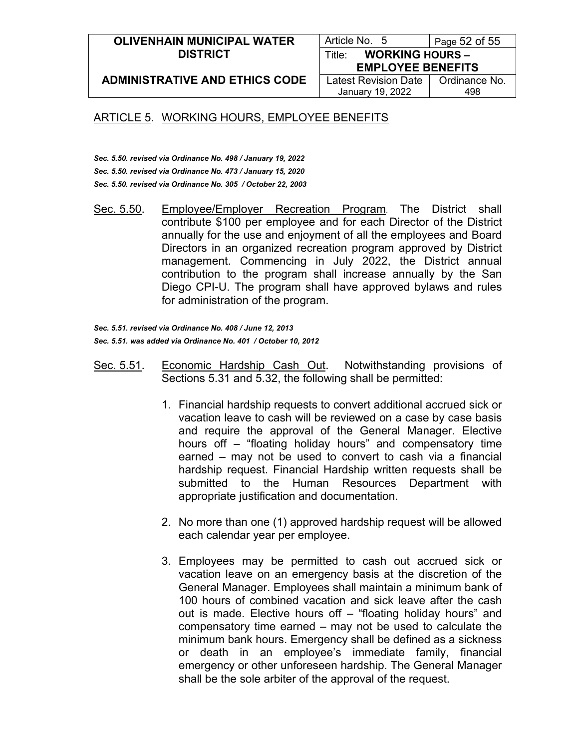## ARTICLE 5. WORKING HOURS, EMPLOYEE BENEFITS

***Sec. 5.50. revised via Ordinance No. 498 / January 19, 2022***
***Sec. 5.50. revised via Ordinance No. 473 / January 15, 2020***
***Sec. 5.50. revised via Ordinance No. 305 / October 22, 2003***

Sec. 5.50. Employee/Employer Recreation Program. The District shall contribute $100 per employee and for each Director of the District annually for the use and enjoyment of all the employees and Board Directors in an organized recreation program approved by District management. Commencing in July 2022, the District annual contribution to the program shall increase annually by the San Diego CPI-U. The program shall have approved bylaws and rules for administration of the program.

***Sec. 5.51. revised via Ordinance No. 408 / June 12, 2013***
***Sec. 5.51. was added via Ordinance No. 401 / October 10, 2012***

Sec. 5.51. Economic Hardship Cash Out. Notwithstanding provisions of Sections 5.31 and 5.32, the following shall be permitted:

1. Financial hardship requests to convert additional accrued sick or vacation leave to cash will be reviewed on a case by case basis and require the approval of the General Manager. Elective hours off – "floating holiday hours" and compensatory time earned – may not be used to convert to cash via a financial hardship request. Financial Hardship written requests shall be submitted to the Human Resources Department with appropriate justification and documentation.

2. No more than one (1) approved hardship request will be allowed each calendar year per employee.

3. Employees may be permitted to cash out accrued sick or vacation leave on an emergency basis at the discretion of the General Manager. Employees shall maintain a minimum bank of 100 hours of combined vacation and sick leave after the cash out is made. Elective hours off – "floating holiday hours" and compensatory time earned – may not be used to calculate the minimum bank hours. Emergency shall be defined as a sickness or death in an employee's immediate family, financial emergency or other unforeseen hardship. The General Manager shall be the sole arbiter of the approval of the request.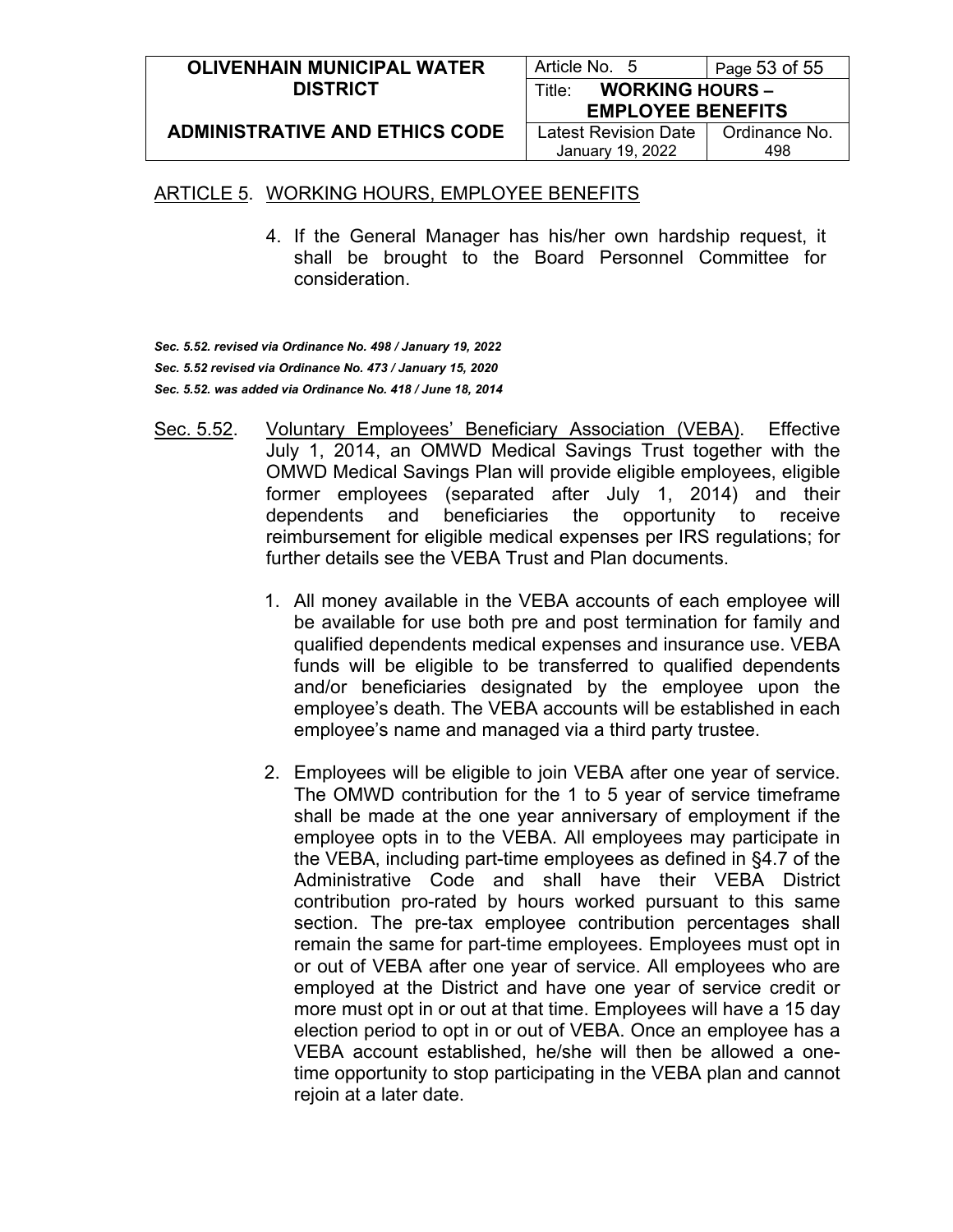ARTICLE 5. WORKING HOURS, EMPLOYEE BENEFITS

4. If the General Manager has his/her own hardship request, it shall be brought to the Board Personnel Committee for consideration.

*Sec. 5.52. revised via Ordinance No. 498 / January 19, 2022*
*Sec. 5.52 revised via Ordinance No. 473 / January 15, 2020*
*Sec. 5.52. was added via Ordinance No. 418 / June 18, 2014*

Sec. 5.52. Voluntary Employees' Beneficiary Association (VEBA). Effective July 1, 2014, an OMWD Medical Savings Trust together with the OMWD Medical Savings Plan will provide eligible employees, eligible former employees (separated after July 1, 2014) and their dependents and beneficiaries the opportunity to receive reimbursement for eligible medical expenses per IRS regulations; for further details see the VEBA Trust and Plan documents.

1. All money available in the VEBA accounts of each employee will be available for use both pre and post termination for family and qualified dependents medical expenses and insurance use. VEBA funds will be eligible to be transferred to qualified dependents and/or beneficiaries designated by the employee upon the employee's death. The VEBA accounts will be established in each employee's name and managed via a third party trustee.

2. Employees will be eligible to join VEBA after one year of service. The OMWD contribution for the 1 to 5 year of service timeframe shall be made at the one year anniversary of employment if the employee opts in to the VEBA. All employees may participate in the VEBA, including part-time employees as defined in §4.7 of the Administrative Code and shall have their VEBA District contribution pro-rated by hours worked pursuant to this same section. The pre-tax employee contribution percentages shall remain the same for part-time employees. Employees must opt in or out of VEBA after one year of service. All employees who are employed at the District and have one year of service credit or more must opt in or out at that time. Employees will have a 15 day election period to opt in or out of VEBA. Once an employee has a VEBA account established, he/she will then be allowed a one-time opportunity to stop participating in the VEBA plan and cannot rejoin at a later date.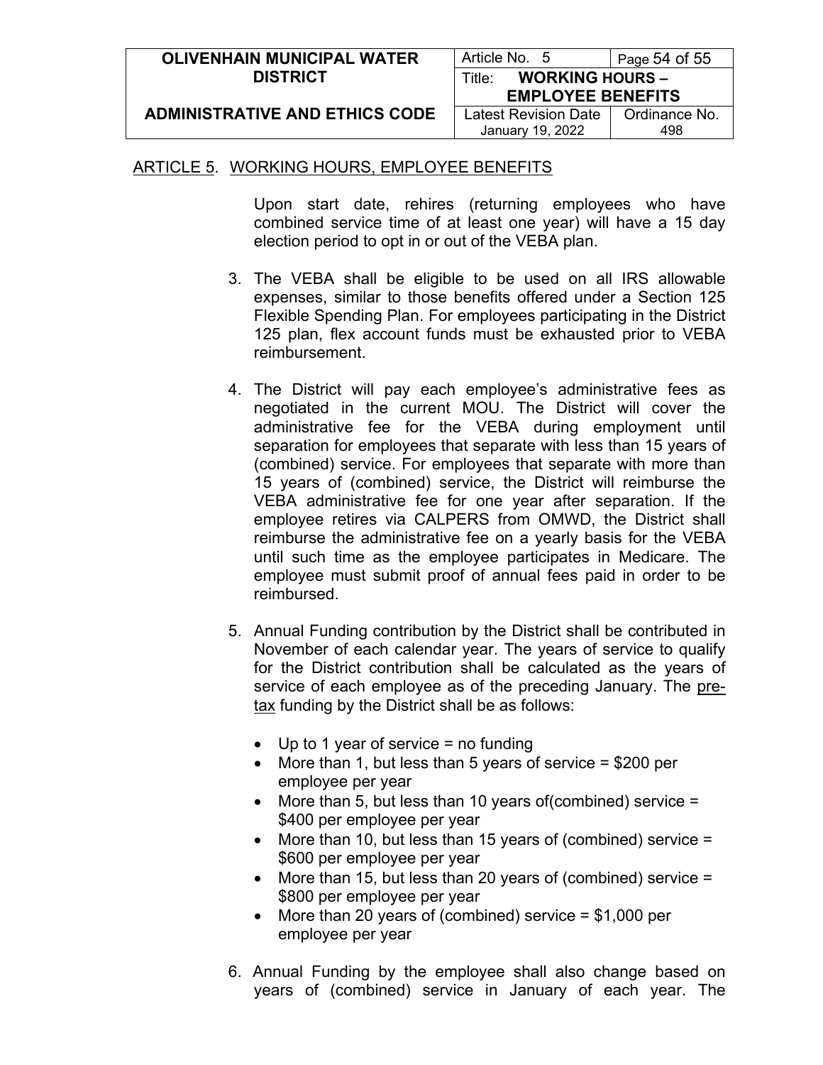ARTICLE 5. WORKING HOURS, EMPLOYEE BENEFITS

Upon start date, rehires (returning employees who have combined service time of at least one year) will have a 15 day election period to opt in or out of the VEBA plan.

3. The VEBA shall be eligible to be used on all IRS allowable expenses, similar to those benefits offered under a Section 125 Flexible Spending Plan. For employees participating in the District 125 plan, flex account funds must be exhausted prior to VEBA reimbursement.

4. The District will pay each employee's administrative fees as negotiated in the current MOU. The District will cover the administrative fee for the VEBA during employment until separation for employees that separate with less than 15 years of (combined) service. For employees that separate with more than 15 years of (combined) service, the District will reimburse the VEBA administrative fee for one year after separation. If the employee retires via CALPERS from OMWD, the District shall reimburse the administrative fee on a yearly basis for the VEBA until such time as the employee participates in Medicare. The employee must submit proof of annual fees paid in order to be reimbursed.

5. Annual Funding contribution by the District shall be contributed in November of each calendar year. The years of service to qualify for the District contribution shall be calculated as the years of service of each employee as of the preceding January. The pre-tax funding by the District shall be as follows:

   - Up to 1 year of service = no funding
   - More than 1, but less than 5 years of service = $200 per employee per year
   - More than 5, but less than 10 years of(combined) service = $400 per employee per year
   - More than 10, but less than 15 years of (combined) service = $600 per employee per year
   - More than 15, but less than 20 years of (combined) service = $800 per employee per year
   - More than 20 years of (combined) service = $1,000 per employee per year

6. Annual Funding by the employee shall also change based on years of (combined) service in January of each year. The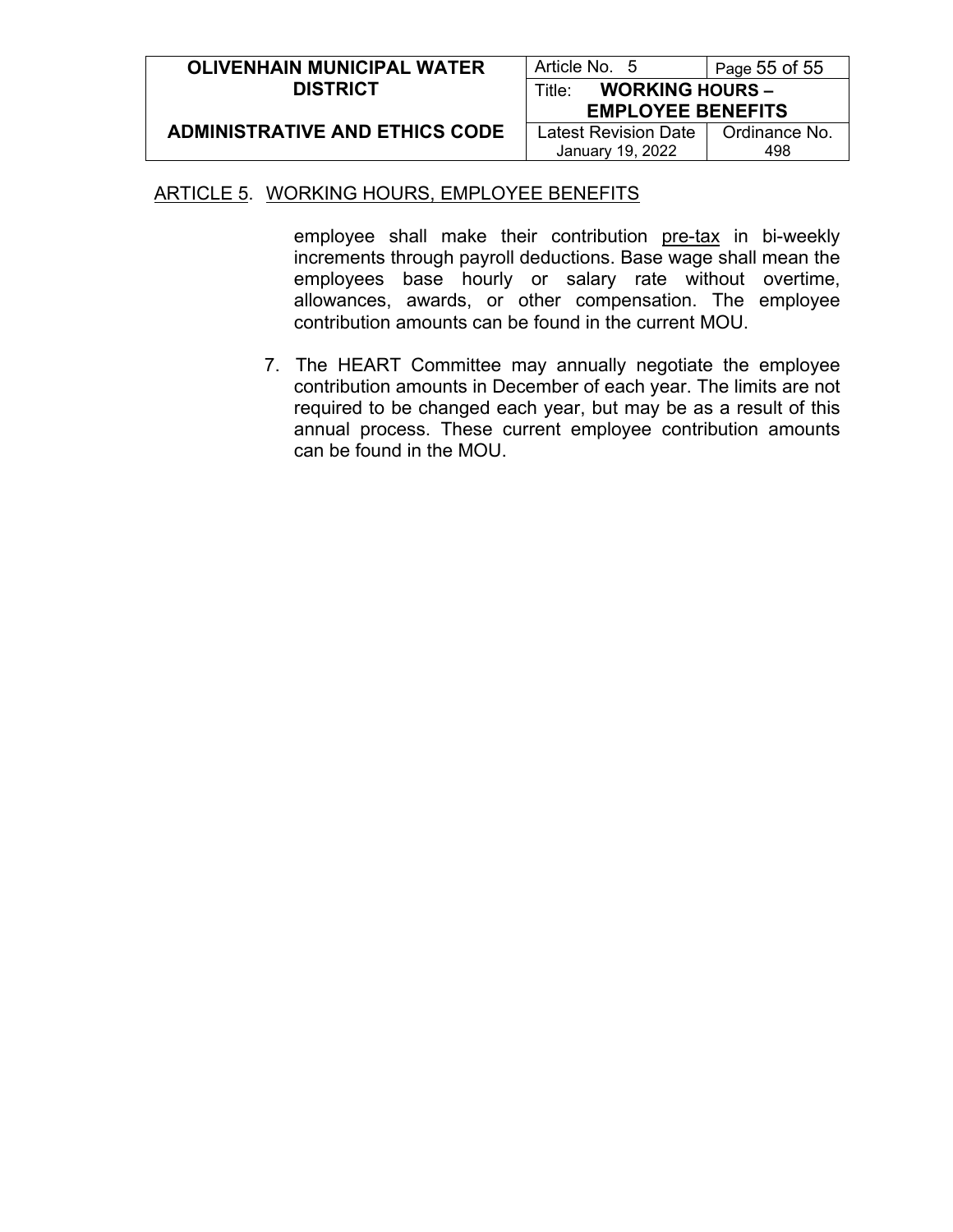ARTICLE 5. WORKING HOURS, EMPLOYEE BENEFITS

employee shall make their contribution pre-tax in bi-weekly increments through payroll deductions. Base wage shall mean the employees base hourly or salary rate without overtime, allowances, awards, or other compensation. The employee contribution amounts can be found in the current MOU.

7. The HEART Committee may annually negotiate the employee contribution amounts in December of each year. The limits are not required to be changed each year, but may be as a result of this annual process. These current employee contribution amounts can be found in the MOU.